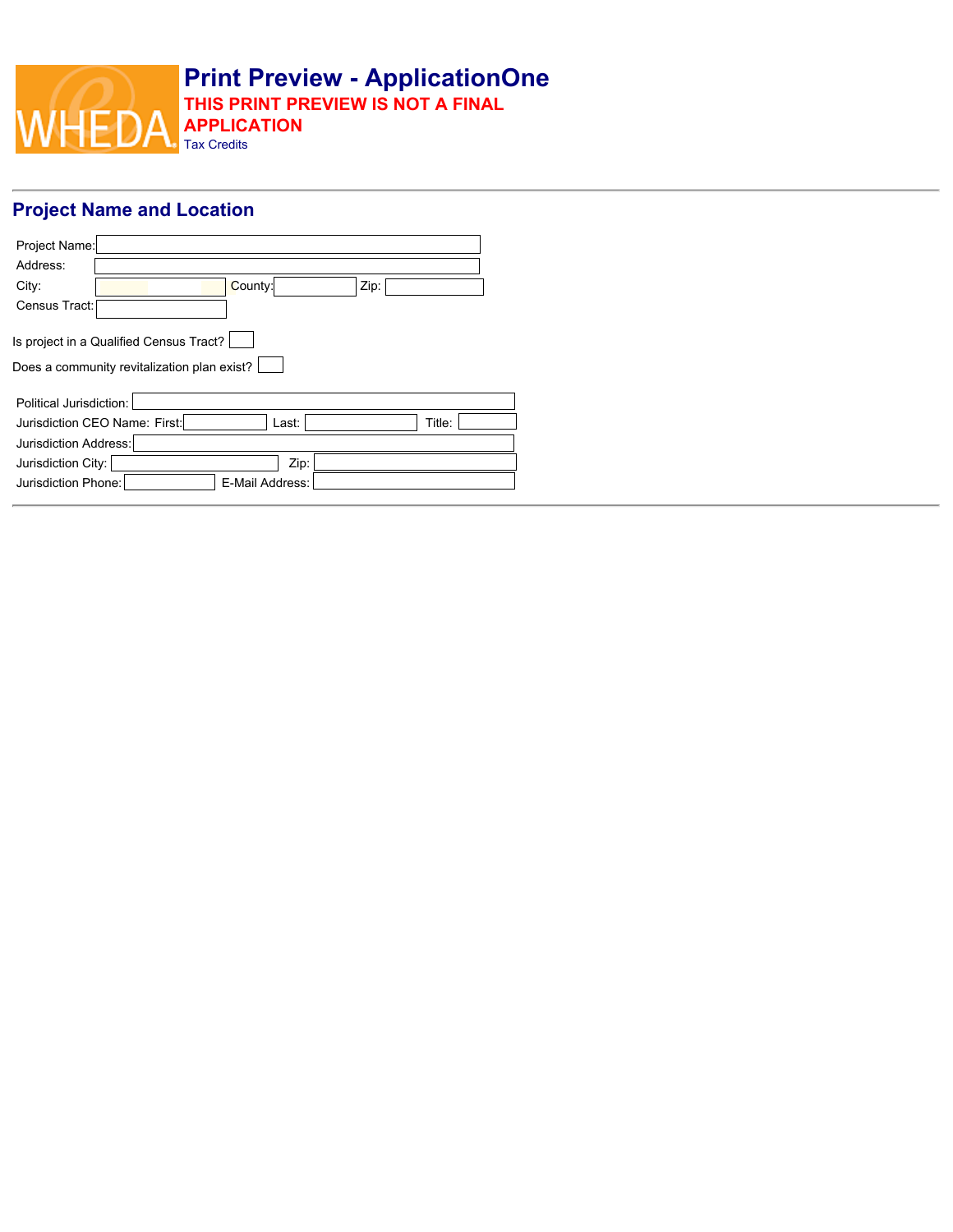# Print Preview - ApplicationOne

**THIS PRINT PREVIEW IS NOT A FINAL APPLICATION**

Tax Credits

## Project Name and Location

Project Name:

Address:

City: County: Zip:

Census Tract:

Is project in a Qualified Census Tract?

Does a community revitalization plan exist?

Political Jurisdiction:

Jurisdiction CEO Name: First: Last: Title:

Jurisdiction Address:

Jurisdiction City: Zip:

Jurisdiction Phone: E-Mail Address: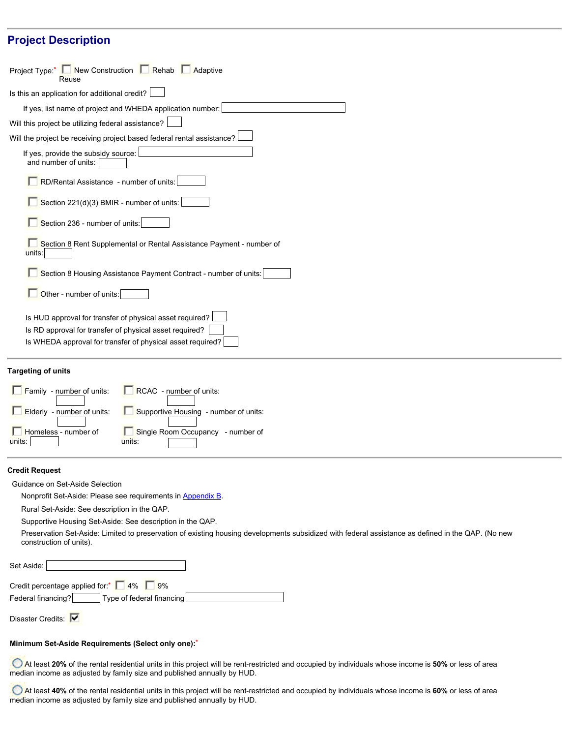## Project Description

Project Type:* ☐ New Construction ☐ Rehab ☐ Adaptive Reuse

Is this an application for additional credit? ____

If yes, list name of project and WHEDA application number: ____

Will this project be utilizing federal assistance? ____

Will the project be receiving project based federal rental assistance? ____

If yes, provide the subsidy source: ____ and number of units: ____

☐ RD/Rental Assistance - number of units: ____

☐ Section 221(d)(3) BMIR - number of units: ____

☐ Section 236 - number of units: ____

☐ Section 8 Rent Supplemental or Rental Assistance Payment - number of units: ____

☐ Section 8 Housing Assistance Payment Contract - number of units: ____

☐ Other - number of units: ____

Is HUD approval for transfer of physical asset required? ____

Is RD approval for transfer of physical asset required? ____

Is WHEDA approval for transfer of physical asset required? ____

### Targeting of units

☐ Family - number of units: ____

☐ Elderly - number of units: ____

☐ Homeless - number of units: ____

☐ RCAC - number of units: ____

☐ Supportive Housing - number of units: ____

☐ Single Room Occupancy - number of units: ____

### Credit Request

Guidance on Set-Aside Selection

Nonprofit Set-Aside: Please see requirements in Appendix B.

Rural Set-Aside: See description in the QAP.

Supportive Housing Set-Aside: See description in the QAP.

Preservation Set-Aside: Limited to preservation of existing housing developments subsidized with federal assistance as defined in the QAP. (No new construction of units).

Set Aside: ____

Credit percentage applied for:* ☐ 4% ☐ 9%

Federal financing? ____ Type of federal financing ____

Disaster Credits: ☑

**Minimum Set-Aside Requirements (Select only one):***

○ At least **20%** of the rental residential units in this project will be rent-restricted and occupied by individuals whose income is **50%** or less of area median income as adjusted by family size and published annually by HUD.

○ At least **40%** of the rental residential units in this project will be rent-restricted and occupied by individuals whose income is **60%** or less of area median income as adjusted by family size and published annually by HUD.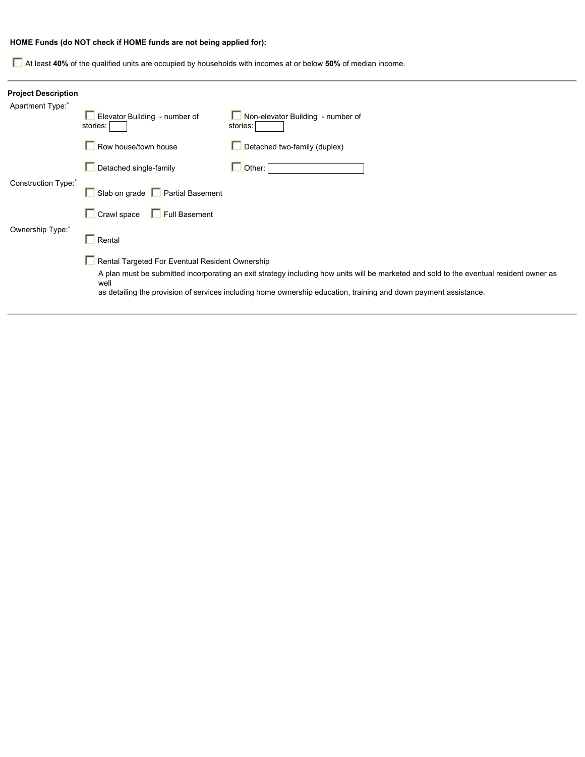**HOME Funds (do NOT check if HOME funds are not being applied for):**

- [ ] At least **40%** of the qualified units are occupied by households with incomes at or below **50%** of median income.

---

**Project Description**

Apartment Type:*

- [ ] Elevator Building - number of stories: ____
- [ ] Non-elevator Building - number of stories: ____
- [ ] Row house/town house
- [ ] Detached two-family (duplex)
- [ ] Detached single-family
- [ ] Other: ____

Construction Type:*

- [ ] Slab on grade
- [ ] Partial Basement
- [ ] Crawl space
- [ ] Full Basement

Ownership Type:*

- [ ] Rental
- [ ] Rental Targeted For Eventual Resident Ownership

  A plan must be submitted incorporating an exit strategy including how units will be marketed and sold to the eventual resident owner as well
  as detailing the provision of services including home ownership education, training and down payment assistance.

---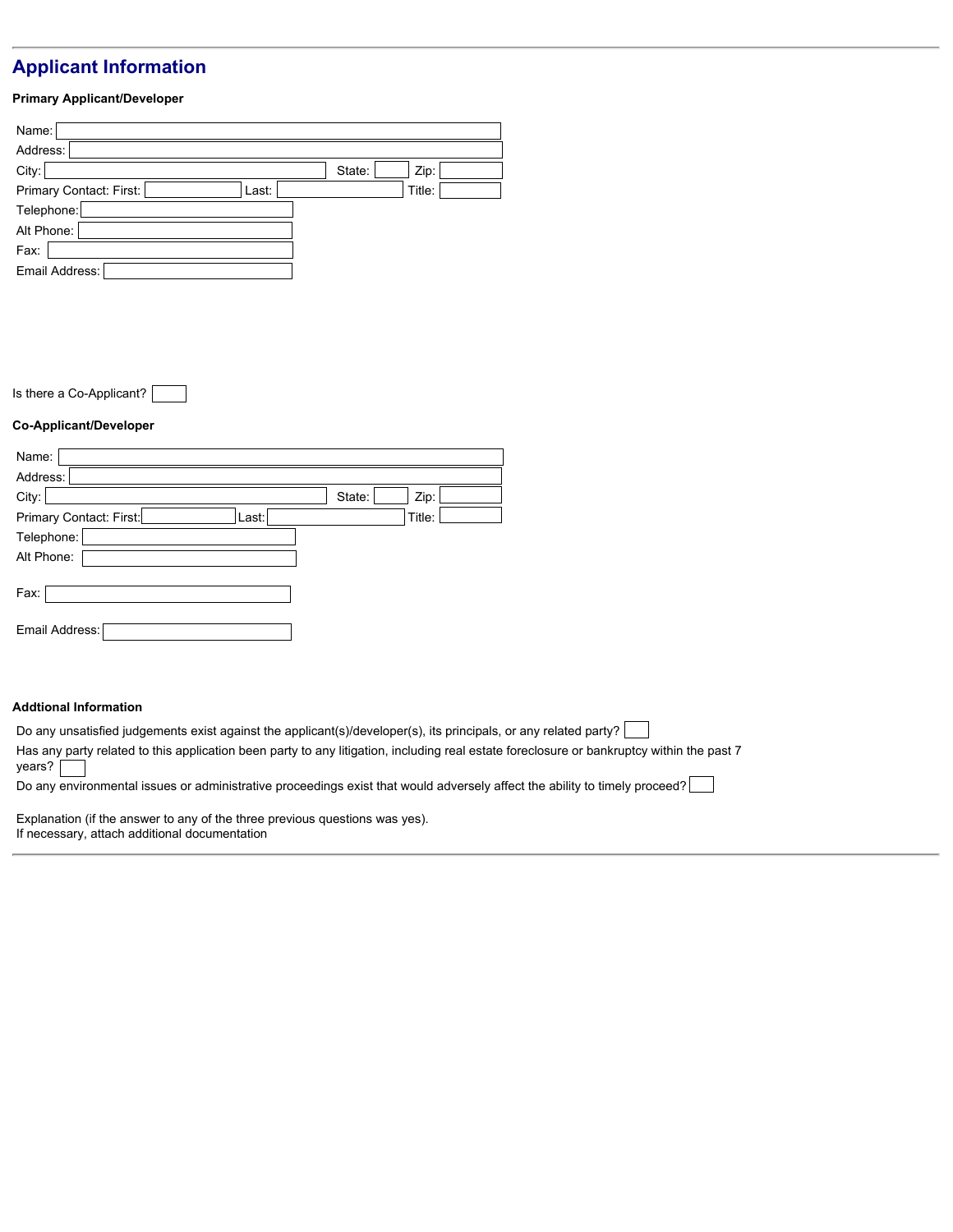## Applicant Information

**Primary Applicant/Developer**

Name:

Address:

City: State: Zip:

Primary Contact: First: Last: Title:

Telephone:

Alt Phone:

Fax:

Email Address:

Is there a Co-Applicant?

**Co-Applicant/Developer**

Name:

Address:

City: State: Zip:

Primary Contact: First: Last: Title:

Telephone:

Alt Phone:

Fax:

Email Address:

**Addtional Information**

Do any unsatisfied judgements exist against the applicant(s)/developer(s), its principals, or any related party?

Has any party related to this application been party to any litigation, including real estate foreclosure or bankruptcy within the past 7 years?

Do any environmental issues or administrative proceedings exist that would adversely affect the ability to timely proceed?

Explanation (if the answer to any of the three previous questions was yes).
If necessary, attach additional documentation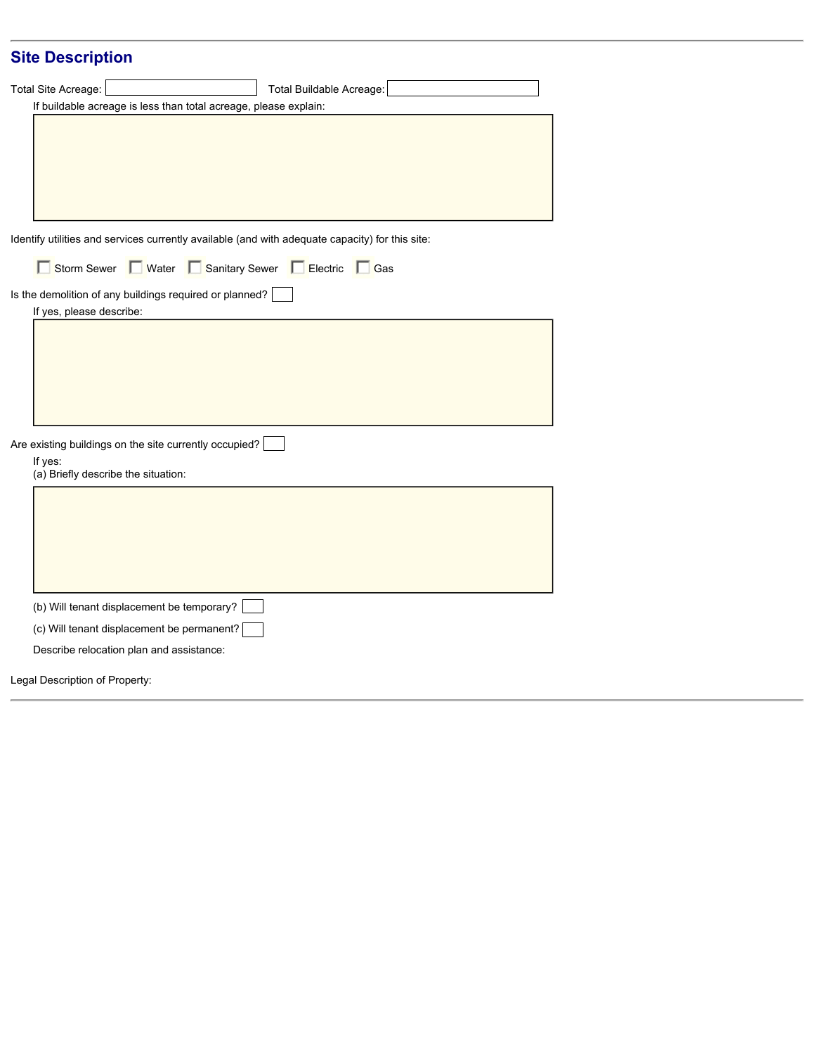## Site Description

Total Site Acreage: ____________ Total Buildable Acreage: ____________

If buildable acreage is less than total acreage, please explain:

Identify utilities and services currently available (and with adequate capacity) for this site:

- [ ] Storm Sewer
- [ ] Water
- [ ] Sanitary Sewer
- [ ] Electric
- [ ] Gas

Is the demolition of any buildings required or planned? ____

If yes, please describe:

Are existing buildings on the site currently occupied? ____

If yes:

(a) Briefly describe the situation:

(b) Will tenant displacement be temporary? ____

(c) Will tenant displacement be permanent? ____

Describe relocation plan and assistance:

Legal Description of Property: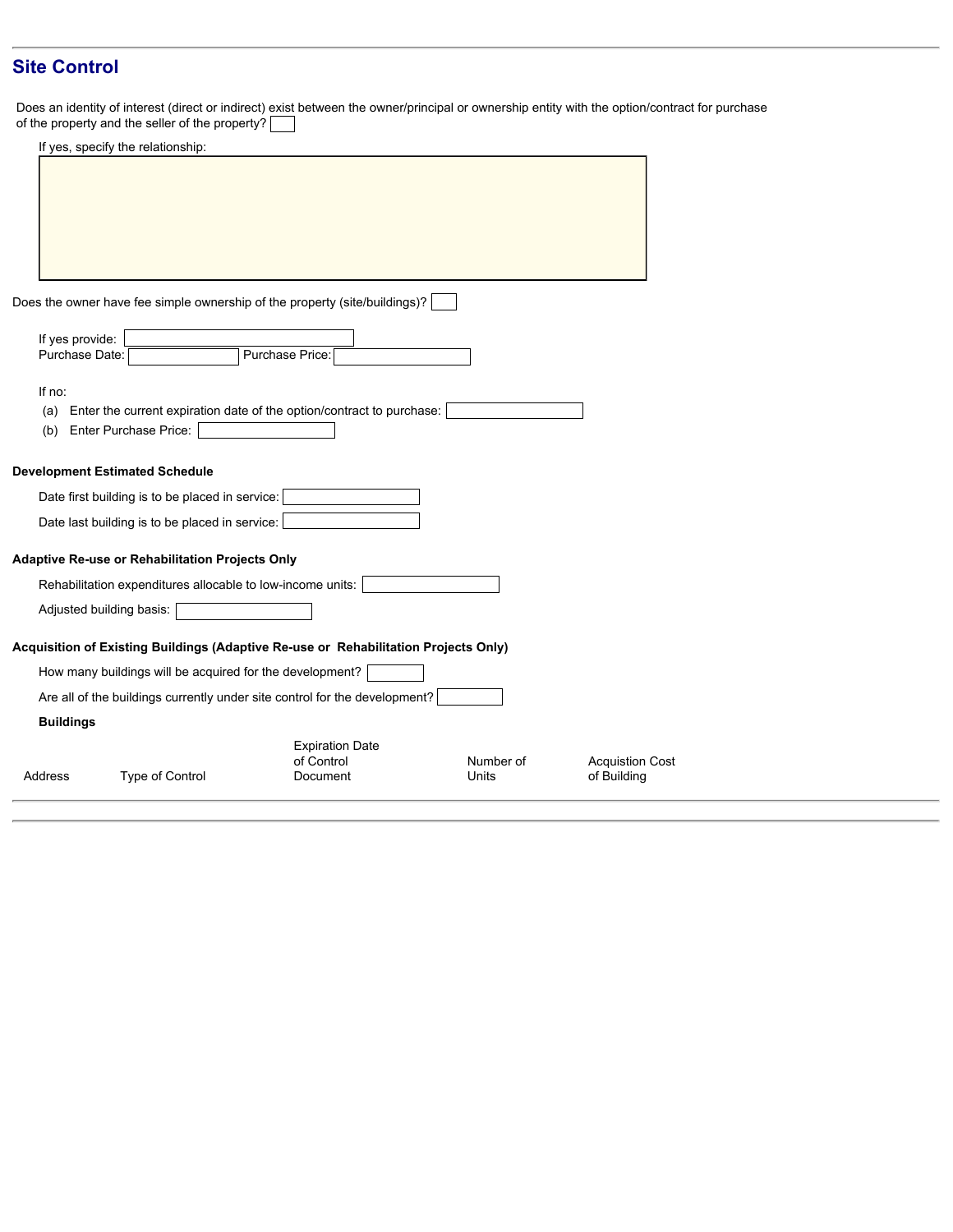## Site Control

Does an identity of interest (direct or indirect) exist between the owner/principal or ownership entity with the option/contract for purchase of the property and the seller of the property?

If yes, specify the relationship:

Does the owner have fee simple ownership of the property (site/buildings)?

If yes provide:

Purchase Date: Purchase Price:

If no:

(a) Enter the current expiration date of the option/contract to purchase:

(b) Enter Purchase Price:

**Development Estimated Schedule**

Date first building is to be placed in service:

Date last building is to be placed in service:

**Adaptive Re-use or Rehabilitation Projects Only**

Rehabilitation expenditures allocable to low-income units:

Adjusted building basis:

**Acquisition of Existing Buildings (Adaptive Re-use or Rehabilitation Projects Only)**

How many buildings will be acquired for the development?

Are all of the buildings currently under site control for the development?

**Buildings**

| Address | Type of Control | Expiration Date of Control Document | Number of Units | Acquistion Cost of Building |
|---|---|---|---|---|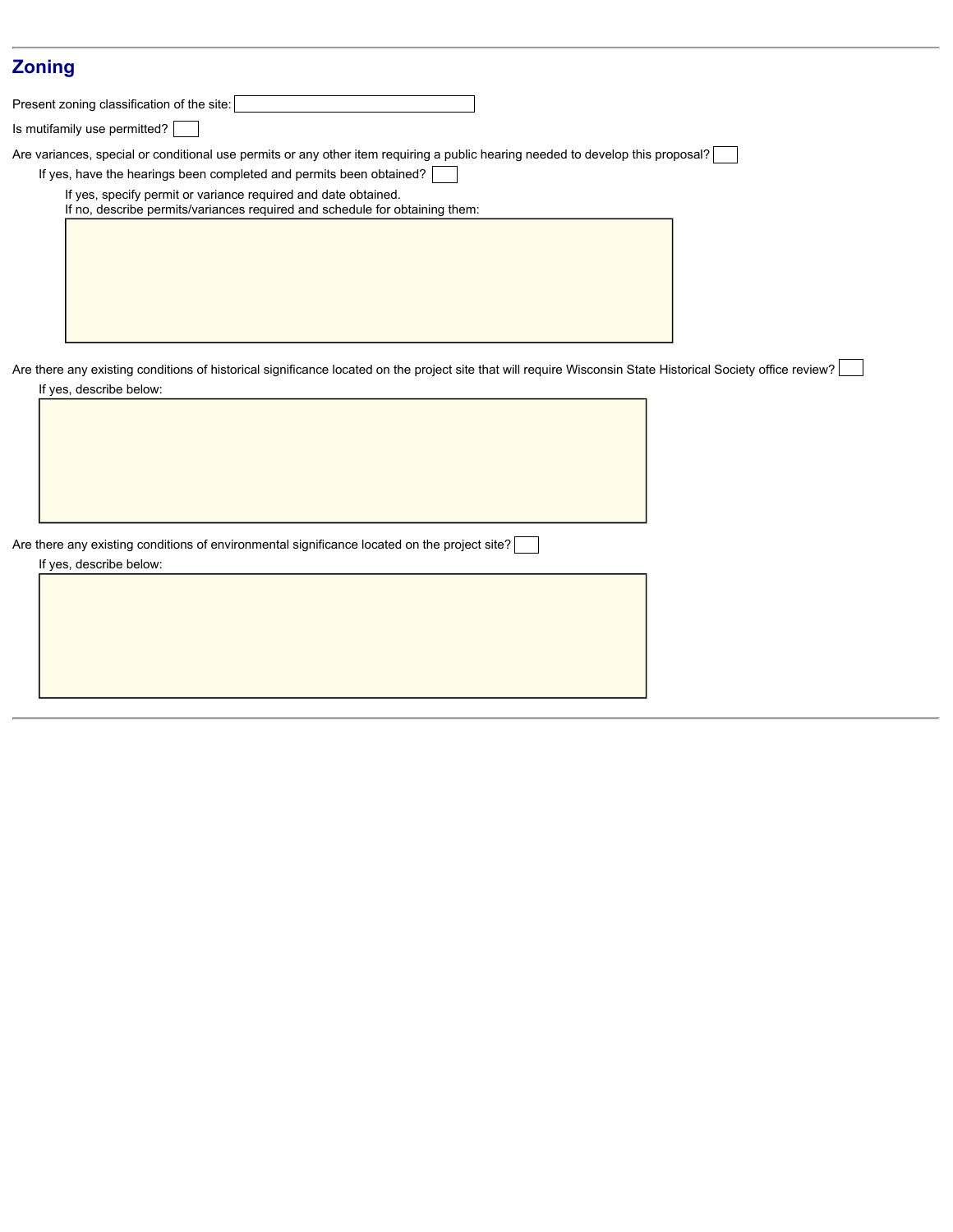## Zoning

Present zoning classification of the site:

Is mutifamily use permitted?

Are variances, special or conditional use permits or any other item requiring a public hearing needed to develop this proposal?

If yes, have the hearings been completed and permits been obtained?

If yes, specify permit or variance required and date obtained.
If no, describe permits/variances required and schedule for obtaining them:

Are there any existing conditions of historical significance located on the project site that will require Wisconsin State Historical Society office review?

If yes, describe below:

Are there any existing conditions of environmental significance located on the project site?

If yes, describe below: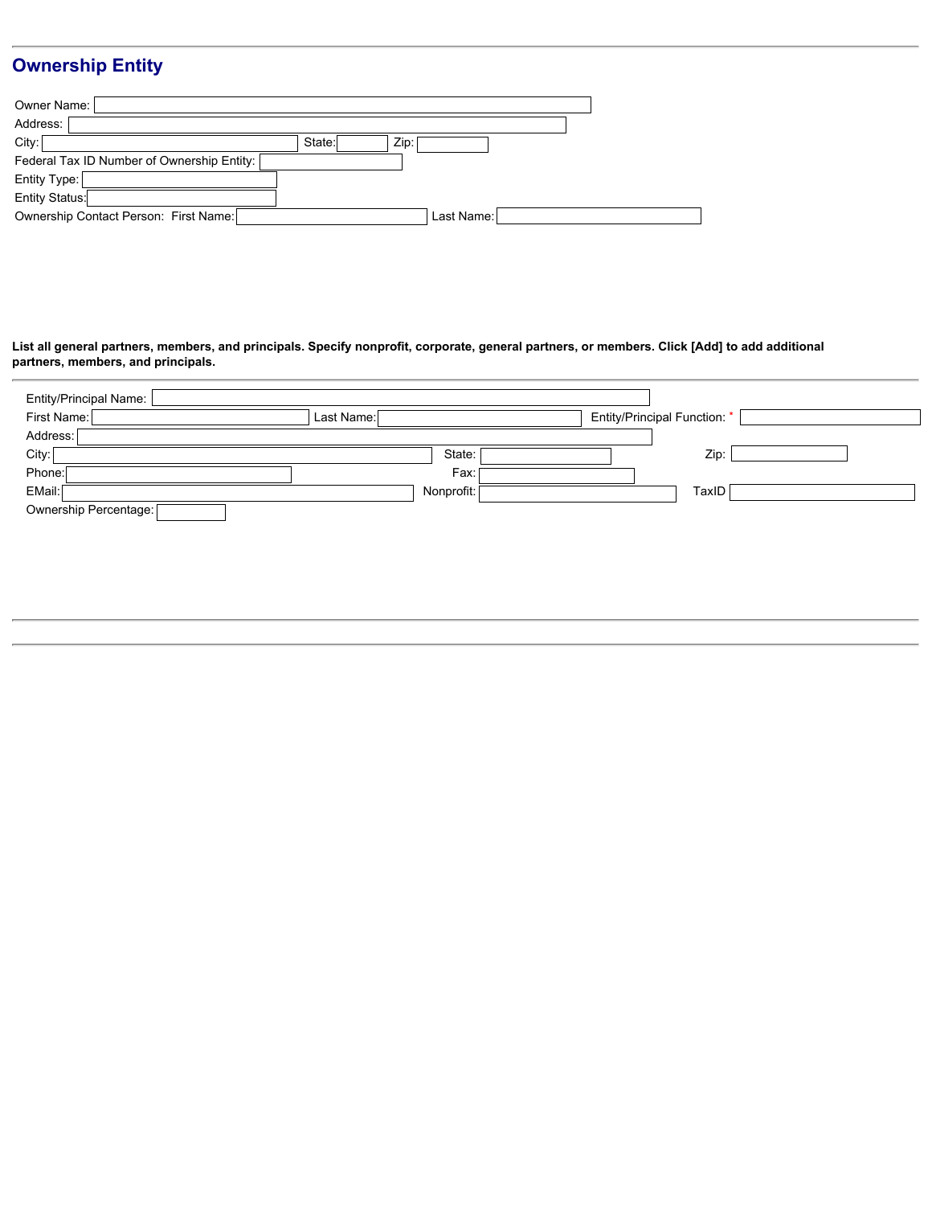## Ownership Entity

Owner Name:

Address:

City: State: Zip:

Federal Tax ID Number of Ownership Entity:

Entity Type:

Entity Status:

Ownership Contact Person: First Name: Last Name:

**List all general partners, members, and principals. Specify nonprofit, corporate, general partners, or members. Click [Add] to add additional partners, members, and principals.**

---

Entity/Principal Name:

First Name: Last Name: Entity/Principal Function: *

Address:

City: State: Zip:

Phone: Fax:

EMail: Nonprofit: TaxID

Ownership Percentage:

---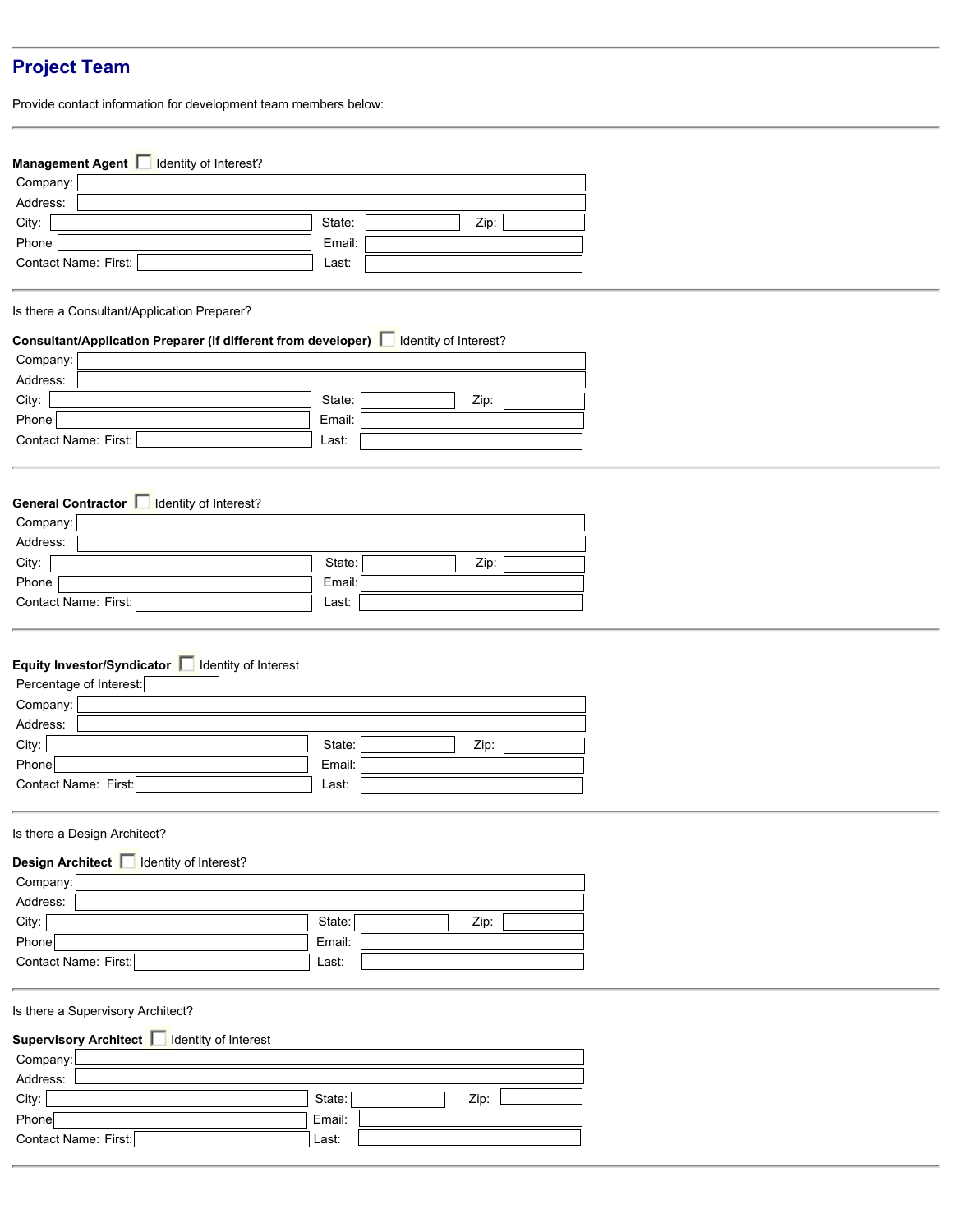## Project Team

Provide contact information for development team members below:

---

**Management Agent** ☐ Identity of Interest?

Company:

Address:

City: State: Zip:

Phone Email:

Contact Name: First: Last:

---

Is there a Consultant/Application Preparer?

**Consultant/Application Preparer (if different from developer)** ☐ Identity of Interest?

Company:

Address:

City: State: Zip:

Phone Email:

Contact Name: First: Last:

---

**General Contractor** ☐ Identity of Interest?

Company:

Address:

City: State: Zip:

Phone Email:

Contact Name: First: Last:

---

**Equity Investor/Syndicator** ☐ Identity of Interest

Percentage of Interest:

Company:

Address:

City: State: Zip:

Phone Email:

Contact Name: First: Last:

---

Is there a Design Architect?

**Design Architect** ☐ Identity of Interest?

Company:

Address:

City: State: Zip:

Phone Email:

Contact Name: First: Last:

---

Is there a Supervisory Architect?

**Supervisory Architect** ☐ Identity of Interest

Company:

Address:

City: State: Zip:

Phone Email:

Contact Name: First: Last:

---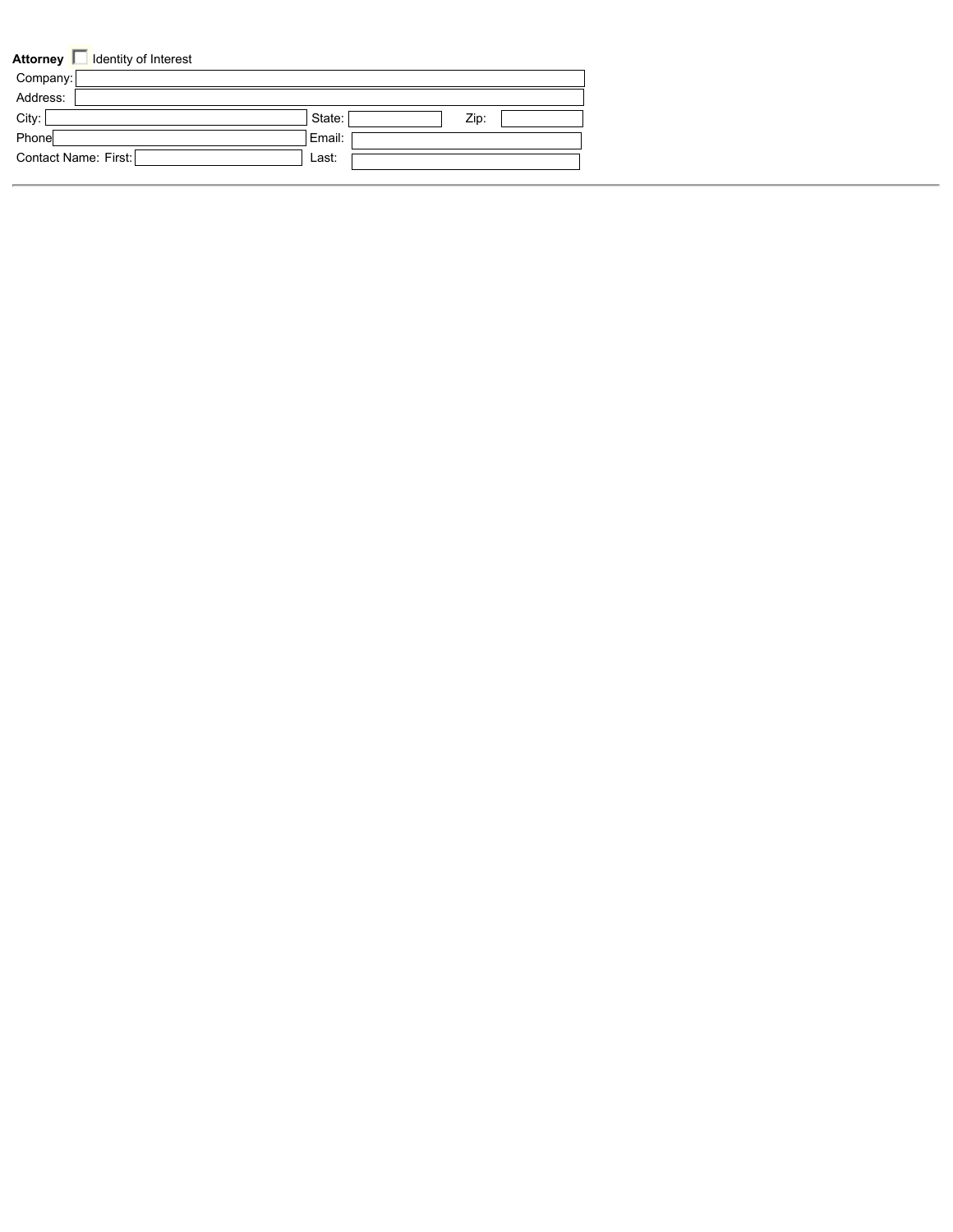**Attorney** ☐ Identity of Interest

Company:

Address:

City: State: Zip:

Phone Email:

Contact Name: First: Last:

---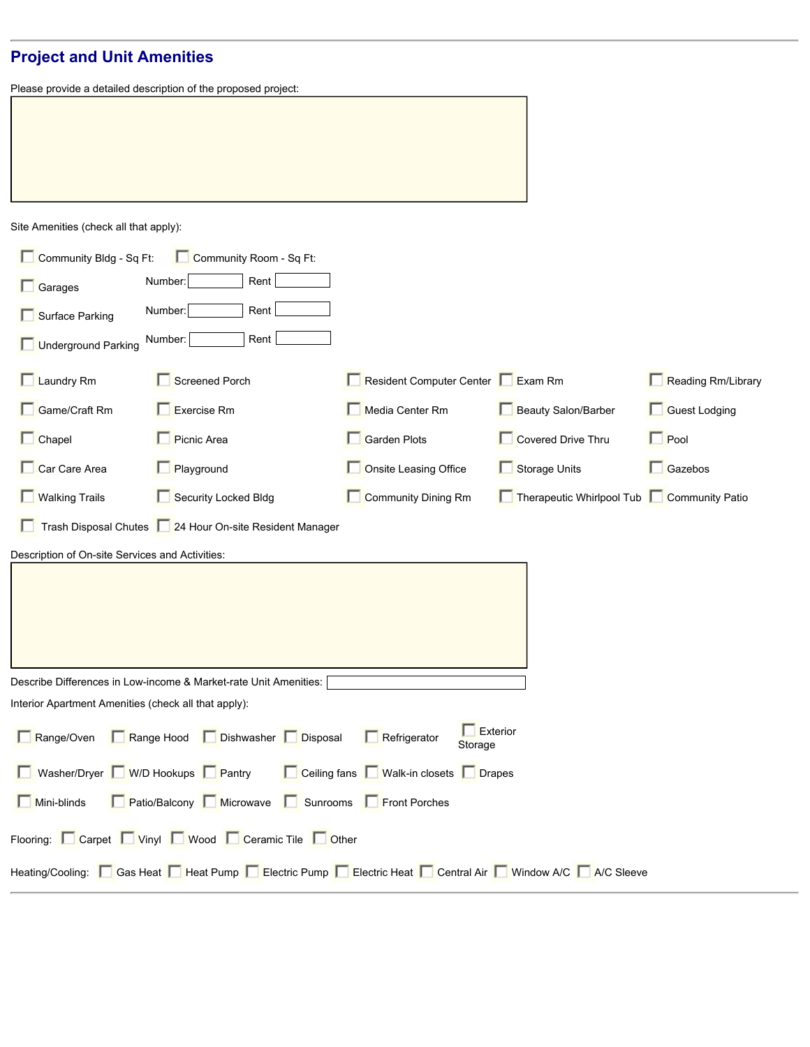## Project and Unit Amenities

Please provide a detailed description of the proposed project:

Site Amenities (check all that apply):

- ☐ Community Bldg - Sq Ft:
- ☐ Community Room - Sq Ft:
- ☐ Garages — Number: ___ Rent ___
- ☐ Surface Parking — Number: ___ Rent ___
- ☐ Underground Parking — Number: ___ Rent ___

| | | | | |
|---|---|---|---|---|
| ☐ Laundry Rm | ☐ Screened Porch | ☐ Resident Computer Center | ☐ Exam Rm | ☐ Reading Rm/Library |
| ☐ Game/Craft Rm | ☐ Exercise Rm | ☐ Media Center Rm | ☐ Beauty Salon/Barber | ☐ Guest Lodging |
| ☐ Chapel | ☐ Picnic Area | ☐ Garden Plots | ☐ Covered Drive Thru | ☐ Pool |
| ☐ Car Care Area | ☐ Playground | ☐ Onsite Leasing Office | ☐ Storage Units | ☐ Gazebos |
| ☐ Walking Trails | ☐ Security Locked Bldg | ☐ Community Dining Rm | ☐ Therapeutic Whirlpool Tub | ☐ Community Patio |
| ☐ Trash Disposal Chutes | ☐ 24 Hour On-site Resident Manager | | | |

Description of On-site Services and Activities:

Describe Differences in Low-income & Market-rate Unit Amenities:

Interior Apartment Amenities (check all that apply):

| | | | | | |
|---|---|---|---|---|---|
| ☐ Range/Oven | ☐ Range Hood | ☐ Dishwasher | ☐ Disposal | ☐ Refrigerator | ☐ Exterior Storage |
| ☐ Washer/Dryer | ☐ W/D Hookups | ☐ Pantry | ☐ Ceiling fans | ☐ Walk-in closets | ☐ Drapes |
| ☐ Mini-blinds | ☐ Patio/Balcony | ☐ Microwave | ☐ Sunrooms | ☐ Front Porches | |

Flooring: ☐ Carpet ☐ Vinyl ☐ Wood ☐ Ceramic Tile ☐ Other

Heating/Cooling: ☐ Gas Heat ☐ Heat Pump ☐ Electric Pump ☐ Electric Heat ☐ Central Air ☐ Window A/C ☐ A/C Sleeve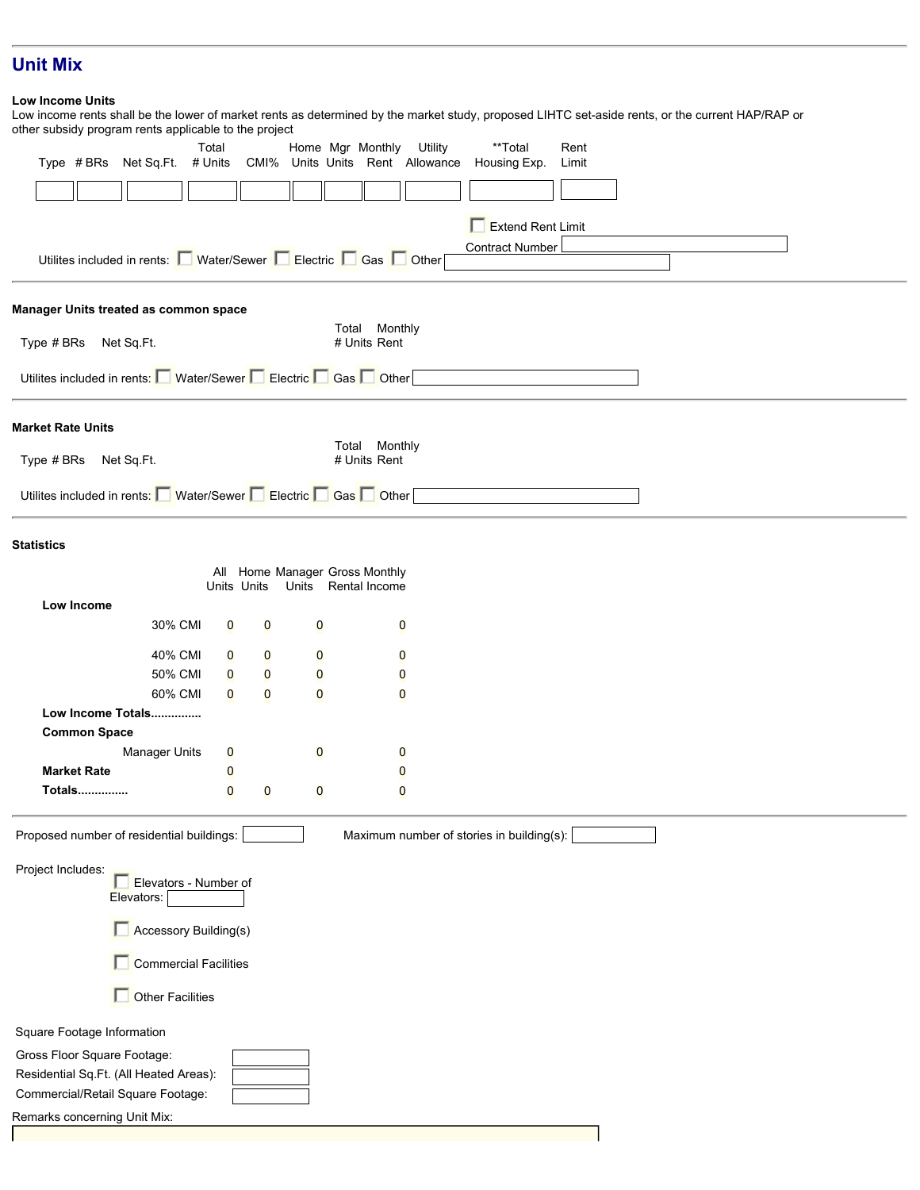## Unit Mix

**Low Income Units**

Low income rents shall be the lower of market rents as determined by the market study, proposed LIHTC set-aside rents, or the current HAP/RAP or other subsidy program rents applicable to the project

| Type | # BRs | Net Sq.Ft. | Total # Units | CMI% | Home Units | Mgr Units | Monthly Rent | Utility Allowance | **Total Housing Exp. | Rent Limit |
|---|---|---|---|---|---|---|---|---|---|---|
| | | | | | | | | | | |

☐ Extend Rent Limit

Contract Number

Utilites included in rents: ☐ Water/Sewer ☐ Electric ☐ Gas ☐ Other

**Manager Units treated as common space**

| Type | # BRs | Net Sq.Ft. | Total # Units | Monthly Rent |
|---|---|---|---|---|

Utilites included in rents: ☐ Water/Sewer ☐ Electric ☐ Gas ☐ Other

**Market Rate Units**

| Type | # BRs | Net Sq.Ft. | Total # Units | Monthly Rent |
|---|---|---|---|---|

Utilites included in rents: ☐ Water/Sewer ☐ Electric ☐ Gas ☐ Other

**Statistics**

| | All Units | Home Units | Manager Units | Gross Monthly Rental Income |
|---|---|---|---|---|
| **Low Income** | | | | |
| 30% CMI | 0 | 0 | 0 | 0 |
| 40% CMI | 0 | 0 | 0 | 0 |
| 50% CMI | 0 | 0 | 0 | 0 |
| 60% CMI | 0 | 0 | 0 | 0 |
| **Low Income Totals..............** | | | | |
| **Common Space** | | | | |
| Manager Units | 0 | | 0 | 0 |
| **Market Rate** | 0 | | | 0 |
| **Totals..............** | 0 | 0 | 0 | 0 |

Proposed number of residential buildings: Maximum number of stories in building(s):

Project Includes:

☐ Elevators - Number of Elevators:

☐ Accessory Building(s)

☐ Commercial Facilities

☐ Other Facilities

Square Footage Information

Gross Floor Square Footage:

Residential Sq.Ft. (All Heated Areas):

Commercial/Retail Square Footage:

Remarks concerning Unit Mix: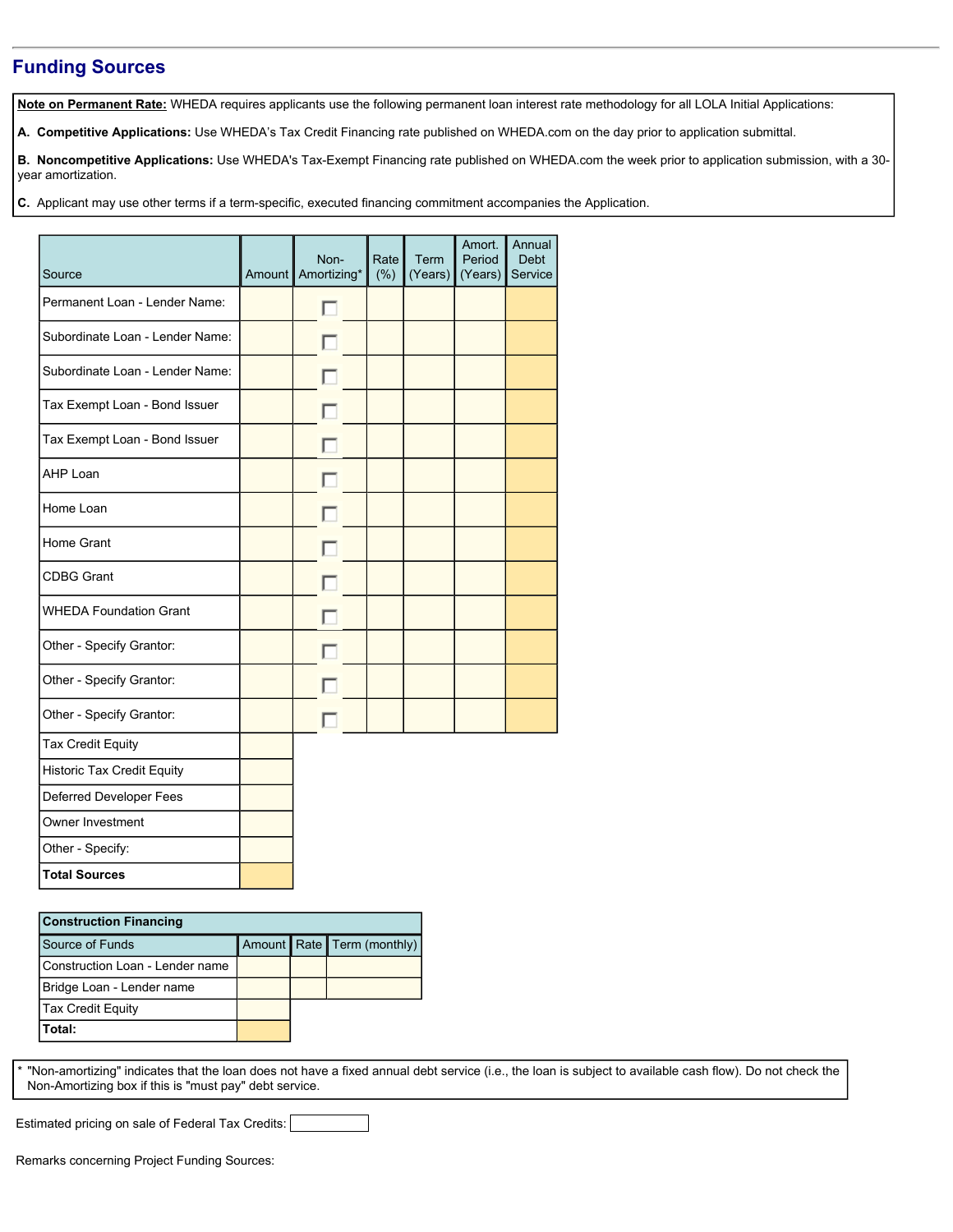## Funding Sources

**Note on Permanent Rate:** WHEDA requires applicants use the following permanent loan interest rate methodology for all LOLA Initial Applications:

**A. Competitive Applications:** Use WHEDA's Tax Credit Financing rate published on WHEDA.com on the day prior to application submittal.

**B. Noncompetitive Applications:** Use WHEDA's Tax-Exempt Financing rate published on WHEDA.com the week prior to application submission, with a 30-year amortization.

**C.** Applicant may use other terms if a term-specific, executed financing commitment accompanies the Application.

| Source | Amount | Non-Amortizing* | Rate (%) | Term (Years) | Amort. Period (Years) | Annual Debt Service |
|---|---|---|---|---|---|---|
| Permanent Loan - Lender Name: | | ☐ | | | | |
| Subordinate Loan - Lender Name: | | ☐ | | | | |
| Subordinate Loan - Lender Name: | | ☐ | | | | |
| Tax Exempt Loan - Bond Issuer | | ☐ | | | | |
| Tax Exempt Loan - Bond Issuer | | ☐ | | | | |
| AHP Loan | | ☐ | | | | |
| Home Loan | | ☐ | | | | |
| Home Grant | | ☐ | | | | |
| CDBG Grant | | ☐ | | | | |
| WHEDA Foundation Grant | | ☐ | | | | |
| Other - Specify Grantor: | | ☐ | | | | |
| Other - Specify Grantor: | | ☐ | | | | |
| Other - Specify Grantor: | | ☐ | | | | |
| Tax Credit Equity | | | | | | |
| Historic Tax Credit Equity | | | | | | |
| Deferred Developer Fees | | | | | | |
| Owner Investment | | | | | | |
| Other - Specify: | | | | | | |
| **Total Sources** | | | | | | |

| **Construction Financing** | | | |
|---|---|---|---|
| Source of Funds | Amount | Rate | Term (monthly) |
| Construction Loan - Lender name | | | |
| Bridge Loan - Lender name | | | |
| Tax Credit Equity | | | |
| **Total:** | | | |

\* "Non-amortizing" indicates that the loan does not have a fixed annual debt service (i.e., the loan is subject to available cash flow). Do not check the Non-Amortizing box if this is "must pay" debt service.

Estimated pricing on sale of Federal Tax Credits:

Remarks concerning Project Funding Sources: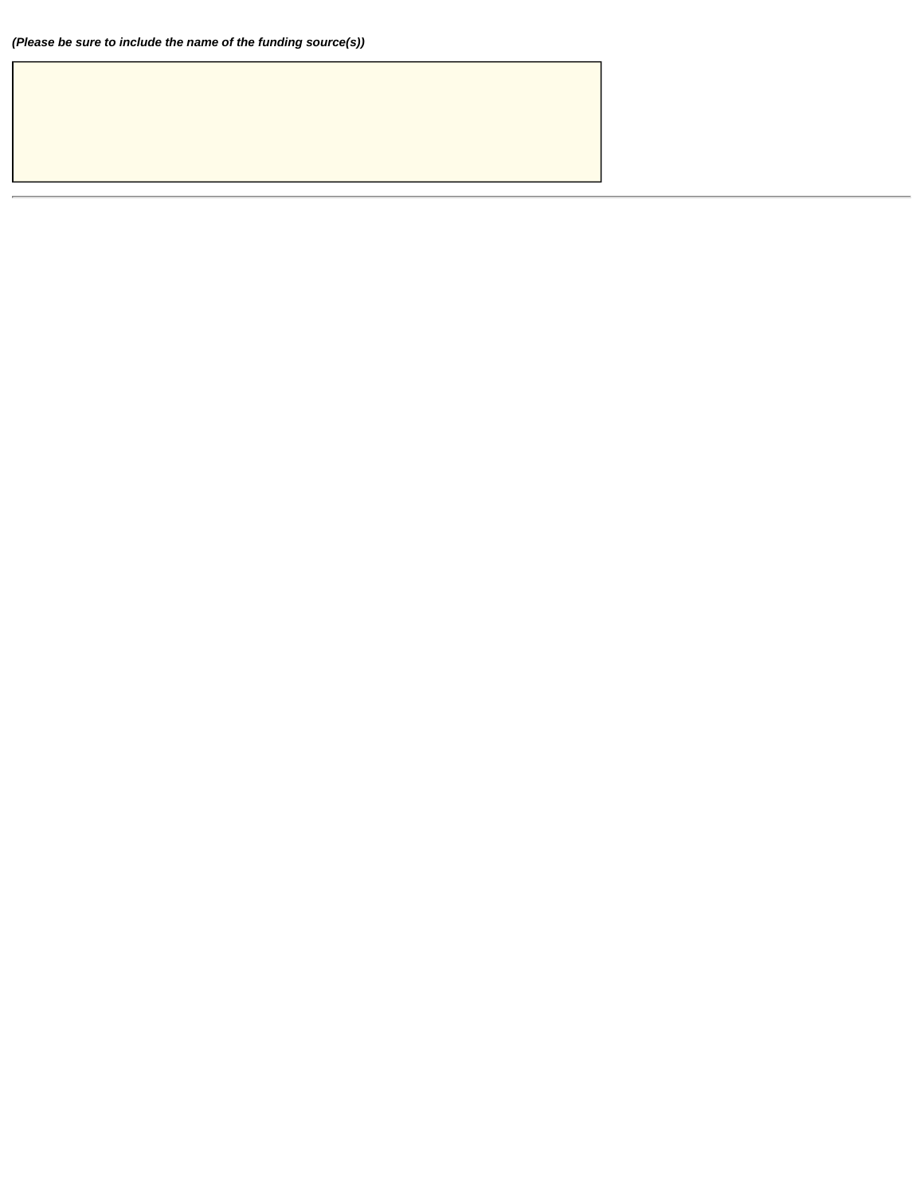***(Please be sure to include the name of the funding source(s))***

---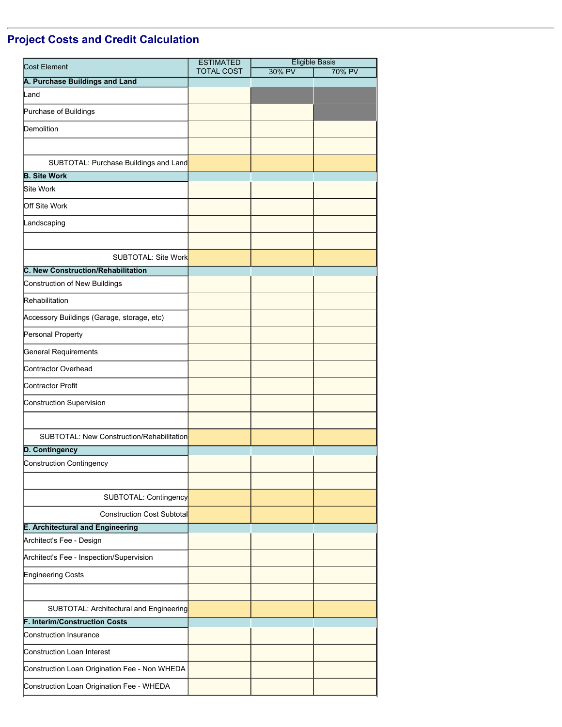## Project Costs and Credit Calculation

| Cost Element | ESTIMATED TOTAL COST | Eligible Basis | |
|---|---|---|---|
| | | 30% PV | 70% PV |
| **A. Purchase Buildings and Land** | | | |
| Land | | | |
| Purchase of Buildings | | | |
| Demolition | | | |
| | | | |
| SUBTOTAL: Purchase Buildings and Land | | | |
| **B. Site Work** | | | |
| Site Work | | | |
| Off Site Work | | | |
| Landscaping | | | |
| | | | |
| SUBTOTAL: Site Work | | | |
| **C. New Construction/Rehabilitation** | | | |
| Construction of New Buildings | | | |
| Rehabilitation | | | |
| Accessory Buildings (Garage, storage, etc) | | | |
| Personal Property | | | |
| General Requirements | | | |
| Contractor Overhead | | | |
| Contractor Profit | | | |
| Construction Supervision | | | |
| | | | |
| SUBTOTAL: New Construction/Rehabilitation | | | |
| **D. Contingency** | | | |
| Construction Contingency | | | |
| | | | |
| SUBTOTAL: Contingency | | | |
| Construction Cost Subtotal | | | |
| **E. Architectural and Engineering** | | | |
| Architect's Fee - Design | | | |
| Architect's Fee - Inspection/Supervision | | | |
| Engineering Costs | | | |
| | | | |
| SUBTOTAL: Architectural and Engineering | | | |
| **F. Interim/Construction Costs** | | | |
| Construction Insurance | | | |
| Construction Loan Interest | | | |
| Construction Loan Origination Fee - Non WHEDA | | | |
| Construction Loan Origination Fee - WHEDA | | | |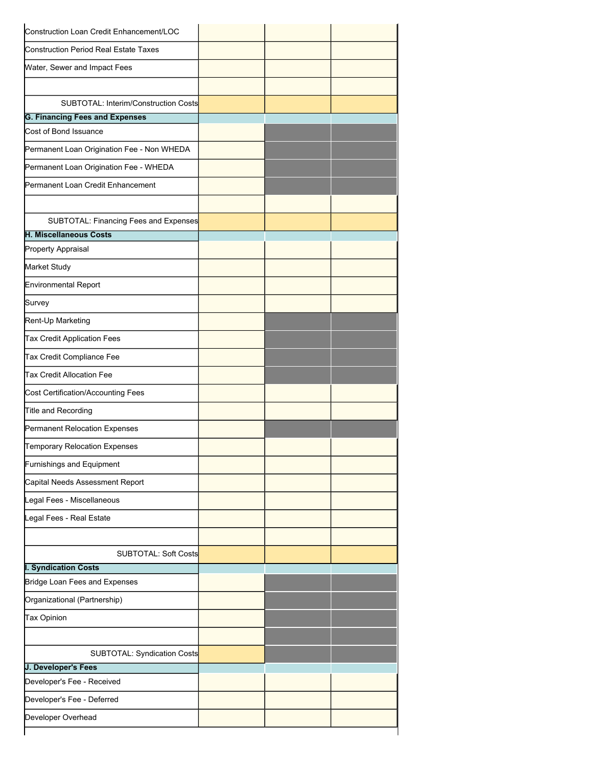| | | | |
|---|---|---|---|
| Construction Loan Credit Enhancement/LOC | | | |
| Construction Period Real Estate Taxes | | | |
| Water, Sewer and Impact Fees | | | |
| | | | |
| SUBTOTAL: Interim/Construction Costs | | | |
| **G. Financing Fees and Expenses** | | | |
| Cost of Bond Issuance | | | |
| Permanent Loan Origination Fee - Non WHEDA | | | |
| Permanent Loan Origination Fee - WHEDA | | | |
| Permanent Loan Credit Enhancement | | | |
| | | | |
| SUBTOTAL: Financing Fees and Expenses | | | |
| **H. Miscellaneous Costs** | | | |
| Property Appraisal | | | |
| Market Study | | | |
| Environmental Report | | | |
| Survey | | | |
| Rent-Up Marketing | | | |
| Tax Credit Application Fees | | | |
| Tax Credit Compliance Fee | | | |
| Tax Credit Allocation Fee | | | |
| Cost Certification/Accounting Fees | | | |
| Title and Recording | | | |
| Permanent Relocation Expenses | | | |
| Temporary Relocation Expenses | | | |
| Furnishings and Equipment | | | |
| Capital Needs Assessment Report | | | |
| Legal Fees - Miscellaneous | | | |
| Legal Fees - Real Estate | | | |
| | | | |
| SUBTOTAL: Soft Costs | | | |
| **I. Syndication Costs** | | | |
| Bridge Loan Fees and Expenses | | | |
| Organizational (Partnership) | | | |
| Tax Opinion | | | |
| | | | |
| SUBTOTAL: Syndication Costs | | | |
| **J. Developer's Fees** | | | |
| Developer's Fee - Received | | | |
| Developer's Fee - Deferred | | | |
| Developer Overhead | | | |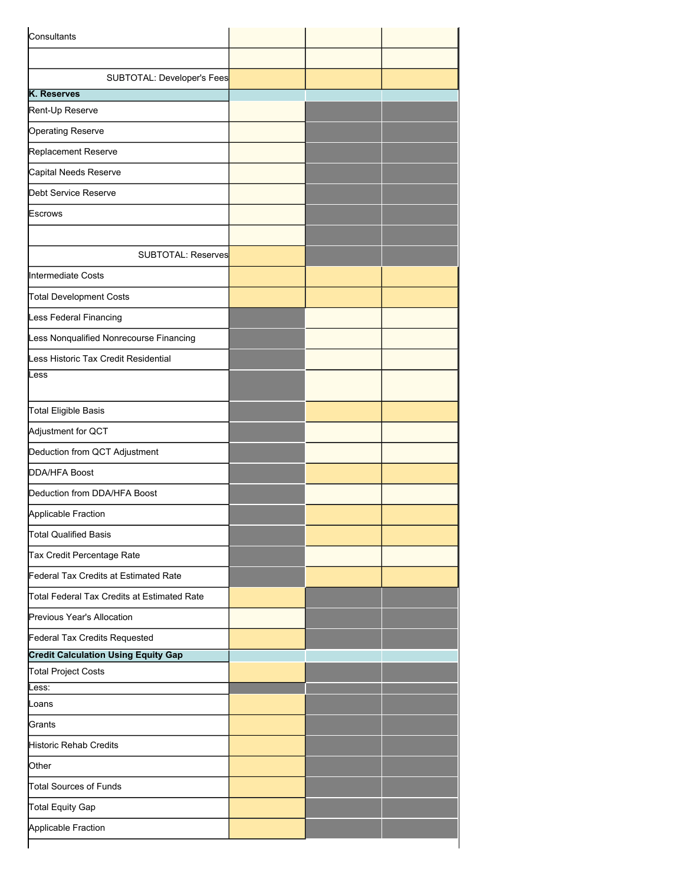| | | | |
|---|---|---|---|
| Consultants | | | |
| | | | |
| SUBTOTAL: Developer's Fees | | | |
| **K. Reserves** | | | |
| Rent-Up Reserve | | | |
| Operating Reserve | | | |
| Replacement Reserve | | | |
| Capital Needs Reserve | | | |
| Debt Service Reserve | | | |
| Escrows | | | |
| | | | |
| SUBTOTAL: Reserves | | | |
| Intermediate Costs | | | |
| Total Development Costs | | | |
| Less Federal Financing | | | |
| Less Nonqualified Nonrecourse Financing | | | |
| Less Historic Tax Credit Residential | | | |
| Less | | | |
| Total Eligible Basis | | | |
| Adjustment for QCT | | | |
| Deduction from QCT Adjustment | | | |
| DDA/HFA Boost | | | |
| Deduction from DDA/HFA Boost | | | |
| Applicable Fraction | | | |
| Total Qualified Basis | | | |
| Tax Credit Percentage Rate | | | |
| Federal Tax Credits at Estimated Rate | | | |
| Total Federal Tax Credits at Estimated Rate | | | |
| Previous Year's Allocation | | | |
| Federal Tax Credits Requested | | | |
| **Credit Calculation Using Equity Gap** | | | |
| Total Project Costs | | | |
| Less: | | | |
| Loans | | | |
| Grants | | | |
| Historic Rehab Credits | | | |
| Other | | | |
| Total Sources of Funds | | | |
| Total Equity Gap | | | |
| Applicable Fraction | | | |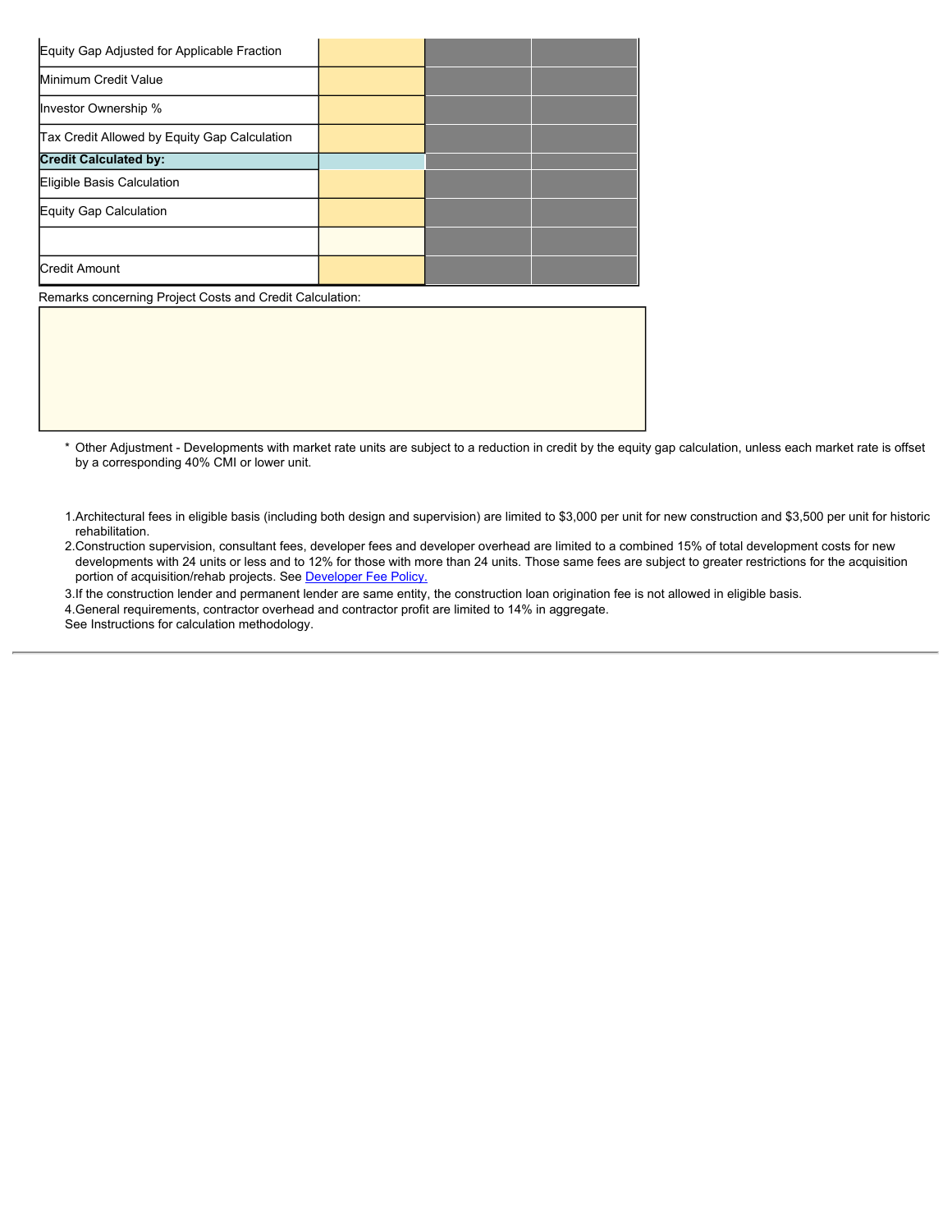| | | | |
|---|---|---|---|
| Equity Gap Adjusted for Applicable Fraction | | | |
| Minimum Credit Value | | | |
| Investor Ownership % | | | |
| Tax Credit Allowed by Equity Gap Calculation | | | |
| **Credit Calculated by:** | | | |
| Eligible Basis Calculation | | | |
| Equity Gap Calculation | | | |
| | | | |
| Credit Amount | | | |

Remarks concerning Project Costs and Credit Calculation:

* Other Adjustment - Developments with market rate units are subject to a reduction in credit by the equity gap calculation, unless each market rate is offset by a corresponding 40% CMI or lower unit.

1. Architectural fees in eligible basis (including both design and supervision) are limited to $3,000 per unit for new construction and $3,500 per unit for historic rehabilitation.
2. Construction supervision, consultant fees, developer fees and developer overhead are limited to a combined 15% of total development costs for new developments with 24 units or less and to 12% for those with more than 24 units. Those same fees are subject to greater restrictions for the acquisition portion of acquisition/rehab projects. See [Developer Fee Policy.]
3. If the construction lender and permanent lender are same entity, the construction loan origination fee is not allowed in eligible basis.
4. General requirements, contractor overhead and contractor profit are limited to 14% in aggregate.

See Instructions for calculation methodology.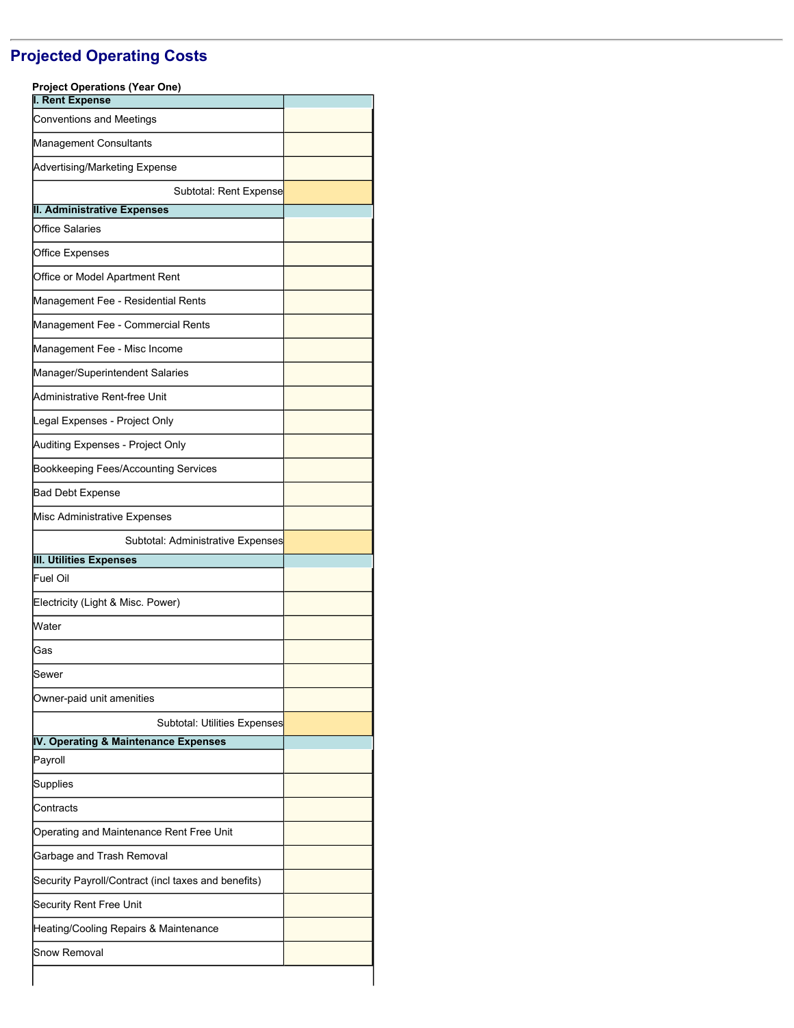## Projected Operating Costs

**Project Operations (Year One)**

| **I. Rent Expense** | |
|---|---|
| Conventions and Meetings | |
| Management Consultants | |
| Advertising/Marketing Expense | |
| Subtotal: Rent Expense | |
| **II. Administrative Expenses** | |
| Office Salaries | |
| Office Expenses | |
| Office or Model Apartment Rent | |
| Management Fee - Residential Rents | |
| Management Fee - Commercial Rents | |
| Management Fee - Misc Income | |
| Manager/Superintendent Salaries | |
| Administrative Rent-free Unit | |
| Legal Expenses - Project Only | |
| Auditing Expenses - Project Only | |
| Bookkeeping Fees/Accounting Services | |
| Bad Debt Expense | |
| Misc Administrative Expenses | |
| Subtotal: Administrative Expenses | |
| **III. Utilities Expenses** | |
| Fuel Oil | |
| Electricity (Light & Misc. Power) | |
| Water | |
| Gas | |
| Sewer | |
| Owner-paid unit amenities | |
| Subtotal: Utilities Expenses | |
| **IV. Operating & Maintenance Expenses** | |
| Payroll | |
| Supplies | |
| Contracts | |
| Operating and Maintenance Rent Free Unit | |
| Garbage and Trash Removal | |
| Security Payroll/Contract (incl taxes and benefits) | |
| Security Rent Free Unit | |
| Heating/Cooling Repairs & Maintenance | |
| Snow Removal | |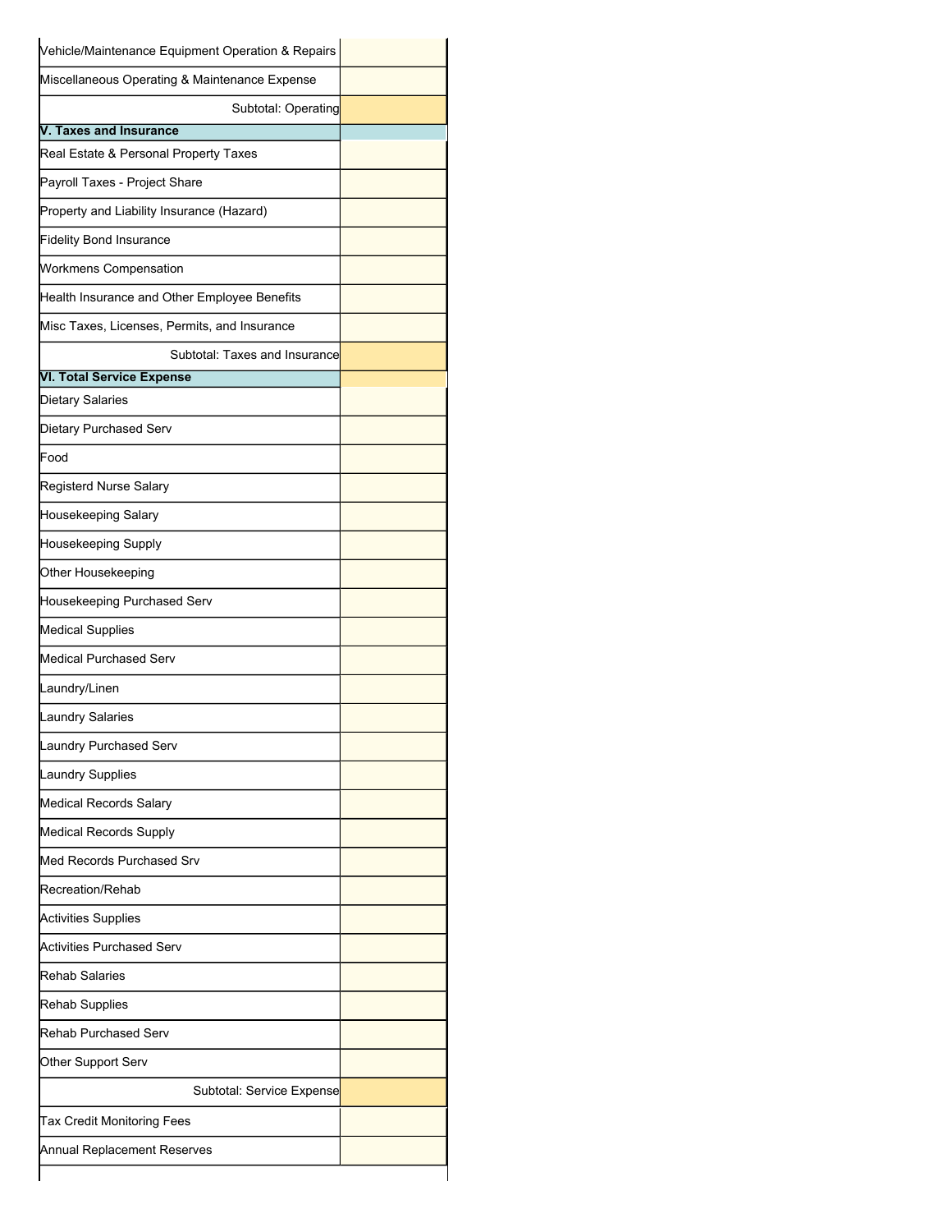| | |
|---|---|
| Vehicle/Maintenance Equipment Operation & Repairs | |
| Miscellaneous Operating & Maintenance Expense | |
| Subtotal: Operating | |
| **V. Taxes and Insurance** | |
| Real Estate & Personal Property Taxes | |
| Payroll Taxes - Project Share | |
| Property and Liability Insurance (Hazard) | |
| Fidelity Bond Insurance | |
| Workmens Compensation | |
| Health Insurance and Other Employee Benefits | |
| Misc Taxes, Licenses, Permits, and Insurance | |
| Subtotal: Taxes and Insurance | |
| **VI. Total Service Expense** | |
| Dietary Salaries | |
| Dietary Purchased Serv | |
| Food | |
| Registerd Nurse Salary | |
| Housekeeping Salary | |
| Housekeeping Supply | |
| Other Housekeeping | |
| Housekeeping Purchased Serv | |
| Medical Supplies | |
| Medical Purchased Serv | |
| Laundry/Linen | |
| Laundry Salaries | |
| Laundry Purchased Serv | |
| Laundry Supplies | |
| Medical Records Salary | |
| Medical Records Supply | |
| Med Records Purchased Srv | |
| Recreation/Rehab | |
| Activities Supplies | |
| Activities Purchased Serv | |
| Rehab Salaries | |
| Rehab Supplies | |
| Rehab Purchased Serv | |
| Other Support Serv | |
| Subtotal: Service Expense | |
| Tax Credit Monitoring Fees | |
| Annual Replacement Reserves | |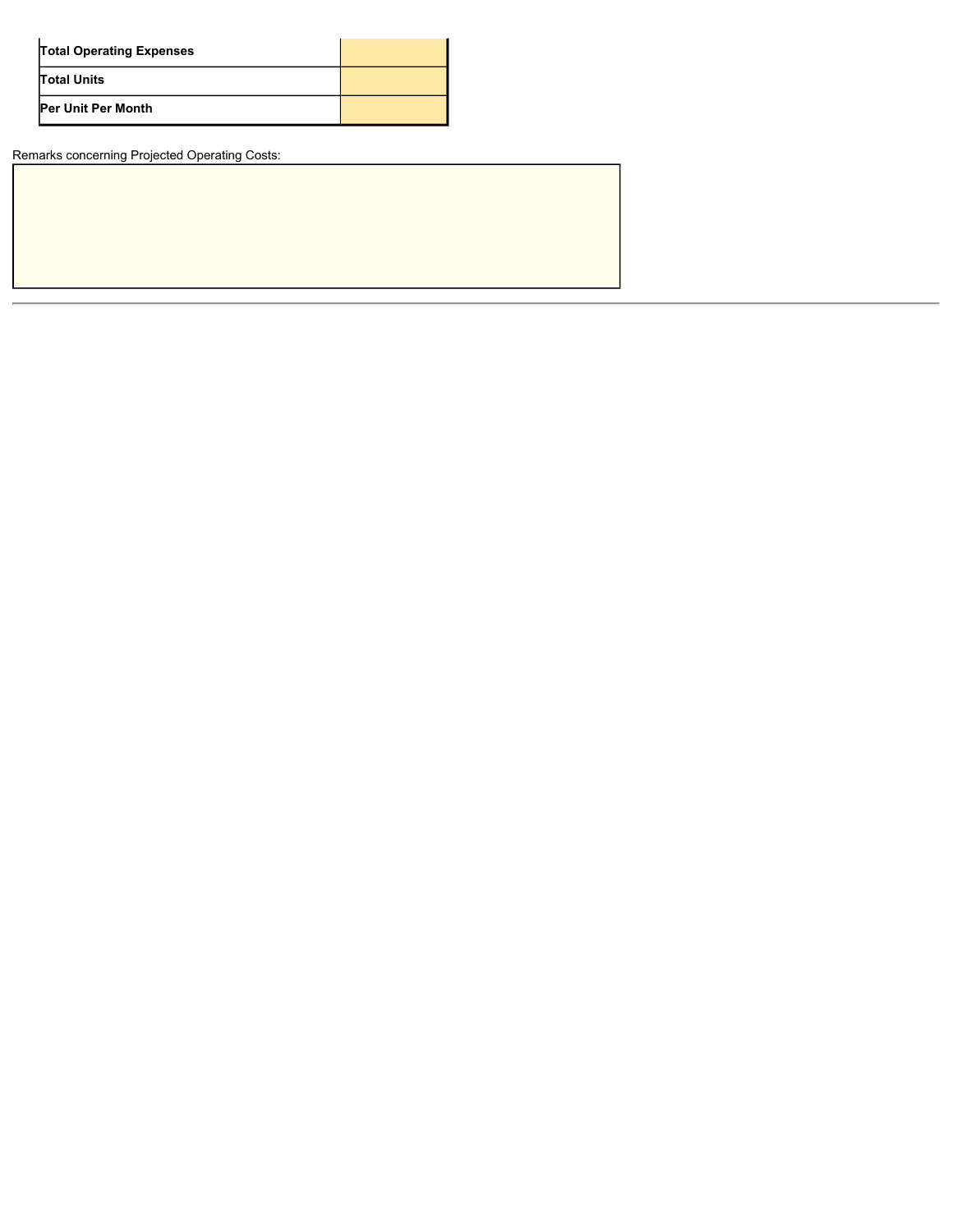| | |
|---|---|
| **Total Operating Expenses** | |
| **Total Units** | |
| **Per Unit Per Month** | |

Remarks concerning Projected Operating Costs:

| |
|---|
| |

---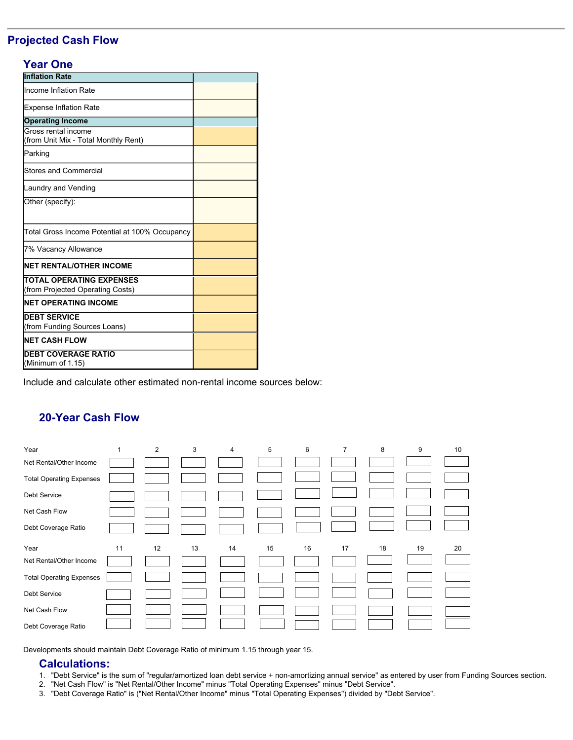# Projected Cash Flow

## Year One

| Inflation Rate | |
|---|---|
| Income Inflation Rate | |
| Expense Inflation Rate | |
| **Operating Income** | |
| Gross rental income<br>(from Unit Mix - Total Monthly Rent) | |
| Parking | |
| Stores and Commercial | |
| Laundry and Vending | |
| Other (specify): | |
| Total Gross Income Potential at 100% Occupancy | |
| 7% Vacancy Allowance | |
| **NET RENTAL/OTHER INCOME** | |
| **TOTAL OPERATING EXPENSES**<br>(from Projected Operating Costs) | |
| **NET OPERATING INCOME** | |
| **DEBT SERVICE**<br>(from Funding Sources Loans) | |
| **NET CASH FLOW** | |
| **DEBT COVERAGE RATIO**<br>(Minimum of 1.15) | |

Include and calculate other estimated non-rental income sources below:

## 20-Year Cash Flow

| Year | 1 | 2 | 3 | 4 | 5 | 6 | 7 | 8 | 9 | 10 |
|---|---|---|---|---|---|---|---|---|---|---|
| Net Rental/Other Income | | | | | | | | | | |
| Total Operating Expenses | | | | | | | | | | |
| Debt Service | | | | | | | | | | |
| Net Cash Flow | | | | | | | | | | |
| Debt Coverage Ratio | | | | | | | | | | |

| Year | 11 | 12 | 13 | 14 | 15 | 16 | 17 | 18 | 19 | 20 |
|---|---|---|---|---|---|---|---|---|---|---|
| Net Rental/Other Income | | | | | | | | | | |
| Total Operating Expenses | | | | | | | | | | |
| Debt Service | | | | | | | | | | |
| Net Cash Flow | | | | | | | | | | |
| Debt Coverage Ratio | | | | | | | | | | |

Developments should maintain Debt Coverage Ratio of minimum 1.15 through year 15.

## Calculations:

1. "Debt Service" is the sum of "regular/amortized loan debt service + non-amortizing annual service" as entered by user from Funding Sources section.
2. "Net Cash Flow" is "Net Rental/Other Income" minus "Total Operating Expenses" minus "Debt Service".
3. "Debt Coverage Ratio" is ("Net Rental/Other Income" minus "Total Operating Expenses") divided by "Debt Service".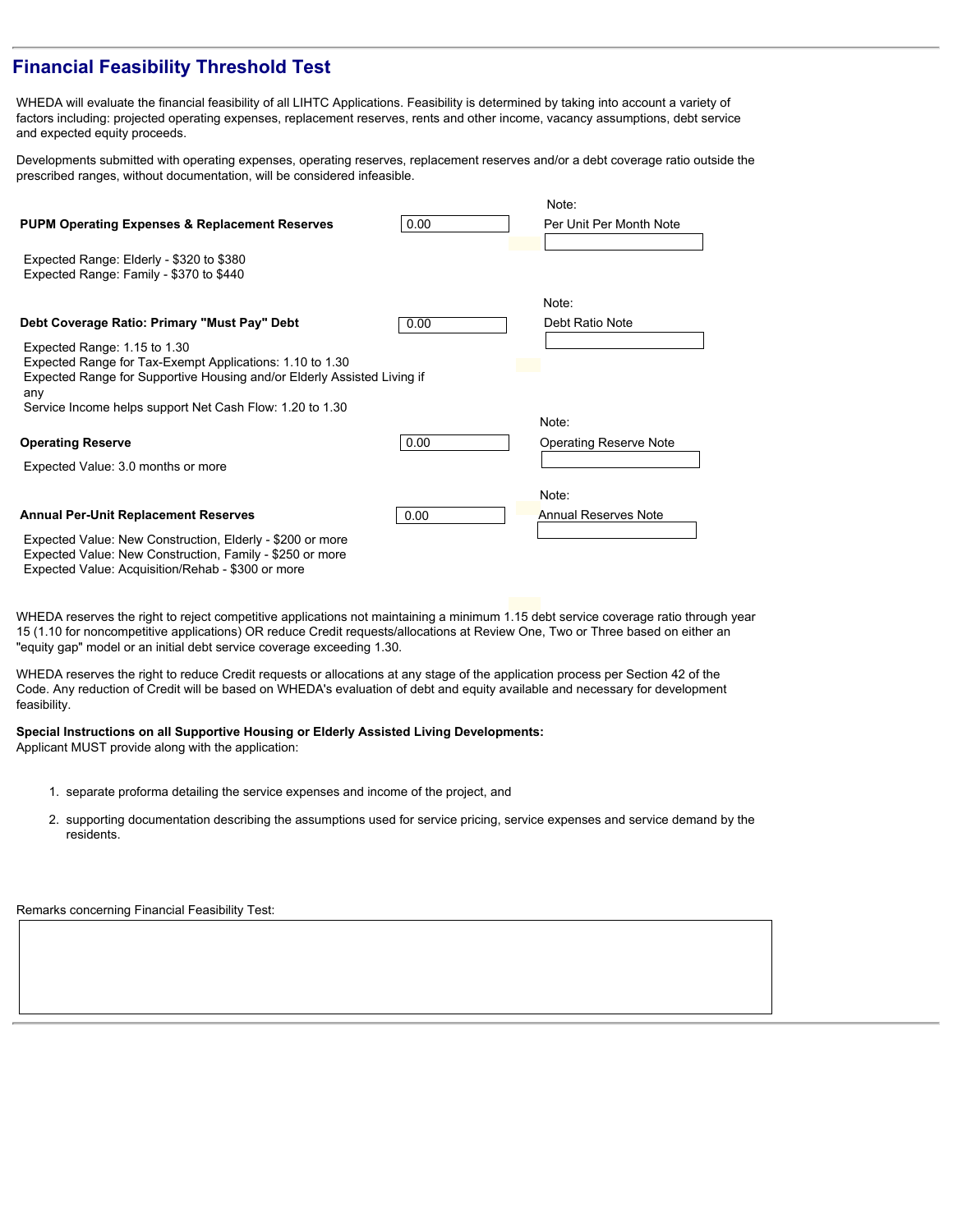## Financial Feasibility Threshold Test

WHEDA will evaluate the financial feasibility of all LIHTC Applications. Feasibility is determined by taking into account a variety of factors including: projected operating expenses, replacement reserves, rents and other income, vacancy assumptions, debt service and expected equity proceeds.

Developments submitted with operating expenses, operating reserves, replacement reserves and/or a debt coverage ratio outside the prescribed ranges, without documentation, will be considered infeasible.

**PUPM Operating Expenses & Replacement Reserves** 0.00

Note: Per Unit Per Month Note

Expected Range: Elderly - $320 to $380
Expected Range: Family - $370 to $440

**Debt Coverage Ratio: Primary "Must Pay" Debt** 0.00

Note: Debt Ratio Note

Expected Range: 1.15 to 1.30
Expected Range for Tax-Exempt Applications: 1.10 to 1.30
Expected Range for Supportive Housing and/or Elderly Assisted Living if any Service Income helps support Net Cash Flow: 1.20 to 1.30

**Operating Reserve** 0.00

Note: Operating Reserve Note

Expected Value: 3.0 months or more

**Annual Per-Unit Replacement Reserves** 0.00

Note: Annual Reserves Note

Expected Value: New Construction, Elderly - $200 or more
Expected Value: New Construction, Family - $250 or more
Expected Value: Acquisition/Rehab - $300 or more

WHEDA reserves the right to reject competitive applications not maintaining a minimum 1.15 debt service coverage ratio through year 15 (1.10 for noncompetitive applications) OR reduce Credit requests/allocations at Review One, Two or Three based on either an "equity gap" model or an initial debt service coverage exceeding 1.30.

WHEDA reserves the right to reduce Credit requests or allocations at any stage of the application process per Section 42 of the Code. Any reduction of Credit will be based on WHEDA's evaluation of debt and equity available and necessary for development feasibility.

**Special Instructions on all Supportive Housing or Elderly Assisted Living Developments:**
Applicant MUST provide along with the application:

1. separate proforma detailing the service expenses and income of the project, and
2. supporting documentation describing the assumptions used for service pricing, service expenses and service demand by the residents.

Remarks concerning Financial Feasibility Test: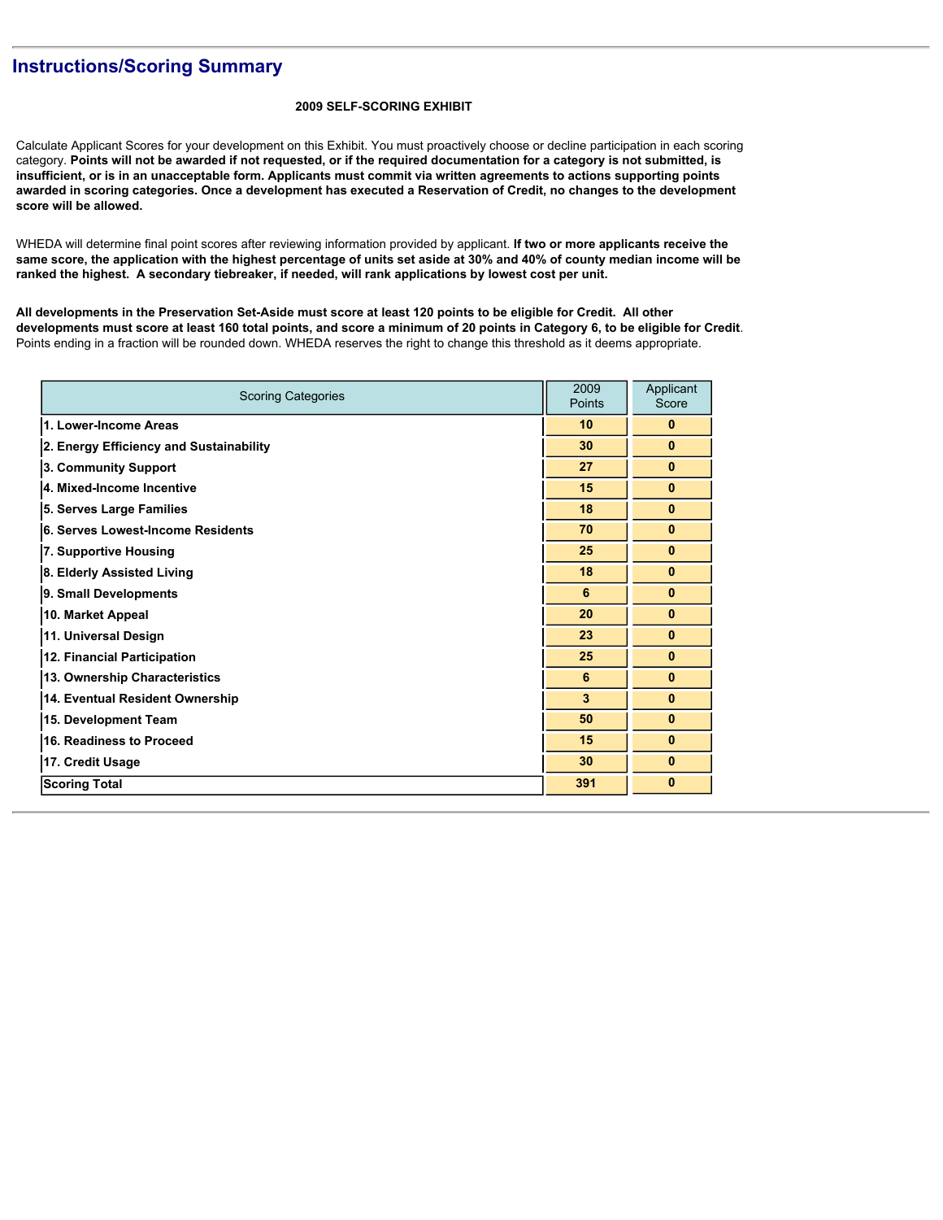## Instructions/Scoring Summary

**2009 SELF-SCORING EXHIBIT**

Calculate Applicant Scores for your development on this Exhibit. You must proactively choose or decline participation in each scoring category. **Points will not be awarded if not requested, or if the required documentation for a category is not submitted, is insufficient, or is in an unacceptable form. Applicants must commit via written agreements to actions supporting points awarded in scoring categories. Once a development has executed a Reservation of Credit, no changes to the development score will be allowed.**

WHEDA will determine final point scores after reviewing information provided by applicant. **If two or more applicants receive the same score, the application with the highest percentage of units set aside at 30% and 40% of county median income will be ranked the highest. A secondary tiebreaker, if needed, will rank applications by lowest cost per unit.**

**All developments in the Preservation Set-Aside must score at least 120 points to be eligible for Credit. All other developments must score at least 160 total points, and score a minimum of 20 points in Category 6, to be eligible for Credit**. Points ending in a fraction will be rounded down. WHEDA reserves the right to change this threshold as it deems appropriate.

| Scoring Categories | 2009 Points | Applicant Score |
|---|---|---|
| **1. Lower-Income Areas** | **10** | **0** |
| **2. Energy Efficiency and Sustainability** | **30** | **0** |
| **3. Community Support** | **27** | **0** |
| **4. Mixed-Income Incentive** | **15** | **0** |
| **5. Serves Large Families** | **18** | **0** |
| **6. Serves Lowest-Income Residents** | **70** | **0** |
| **7. Supportive Housing** | **25** | **0** |
| **8. Elderly Assisted Living** | **18** | **0** |
| **9. Small Developments** | **6** | **0** |
| **10. Market Appeal** | **20** | **0** |
| **11. Universal Design** | **23** | **0** |
| **12. Financial Participation** | **25** | **0** |
| **13. Ownership Characteristics** | **6** | **0** |
| **14. Eventual Resident Ownership** | **3** | **0** |
| **15. Development Team** | **50** | **0** |
| **16. Readiness to Proceed** | **15** | **0** |
| **17. Credit Usage** | **30** | **0** |
| **Scoring Total** | **391** | **0** |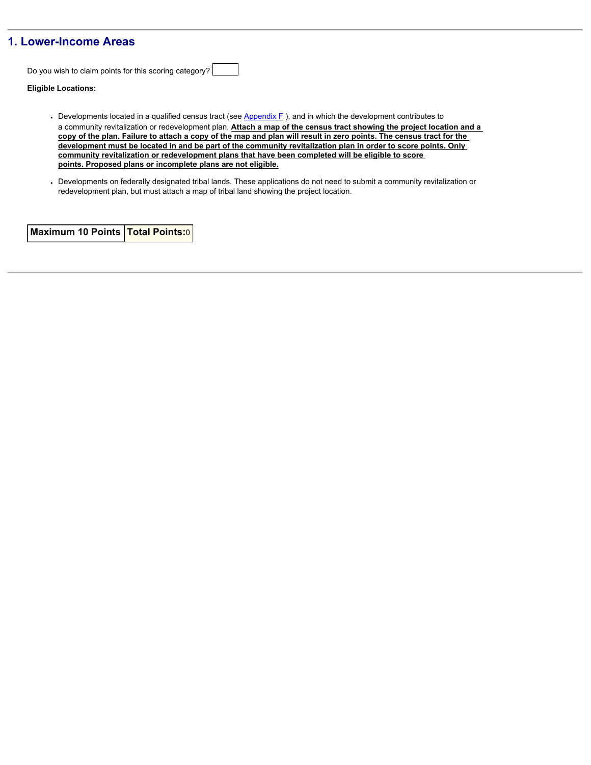## 1. Lower-Income Areas

Do you wish to claim points for this scoring category?

**Eligible Locations:**

- Developments located in a qualified census tract (see Appendix F ), and in which the development contributes to a community revitalization or redevelopment plan. **Attach a map of the census tract showing the project location and a copy of the plan. Failure to attach a copy of the map and plan will result in zero points. The census tract for the development must be located in and be part of the community revitalization plan in order to score points. Only community revitalization or redevelopment plans that have been completed will be eligible to score points. Proposed plans or incomplete plans are not eligible.**
- Developments on federally designated tribal lands. These applications do not need to submit a community revitalization or redevelopment plan, but must attach a map of tribal land showing the project location.

| **Maximum 10 Points** | **Total Points:** 0 |
|---|---|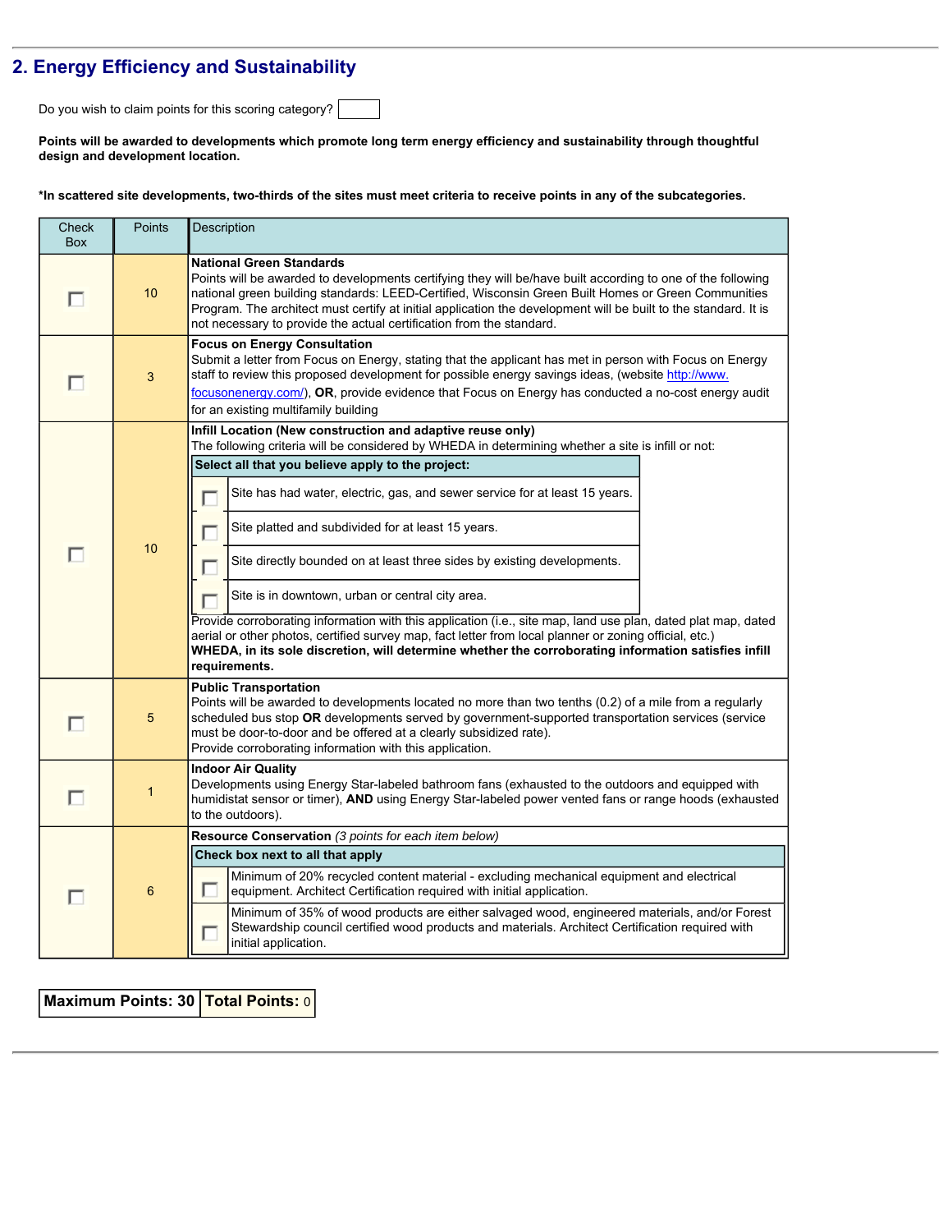## 2. Energy Efficiency and Sustainability

Do you wish to claim points for this scoring category? [ ]

**Points will be awarded to developments which promote long term energy efficiency and sustainability through thoughtful design and development location.**

***In scattered site developments, two-thirds of the sites must meet criteria to receive points in any of the subcategories.**

| Check Box | Points | Description |
|---|---|---|
| ☐ | 10 | **National Green Standards**<br>Points will be awarded to developments certifying they will be/have built according to one of the following national green building standards: LEED-Certified, Wisconsin Green Built Homes or Green Communities Program. The architect must certify at initial application the development will be built to the standard. It is not necessary to provide the actual certification from the standard. |
| ☐ | 3 | **Focus on Energy Consultation**<br>Submit a letter from Focus on Energy, stating that the applicant has met in person with Focus on Energy staff to review this proposed development for possible energy savings ideas, (website http://www.focusonenergy.com/), **OR**, provide evidence that Focus on Energy has conducted a no-cost energy audit for an existing multifamily building |
| ☐ | 10 | **Infill Location (New construction and adaptive reuse only)**<br>The following criteria will be considered by WHEDA in determining whether a site is infill or not:<br>**Select all that you believe apply to the project:**<br>☐ Site has had water, electric, gas, and sewer service for at least 15 years.<br>☐ Site platted and subdivided for at least 15 years.<br>☐ Site directly bounded on at least three sides by existing developments.<br>☐ Site is in downtown, urban or central city area.<br>Provide corroborating information with this application (i.e., site map, land use plan, dated plat map, dated aerial or other photos, certified survey map, fact letter from local planner or zoning official, etc.)<br>**WHEDA, in its sole discretion, will determine whether the corroborating information satisfies infill requirements.** |
| ☐ | 5 | **Public Transportation**<br>Points will be awarded to developments located no more than two tenths (0.2) of a mile from a regularly scheduled bus stop **OR** developments served by government-supported transportation services (service must be door-to-door and be offered at a clearly subsidized rate).<br>Provide corroborating information with this application. |
| ☐ | 1 | **Indoor Air Quality**<br>Developments using Energy Star-labeled bathroom fans (exhausted to the outdoors and equipped with humidistat sensor or timer), **AND** using Energy Star-labeled power vented fans or range hoods (exhausted to the outdoors). |
| ☐ | 6 | **Resource Conservation** *(3 points for each item below)*<br>**Check box next to all that apply**<br>☐ Minimum of 20% recycled content material - excluding mechanical equipment and electrical equipment. Architect Certification required with initial application.<br>☐ Minimum of 35% of wood products are either salvaged wood, engineered materials, and/or Forest Stewardship council certified wood products and materials. Architect Certification required with initial application. |

| **Maximum Points: 30** | **Total Points:** 0 |
|---|---|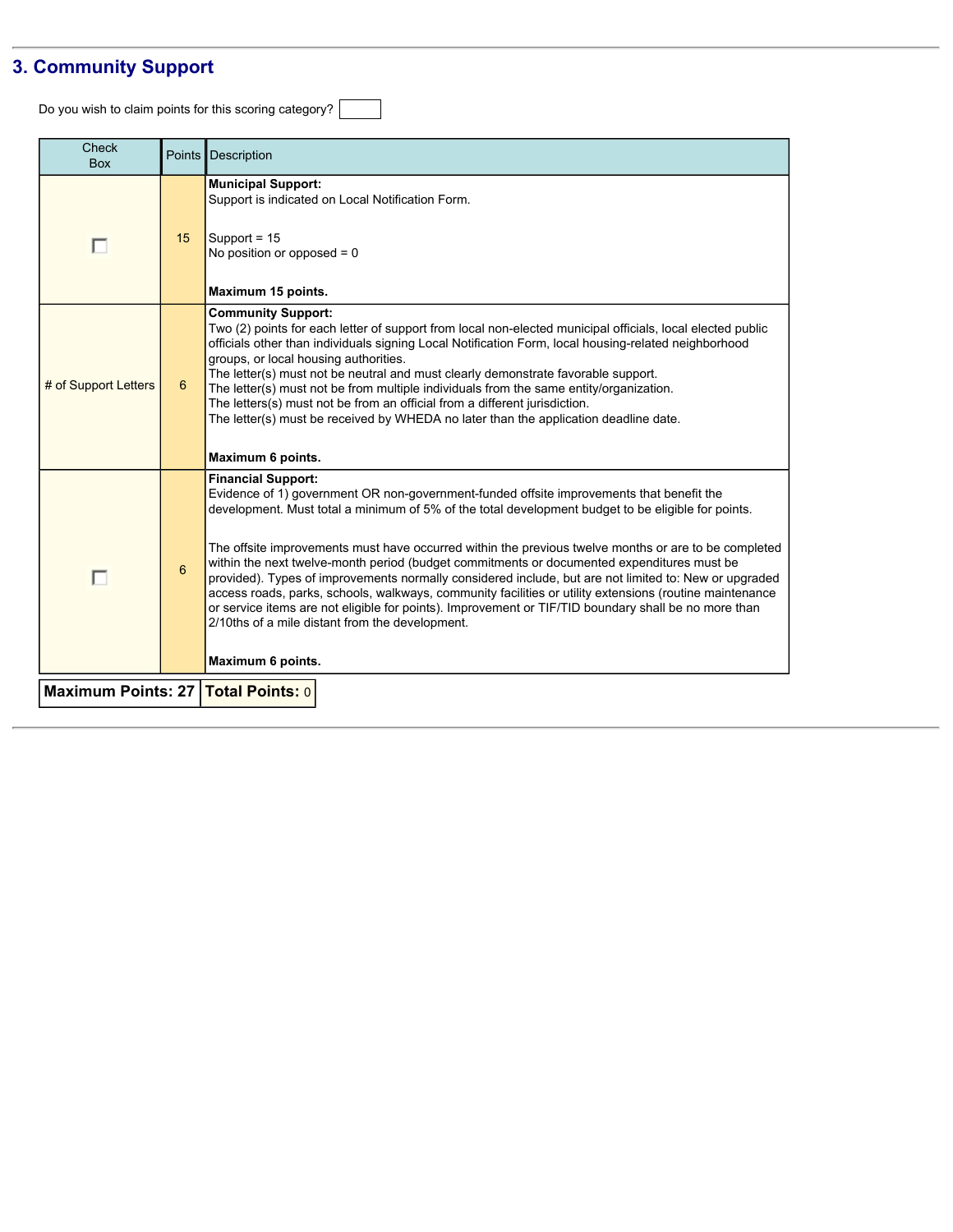## 3. Community Support

Do you wish to claim points for this scoring category?

| Check Box | Points | Description |
|---|---|---|
| ☐ | 15 | **Municipal Support:**<br>Support is indicated on Local Notification Form.<br><br>Support = 15<br>No position or opposed = 0<br><br>**Maximum 15 points.** |
| # of Support Letters | 6 | **Community Support:**<br>Two (2) points for each letter of support from local non-elected municipal officials, local elected public officials other than individuals signing Local Notification Form, local housing-related neighborhood groups, or local housing authorities.<br>The letter(s) must not be neutral and must clearly demonstrate favorable support.<br>The letter(s) must not be from multiple individuals from the same entity/organization.<br>The letters(s) must not be from an official from a different jurisdiction.<br>The letter(s) must be received by WHEDA no later than the application deadline date.<br><br>**Maximum 6 points.** |
| ☐ | 6 | **Financial Support:**<br>Evidence of 1) government OR non-government-funded offsite improvements that benefit the development. Must total a minimum of 5% of the total development budget to be eligible for points.<br><br>The offsite improvements must have occurred within the previous twelve months or are to be completed within the next twelve-month period (budget commitments or documented expenditures must be provided). Types of improvements normally considered include, but are not limited to: New or upgraded access roads, parks, schools, walkways, community facilities or utility extensions (routine maintenance or service items are not eligible for points). Improvement or TIF/TID boundary shall be no more than 2/10ths of a mile distant from the development.<br><br>**Maximum 6 points.** |

| **Maximum Points: 27** | **Total Points:** 0 |
|---|---|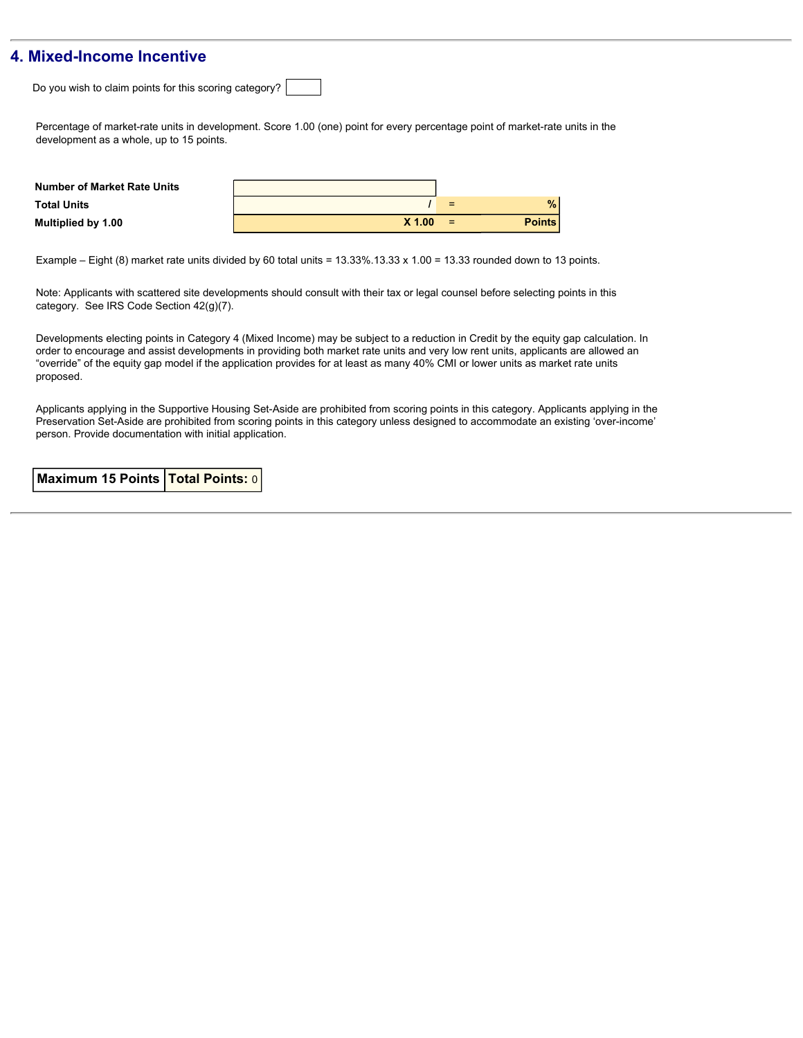## 4. Mixed-Income Incentive

Do you wish to claim points for this scoring category?

Percentage of market-rate units in development. Score 1.00 (one) point for every percentage point of market-rate units in the development as a whole, up to 15 points.

| | | | |
|---|---|---|---|
| **Number of Market Rate Units** | | | |
| **Total Units** | / | = | % |
| **Multiplied by 1.00** | **X 1.00** | = | **Points** |

Example – Eight (8) market rate units divided by 60 total units = 13.33%.13.33 x 1.00 = 13.33 rounded down to 13 points.

Note: Applicants with scattered site developments should consult with their tax or legal counsel before selecting points in this category. See IRS Code Section 42(g)(7).

Developments electing points in Category 4 (Mixed Income) may be subject to a reduction in Credit by the equity gap calculation. In order to encourage and assist developments in providing both market rate units and very low rent units, applicants are allowed an "override" of the equity gap model if the application provides for at least as many 40% CMI or lower units as market rate units proposed.

Applicants applying in the Supportive Housing Set-Aside are prohibited from scoring points in this category. Applicants applying in the Preservation Set-Aside are prohibited from scoring points in this category unless designed to accommodate an existing 'over-income' person. Provide documentation with initial application.

| **Maximum 15 Points** | **Total Points:** 0 |
|---|---|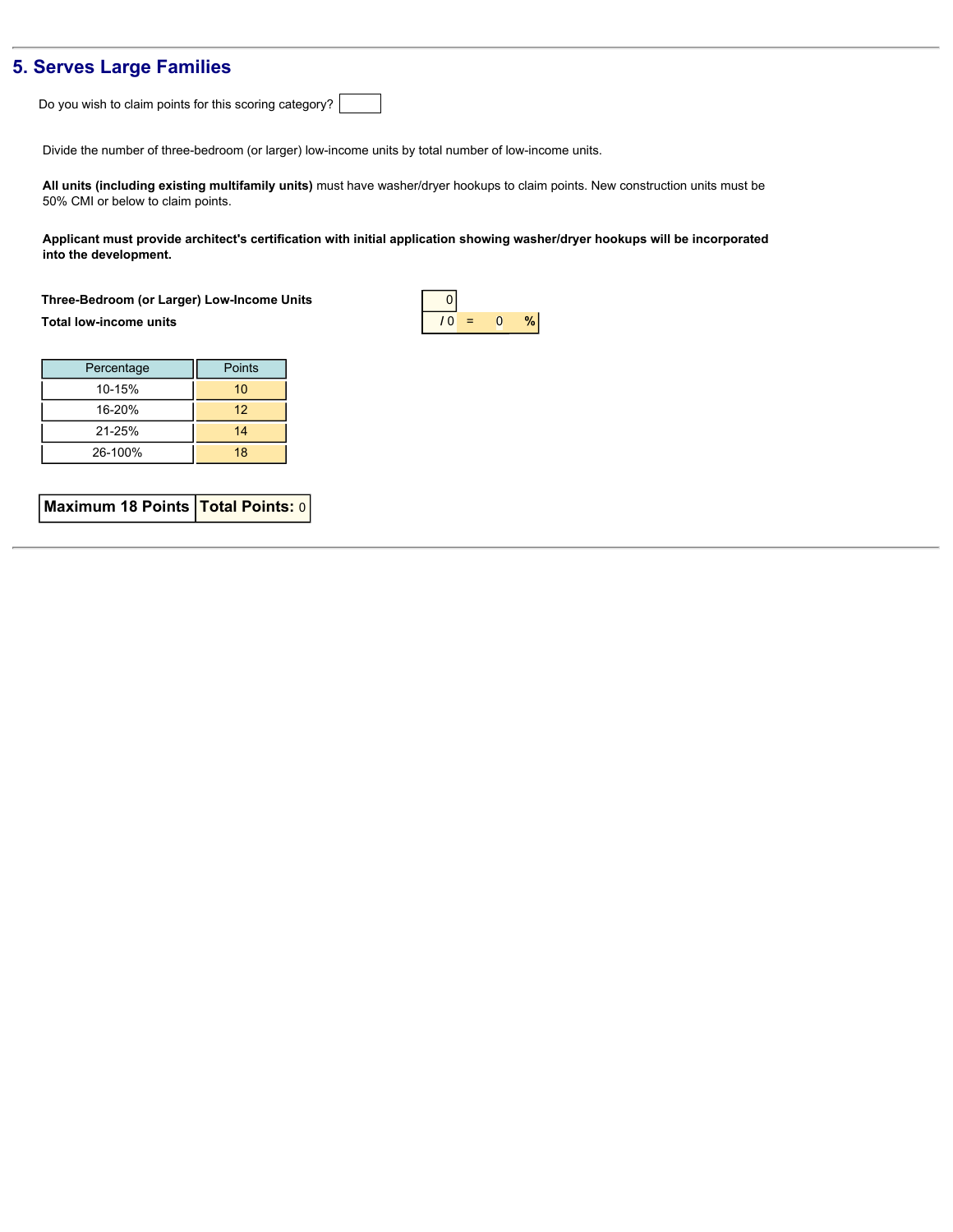## 5. Serves Large Families

Do you wish to claim points for this scoring category?

Divide the number of three-bedroom (or larger) low-income units by total number of low-income units.

**All units (including existing multifamily units)** must have washer/dryer hookups to claim points. New construction units must be 50% CMI or below to claim points.

**Applicant must provide architect's certification with initial application showing washer/dryer hookups will be incorporated into the development.**

| | | | | |
|---|---|---|---|---|
| **Three-Bedroom (or Larger) Low-Income Units** | 0 | | | |
| **Total low-income units** | / 0 | = | 0 | **%** |

| Percentage | Points |
|---|---|
| 10-15% | 10 |
| 16-20% | 12 |
| 21-25% | 14 |
| 26-100% | 18 |

| **Maximum 18 Points** | **Total Points:** 0 |
|---|---|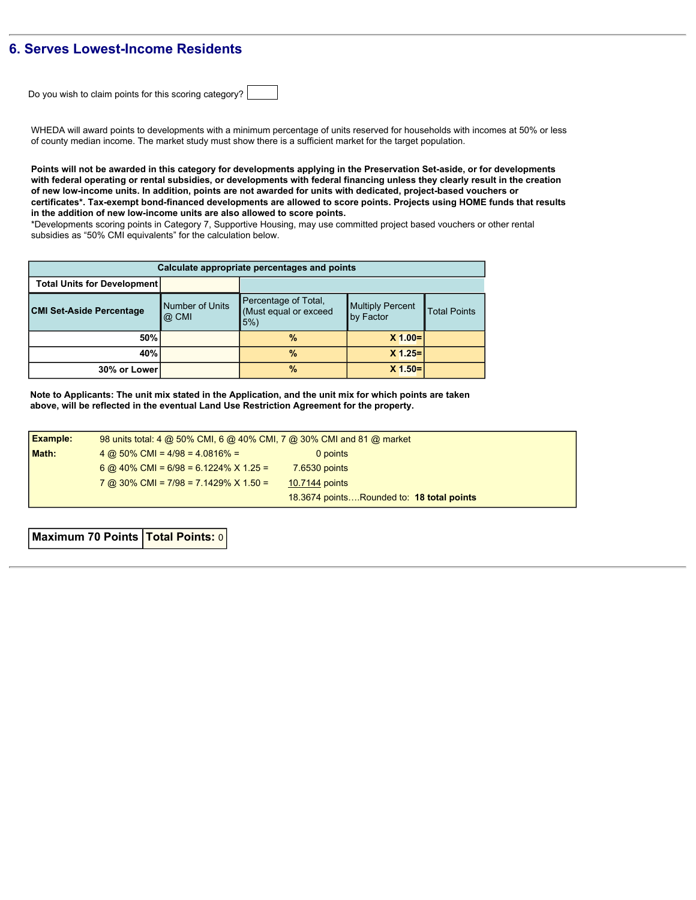## 6. Serves Lowest-Income Residents

Do you wish to claim points for this scoring category?

WHEDA will award points to developments with a minimum percentage of units reserved for households with incomes at 50% or less of county median income. The market study must show there is a sufficient market for the target population.

**Points will not be awarded in this category for developments applying in the Preservation Set-aside, or for developments with federal operating or rental subsidies, or developments with federal financing unless they clearly result in the creation of new low-income units. In addition, points are not awarded for units with dedicated, project-based vouchers or certificates\*. Tax-exempt bond-financed developments are allowed to score points. Projects using HOME funds that results in the addition of new low-income units are also allowed to score points.**

\*Developments scoring points in Category 7, Supportive Housing, may use committed project based vouchers or other rental subsidies as "50% CMI equivalents" for the calculation below.

| Calculate appropriate percentages and points | | | | |
|---|---|---|---|---|
| **Total Units for Development** | | | | |
| **CMI Set-Aside Percentage** | Number of Units @ CMI | Percentage of Total, (Must equal or exceed 5%) | Multiply Percent by Factor | Total Points |
| **50%** | | **%** | **X 1.00=** | |
| **40%** | | **%** | **X 1.25=** | |
| **30% or Lower** | | **%** | **X 1.50=** | |

**Note to Applicants: The unit mix stated in the Application, and the unit mix for which points are taken above, will be reflected in the eventual Land Use Restriction Agreement for the property.**

| | | |
|---|---|---|
| **Example:** | 98 units total: 4 @ 50% CMI, 6 @ 40% CMI, 7 @ 30% CMI and 81 @ market | |
| **Math:** | 4 @ 50% CMI = 4/98 = 4.0816% = | 0 points |
| | 6 @ 40% CMI = 6/98 = 6.1224% X 1.25 = | 7.6530 points |
| | 7 @ 30% CMI = 7/98 = 7.1429% X 1.50 = | 10.7144 points |
| | | 18.3674 points….Rounded to: **18 total points** |

| **Maximum 70 Points** | **Total Points:** 0 |
|---|---|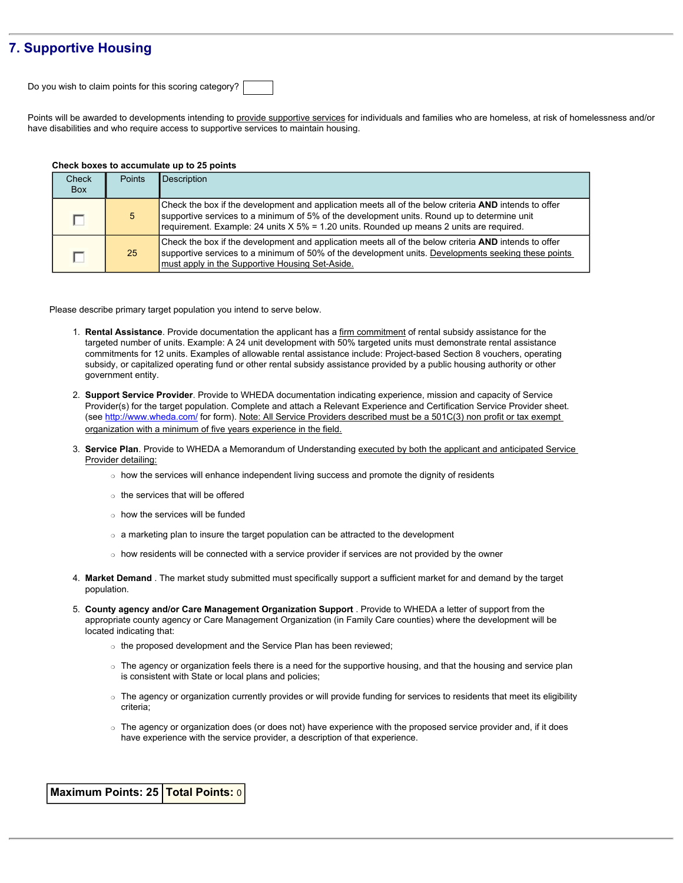## 7. Supportive Housing

Do you wish to claim points for this scoring category?

Points will be awarded to developments intending to provide supportive services for individuals and families who are homeless, at risk of homelessness and/or have disabilities and who require access to supportive services to maintain housing.

**Check boxes to accumulate up to 25 points**

| Check Box | Points | Description |
|---|---|---|
| ☐ | 5 | Check the box if the development and application meets all of the below criteria **AND** intends to offer supportive services to a minimum of 5% of the development units. Round up to determine unit requirement. Example: 24 units X 5% = 1.20 units. Rounded up means 2 units are required. |
| ☐ | 25 | Check the box if the development and application meets all of the below criteria **AND** intends to offer supportive services to a minimum of 50% of the development units. Developments seeking these points must apply in the Supportive Housing Set-Aside. |

Please describe primary target population you intend to serve below.

1. **Rental Assistance**. Provide documentation the applicant has a firm commitment of rental subsidy assistance for the targeted number of units. Example: A 24 unit development with 50% targeted units must demonstrate rental assistance commitments for 12 units. Examples of allowable rental assistance include: Project-based Section 8 vouchers, operating subsidy, or capitalized operating fund or other rental subsidy assistance provided by a public housing authority or other government entity.

2. **Support Service Provider**. Provide to WHEDA documentation indicating experience, mission and capacity of Service Provider(s) for the target population. Complete and attach a Relevant Experience and Certification Service Provider sheet. (see http://www.wheda.com/ for form). Note: All Service Providers described must be a 501C(3) non profit or tax exempt organization with a minimum of five years experience in the field.

3. **Service Plan**. Provide to WHEDA a Memorandum of Understanding executed by both the applicant and anticipated Service Provider detailing:
   - how the services will enhance independent living success and promote the dignity of residents
   - the services that will be offered
   - how the services will be funded
   - a marketing plan to insure the target population can be attracted to the development
   - how residents will be connected with a service provider if services are not provided by the owner

4. **Market Demand** . The market study submitted must specifically support a sufficient market for and demand by the target population.

5. **County agency and/or Care Management Organization Support** . Provide to WHEDA a letter of support from the appropriate county agency or Care Management Organization (in Family Care counties) where the development will be located indicating that:
   - the proposed development and the Service Plan has been reviewed;
   - The agency or organization feels there is a need for the supportive housing, and that the housing and service plan is consistent with State or local plans and policies;
   - The agency or organization currently provides or will provide funding for services to residents that meet its eligibility criteria;
   - The agency or organization does (or does not) have experience with the proposed service provider and, if it does have experience with the service provider, a description of that experience.

| **Maximum Points: 25** | **Total Points:** 0 |
|---|---|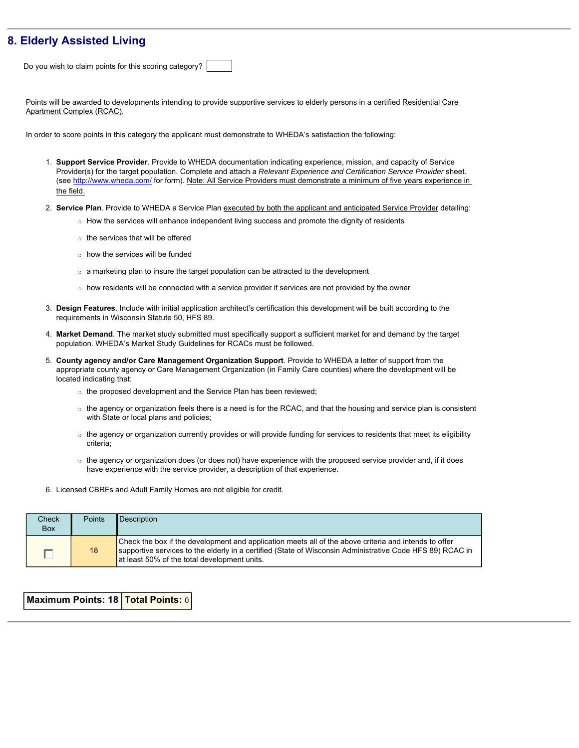## 8. Elderly Assisted Living

Do you wish to claim points for this scoring category?

Points will be awarded to developments intending to provide supportive services to elderly persons in a certified Residential Care Apartment Complex (RCAC).

In order to score points in this category the applicant must demonstrate to WHEDA's satisfaction the following:

1. **Support Service Provider**. Provide to WHEDA documentation indicating experience, mission, and capacity of Service Provider(s) for the target population. Complete and attach a *Relevant Experience and Certification Service Provider* sheet. (see http://www.wheda.com/ for form). Note: All Service Providers must demonstrate a minimum of five years experience in the field.
2. **Service Plan**. Provide to WHEDA a Service Plan executed by both the applicant and anticipated Service Provider detailing:
   - How the services will enhance independent living success and promote the dignity of residents
   - the services that will be offered
   - how the services will be funded
   - a marketing plan to insure the target population can be attracted to the development
   - how residents will be connected with a service provider if services are not provided by the owner
3. **Design Features**. Include with initial application architect's certification this development will be built according to the requirements in Wisconsin Statute 50, HFS 89.
4. **Market Demand**. The market study submitted must specifically support a sufficient market for and demand by the target population. WHEDA's Market Study Guidelines for RCACs must be followed.
5. **County agency and/or Care Management Organization Support**. Provide to WHEDA a letter of support from the appropriate county agency or Care Management Organization (in Family Care counties) where the development will be located indicating that:
   - the proposed development and the Service Plan has been reviewed;
   - the agency or organization feels there is a need is for the RCAC, and that the housing and service plan is consistent with State or local plans and policies;
   - the agency or organization currently provides or will provide funding for services to residents that meet its eligibility criteria;
   - the agency or organization does (or does not) have experience with the proposed service provider and, if it does have experience with the service provider, a description of that experience.
6. Licensed CBRFs and Adult Family Homes are not eligible for credit.

| Check Box | Points | Description |
|---|---|---|
| ☐ | 18 | Check the box if the development and application meets all of the above criteria and intends to offer supportive services to the elderly in a certified (State of Wisconsin Administrative Code HFS 89) RCAC in at least 50% of the total development units. |

| **Maximum Points: 18** | **Total Points:** 0 |
|---|---|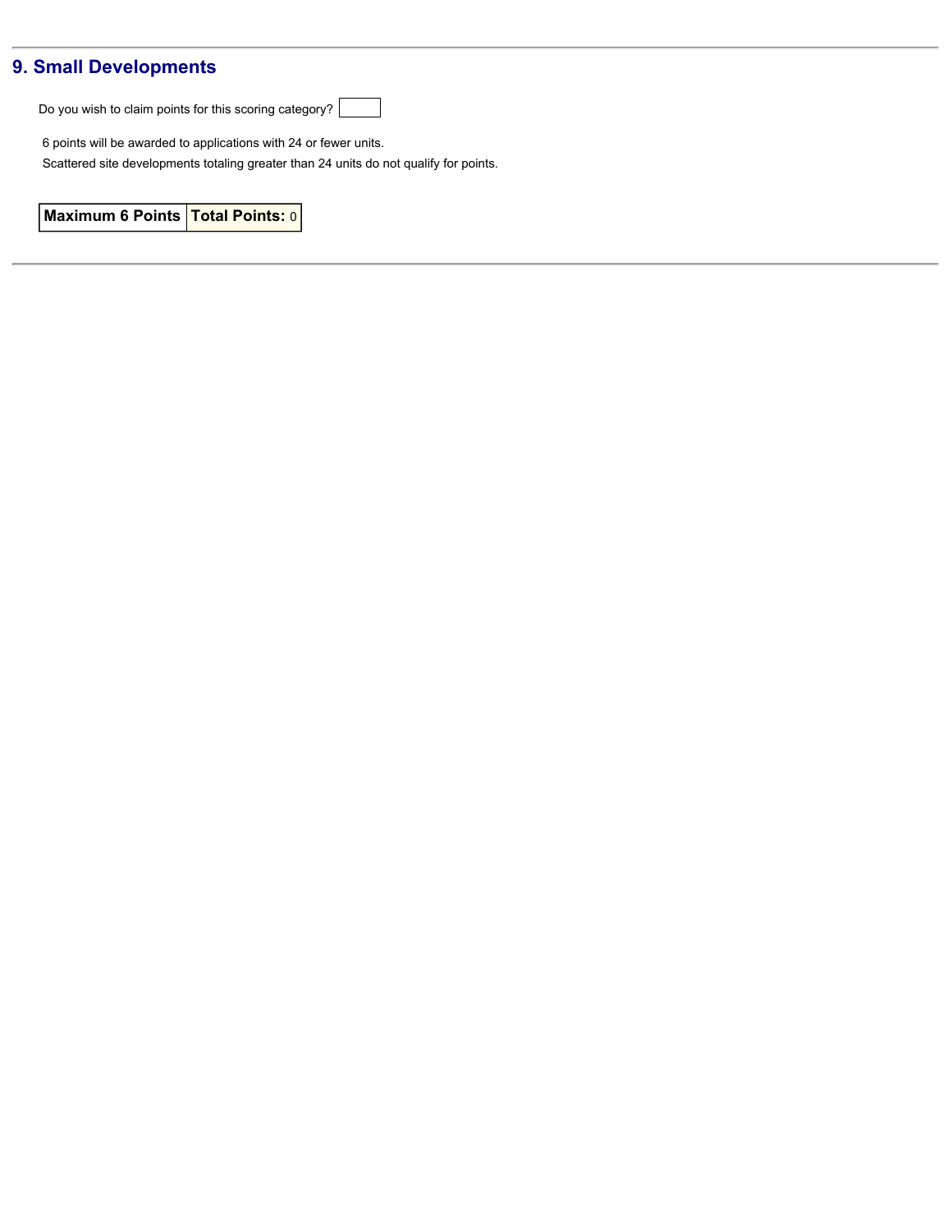## 9. Small Developments

Do you wish to claim points for this scoring category?

6 points will be awarded to applications with 24 or fewer units.

Scattered site developments totaling greater than 24 units do not qualify for points.

| **Maximum 6 Points** | **Total Points:** 0 |
|---|---|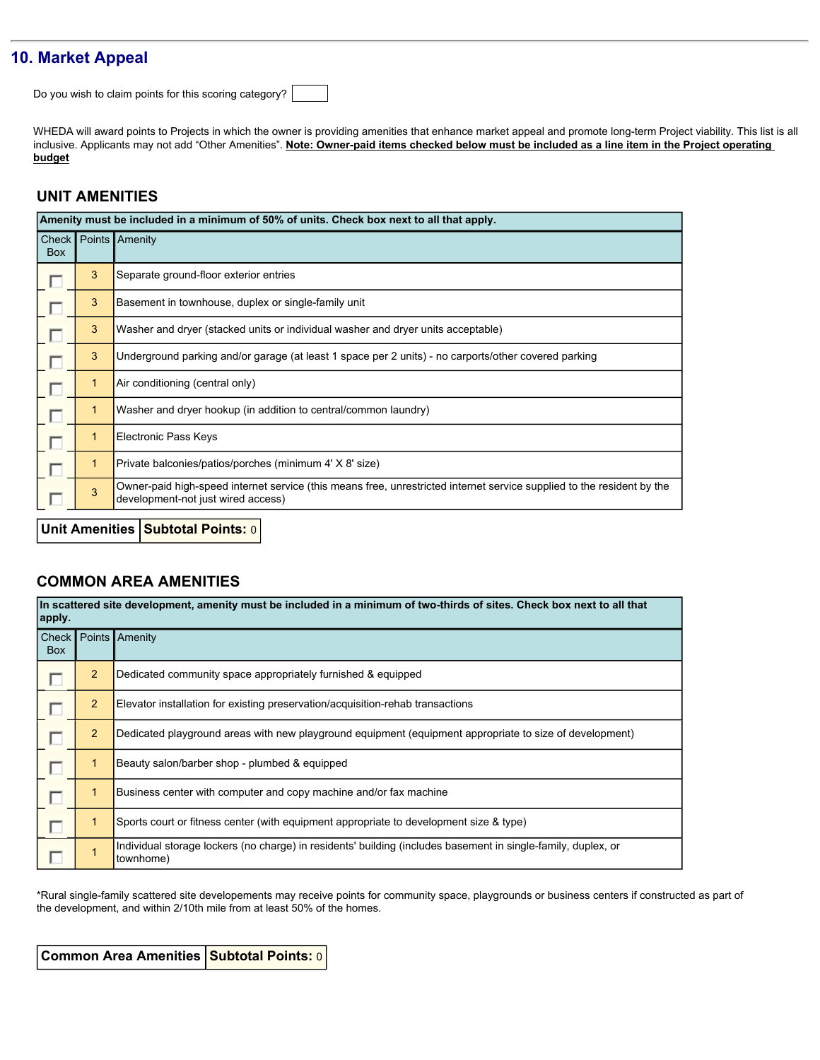## 10. Market Appeal

Do you wish to claim points for this scoring category?

WHEDA will award points to Projects in which the owner is providing amenities that enhance market appeal and promote long-term Project viability. This list is all inclusive. Applicants may not add "Other Amenities". **Note: Owner-paid items checked below must be included as a line item in the Project operating budget**

### UNIT AMENITIES

| Amenity must be included in a minimum of 50% of units. Check box next to all that apply. | | |
|---|---|---|
| Check Box | Points | Amenity |
| ☐ | 3 | Separate ground-floor exterior entries |
| ☐ | 3 | Basement in townhouse, duplex or single-family unit |
| ☐ | 3 | Washer and dryer (stacked units or individual washer and dryer units acceptable) |
| ☐ | 3 | Underground parking and/or garage (at least 1 space per 2 units) - no carports/other covered parking |
| ☐ | 1 | Air conditioning (central only) |
| ☐ | 1 | Washer and dryer hookup (in addition to central/common laundry) |
| ☐ | 1 | Electronic Pass Keys |
| ☐ | 1 | Private balconies/patios/porches (minimum 4' X 8' size) |
| ☐ | 3 | Owner-paid high-speed internet service (this means free, unrestricted internet service supplied to the resident by the development-not just wired access) |

| Unit Amenities | Subtotal Points: 0 |
|---|---|

### COMMON AREA AMENITIES

| In scattered site development, amenity must be included in a minimum of two-thirds of sites. Check box next to all that apply. | | |
|---|---|---|
| Check Box | Points | Amenity |
| ☐ | 2 | Dedicated community space appropriately furnished & equipped |
| ☐ | 2 | Elevator installation for existing preservation/acquisition-rehab transactions |
| ☐ | 2 | Dedicated playground areas with new playground equipment (equipment appropriate to size of development) |
| ☐ | 1 | Beauty salon/barber shop - plumbed & equipped |
| ☐ | 1 | Business center with computer and copy machine and/or fax machine |
| ☐ | 1 | Sports court or fitness center (with equipment appropriate to development size & type) |
| ☐ | 1 | Individual storage lockers (no charge) in residents' building (includes basement in single-family, duplex, or townhome) |

*Rural single-family scattered site developements may receive points for community space, playgrounds or business centers if constructed as part of the development, and within 2/10th mile from at least 50% of the homes.

| Common Area Amenities | Subtotal Points: 0 |
|---|---|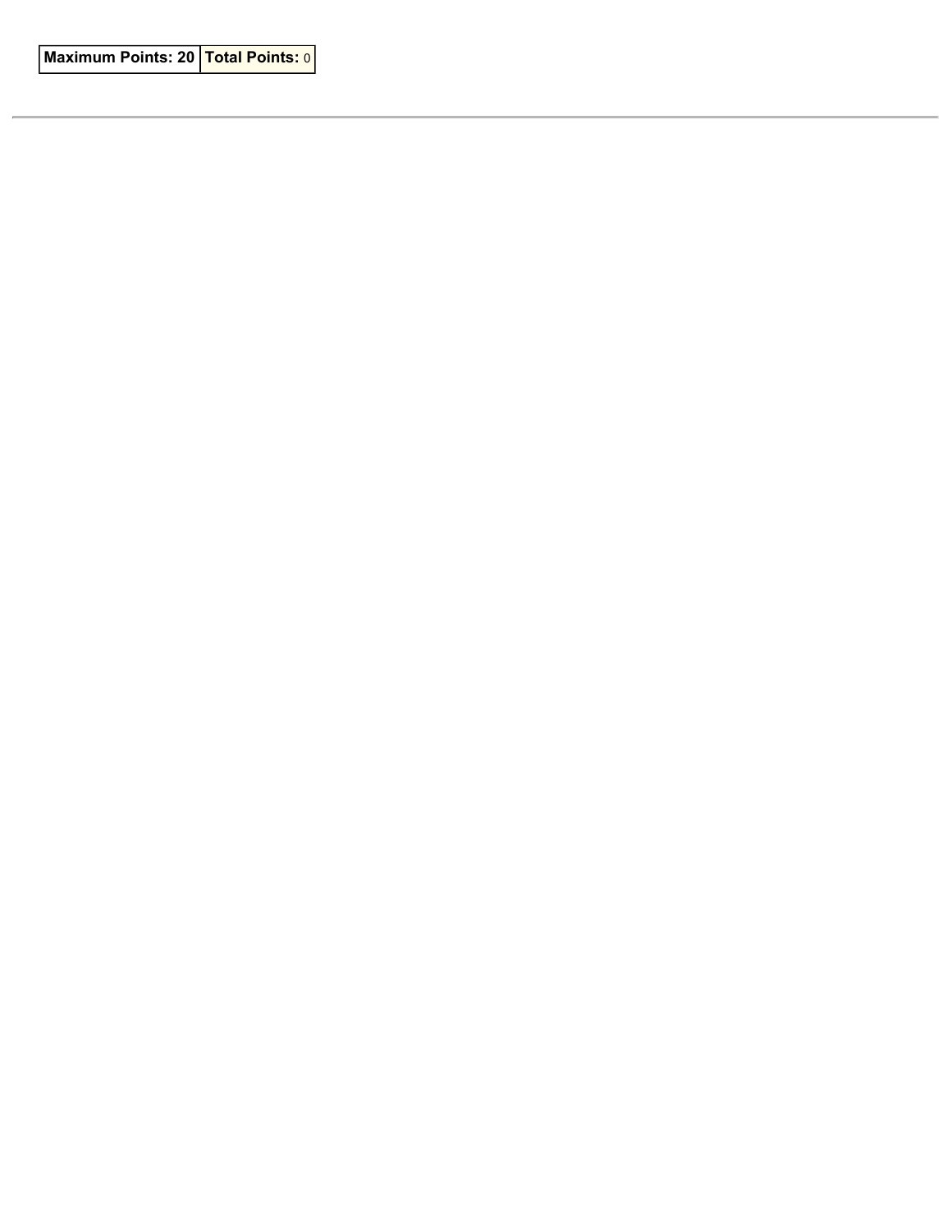| Maximum Points: 20 | Total Points: 0 |
| --- | --- |

---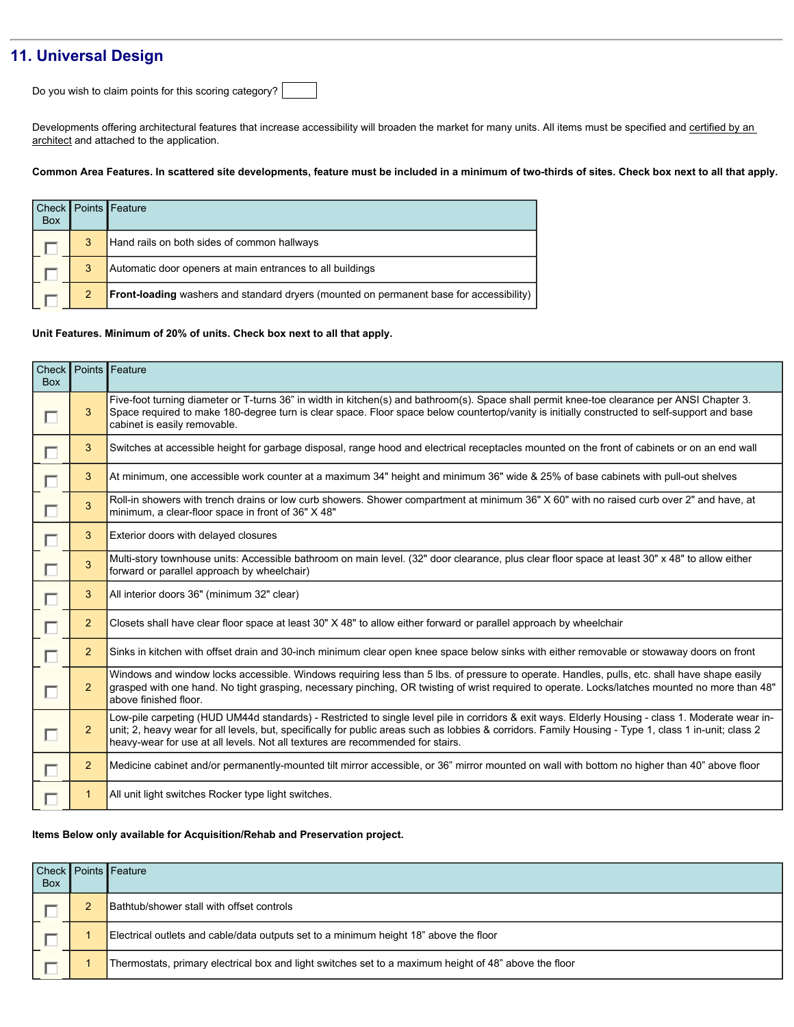## 11. Universal Design

Do you wish to claim points for this scoring category? [ ]

Developments offering architectural features that increase accessibility will broaden the market for many units. All items must be specified and certified by an architect and attached to the application.

**Common Area Features. In scattered site developments, feature must be included in a minimum of two-thirds of sites. Check box next to all that apply.**

| Check Box | Points | Feature |
|---|---|---|
| ☐ | 3 | Hand rails on both sides of common hallways |
| ☐ | 3 | Automatic door openers at main entrances to all buildings |
| ☐ | 2 | **Front-loading** washers and standard dryers (mounted on permanent base for accessibility) |

**Unit Features. Minimum of 20% of units. Check box next to all that apply.**

| Check Box | Points | Feature |
|---|---|---|
| ☐ | 3 | Five-foot turning diameter or T-turns 36" in width in kitchen(s) and bathroom(s). Space shall permit knee-toe clearance per ANSI Chapter 3. Space required to make 180-degree turn is clear space. Floor space below countertop/vanity is initially constructed to self-support and base cabinet is easily removable. |
| ☐ | 3 | Switches at accessible height for garbage disposal, range hood and electrical receptacles mounted on the front of cabinets or on an end wall |
| ☐ | 3 | At minimum, one accessible work counter at a maximum 34" height and minimum 36" wide & 25% of base cabinets with pull-out shelves |
| ☐ | 3 | Roll-in showers with trench drains or low curb showers. Shower compartment at minimum 36" X 60" with no raised curb over 2" and have, at minimum, a clear-floor space in front of 36" X 48" |
| ☐ | 3 | Exterior doors with delayed closures |
| ☐ | 3 | Multi-story townhouse units: Accessible bathroom on main level. (32" door clearance, plus clear floor space at least 30" x 48" to allow either forward or parallel approach by wheelchair) |
| ☐ | 3 | All interior doors 36" (minimum 32" clear) |
| ☐ | 2 | Closets shall have clear floor space at least 30" X 48" to allow either forward or parallel approach by wheelchair |
| ☐ | 2 | Sinks in kitchen with offset drain and 30-inch minimum clear open knee space below sinks with either removable or stowaway doors on front |
| ☐ | 2 | Windows and window locks accessible. Windows requiring less than 5 lbs. of pressure to operate. Handles, pulls, etc. shall have shape easily grasped with one hand. No tight grasping, necessary pinching, OR twisting of wrist required to operate. Locks/latches mounted no more than 48" above finished floor. |
| ☐ | 2 | Low-pile carpeting (HUD UM44d standards) - Restricted to single level pile in corridors & exit ways. Elderly Housing - class 1. Moderate wear in-unit; 2, heavy wear for all levels, but, specifically for public areas such as lobbies & corridors. Family Housing - Type 1, class 1 in-unit; class 2 heavy-wear for use at all levels. Not all textures are recommended for stairs. |
| ☐ | 2 | Medicine cabinet and/or permanently-mounted tilt mirror accessible, or 36" mirror mounted on wall with bottom no higher than 40" above floor |
| ☐ | 1 | All unit light switches Rocker type light switches. |

**Items Below only available for Acquisition/Rehab and Preservation project.**

| Check Box | Points | Feature |
|---|---|---|
| ☐ | 2 | Bathtub/shower stall with offset controls |
| ☐ | 1 | Electrical outlets and cable/data outputs set to a minimum height 18" above the floor |
| ☐ | 1 | Thermostats, primary electrical box and light switches set to a maximum height of 48" above the floor |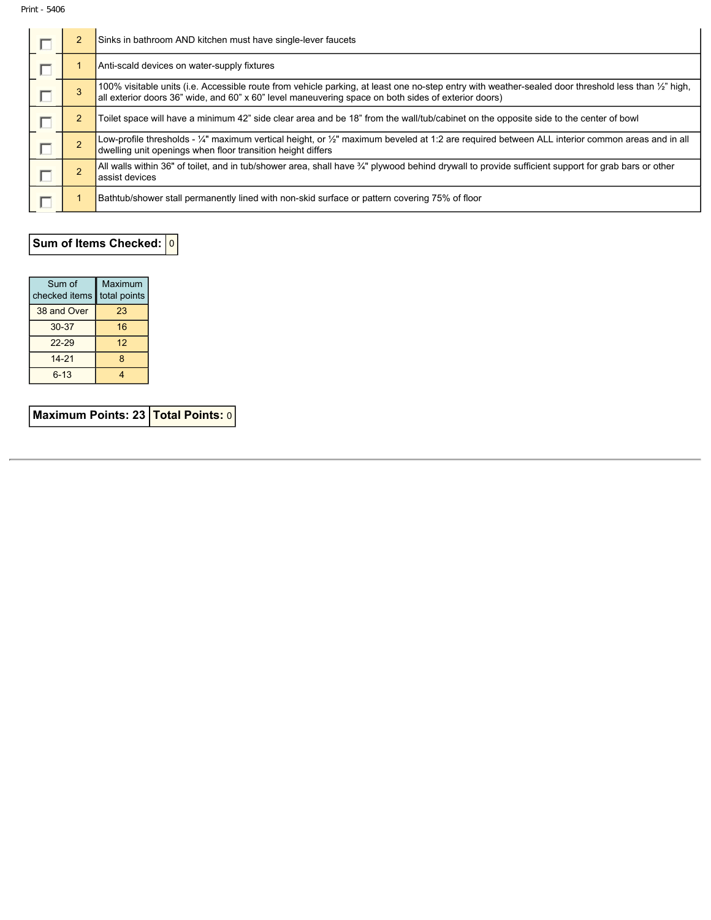| | | |
|---|---|---|
| ☐ | 2 | Sinks in bathroom AND kitchen must have single-lever faucets |
| ☐ | 1 | Anti-scald devices on water-supply fixtures |
| ☐ | 3 | 100% visitable units (i.e. Accessible route from vehicle parking, at least one no-step entry with weather-sealed door threshold less than ½" high, all exterior doors 36" wide, and 60" x 60" level maneuvering space on both sides of exterior doors) |
| ☐ | 2 | Toilet space will have a minimum 42" side clear area and be 18" from the wall/tub/cabinet on the opposite side to the center of bowl |
| ☐ | 2 | Low-profile thresholds - ¼" maximum vertical height, or ½" maximum beveled at 1:2 are required between ALL interior common areas and in all dwelling unit openings when floor transition height differs |
| ☐ | 2 | All walls within 36" of toilet, and in tub/shower area, shall have ¾" plywood behind drywall to provide sufficient support for grab bars or other assist devices |
| ☐ | 1 | Bathtub/shower stall permanently lined with non-skid surface or pattern covering 75% of floor |

**Sum of Items Checked:** 0

| Sum of checked items | Maximum total points |
|---|---|
| 38 and Over | 23 |
| 30-37 | 16 |
| 22-29 | 12 |
| 14-21 | 8 |
| 6-13 | 4 |

**Maximum Points: 23** | **Total Points:** 0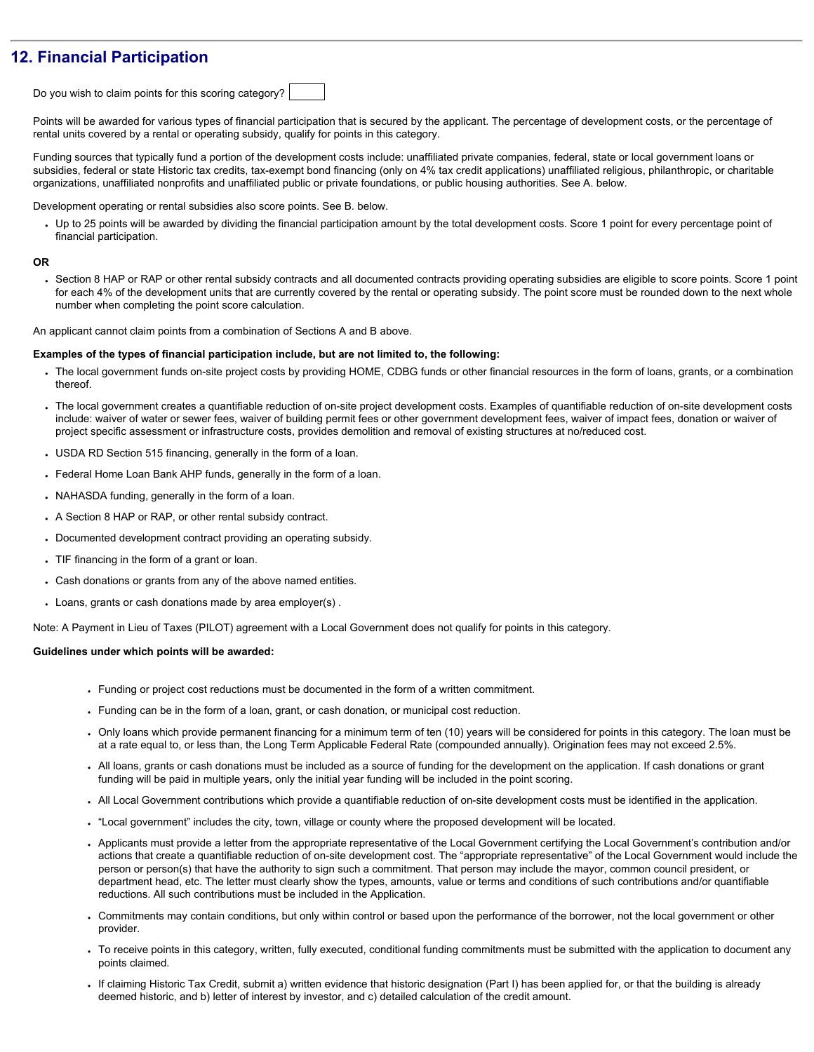## 12. Financial Participation

Do you wish to claim points for this scoring category?

Points will be awarded for various types of financial participation that is secured by the applicant. The percentage of development costs, or the percentage of rental units covered by a rental or operating subsidy, qualify for points in this category.

Funding sources that typically fund a portion of the development costs include: unaffiliated private companies, federal, state or local government loans or subsidies, federal or state Historic tax credits, tax-exempt bond financing (only on 4% tax credit applications) unaffiliated religious, philanthropic, or charitable organizations, unaffiliated nonprofits and unaffiliated public or private foundations, or public housing authorities. See A. below.

Development operating or rental subsidies also score points. See B. below.

- Up to 25 points will be awarded by dividing the financial participation amount by the total development costs. Score 1 point for every percentage point of financial participation.

**OR**

- Section 8 HAP or RAP or other rental subsidy contracts and all documented contracts providing operating subsidies are eligible to score points. Score 1 point for each 4% of the development units that are currently covered by the rental or operating subsidy. The point score must be rounded down to the next whole number when completing the point score calculation.

An applicant cannot claim points from a combination of Sections A and B above.

**Examples of the types of financial participation include, but are not limited to, the following:**

- The local government funds on-site project costs by providing HOME, CDBG funds or other financial resources in the form of loans, grants, or a combination thereof.
- The local government creates a quantifiable reduction of on-site project development costs. Examples of quantifiable reduction of on-site development costs include: waiver of water or sewer fees, waiver of building permit fees or other government development fees, waiver of impact fees, donation or waiver of project specific assessment or infrastructure costs, provides demolition and removal of existing structures at no/reduced cost.
- USDA RD Section 515 financing, generally in the form of a loan.
- Federal Home Loan Bank AHP funds, generally in the form of a loan.
- NAHASDA funding, generally in the form of a loan.
- A Section 8 HAP or RAP, or other rental subsidy contract.
- Documented development contract providing an operating subsidy.
- TIF financing in the form of a grant or loan.
- Cash donations or grants from any of the above named entities.
- Loans, grants or cash donations made by area employer(s) .

Note: A Payment in Lieu of Taxes (PILOT) agreement with a Local Government does not qualify for points in this category.

**Guidelines under which points will be awarded:**

- Funding or project cost reductions must be documented in the form of a written commitment.
- Funding can be in the form of a loan, grant, or cash donation, or municipal cost reduction.
- Only loans which provide permanent financing for a minimum term of ten (10) years will be considered for points in this category. The loan must be at a rate equal to, or less than, the Long Term Applicable Federal Rate (compounded annually). Origination fees may not exceed 2.5%.
- All loans, grants or cash donations must be included as a source of funding for the development on the application. If cash donations or grant funding will be paid in multiple years, only the initial year funding will be included in the point scoring.
- All Local Government contributions which provide a quantifiable reduction of on-site development costs must be identified in the application.
- "Local government" includes the city, town, village or county where the proposed development will be located.
- Applicants must provide a letter from the appropriate representative of the Local Government certifying the Local Government's contribution and/or actions that create a quantifiable reduction of on-site development cost. The "appropriate representative" of the Local Government would include the person or person(s) that have the authority to sign such a commitment. That person may include the mayor, common council president, or department head, etc. The letter must clearly show the types, amounts, value or terms and conditions of such contributions and/or quantifiable reductions. All such contributions must be included in the Application.
- Commitments may contain conditions, but only within control or based upon the performance of the borrower, not the local government or other provider.
- To receive points in this category, written, fully executed, conditional funding commitments must be submitted with the application to document any points claimed.
- If claiming Historic Tax Credit, submit a) written evidence that historic designation (Part I) has been applied for, or that the building is already deemed historic, and b) letter of interest by investor, and c) detailed calculation of the credit amount.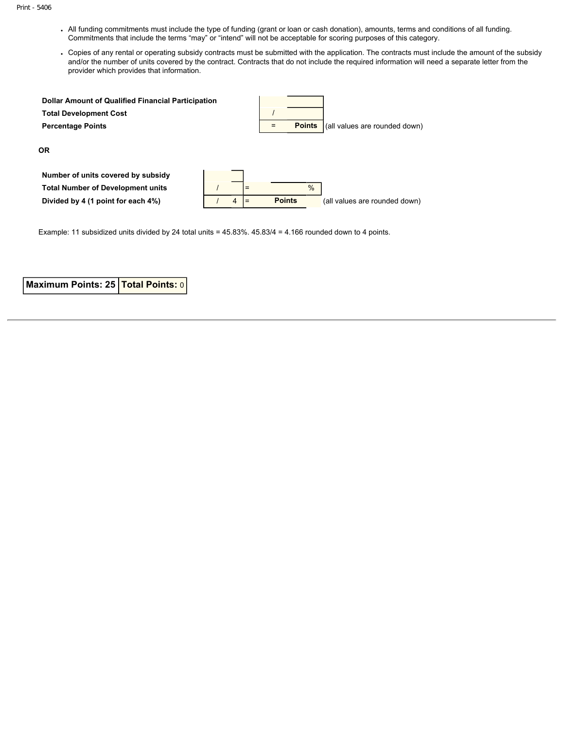- All funding commitments must include the type of funding (grant or loan or cash donation), amounts, terms and conditions of all funding. Commitments that include the terms "may" or "intend" will not be acceptable for scoring purposes of this category.
- Copies of any rental or operating subsidy contracts must be submitted with the application. The contracts must include the amount of the subsidy and/or the number of units covered by the contract. Contracts that do not include the required information will need a separate letter from the provider which provides that information.

| | | | |
|---|---|---|---|
| **Dollar Amount of Qualified Financial Participation** | | | |
| **Total Development Cost** | / | | |
| **Percentage Points** | = | **Points** | (all values are rounded down) |

**OR**

| | | | | |
|---|---|---|---|---|
| **Number of units covered by subsidy** | | | | |
| **Total Number of Development units** | / | = | % | |
| **Divided by 4 (1 point for each 4%)** | / 4 | = | **Points** | (all values are rounded down) |

Example: 11 subsidized units divided by 24 total units = 45.83%. 45.83/4 = 4.166 rounded down to 4 points.

| **Maximum Points: 25** | **Total Points:** 0 |
|---|---|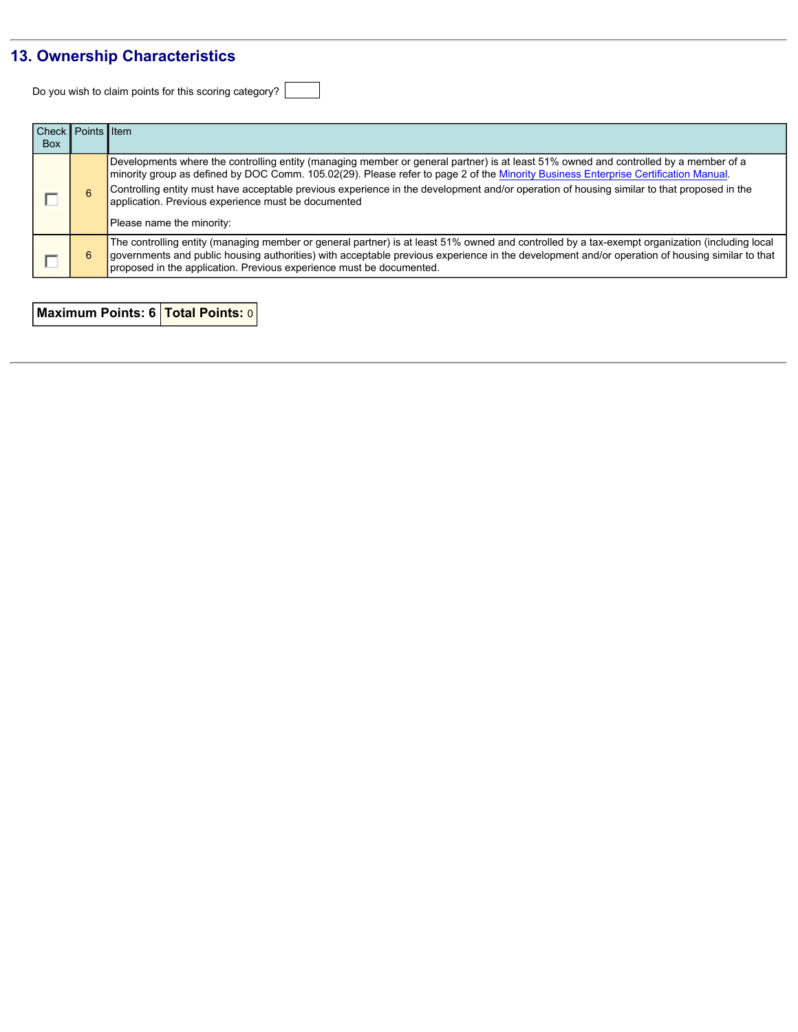## 13. Ownership Characteristics

Do you wish to claim points for this scoring category?

| Check Box | Points | Item |
|---|---|---|
| ☐ | 6 | Developments where the controlling entity (managing member or general partner) is at least 51% owned and controlled by a member of a minority group as defined by DOC Comm. 105.02(29). Please refer to page 2 of the Minority Business Enterprise Certification Manual. Controlling entity must have acceptable previous experience in the development and/or operation of housing similar to that proposed in the application. Previous experience must be documented<br><br>Please name the minority: |
| ☐ | 6 | The controlling entity (managing member or general partner) is at least 51% owned and controlled by a tax-exempt organization (including local governments and public housing authorities) with acceptable previous experience in the development and/or operation of housing similar to that proposed in the application. Previous experience must be documented. |

| **Maximum Points: 6** | **Total Points:** 0 |
|---|---|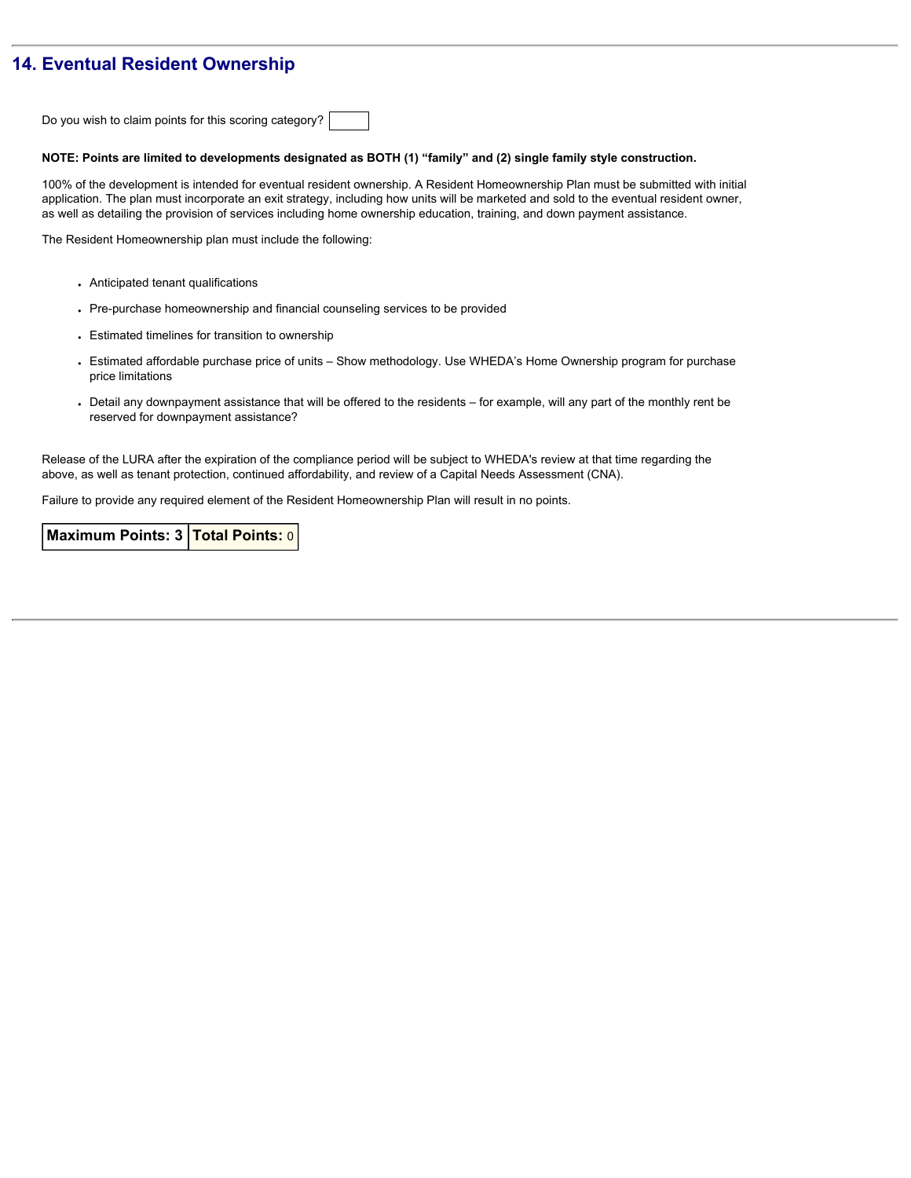## 14. Eventual Resident Ownership

Do you wish to claim points for this scoring category?

**NOTE: Points are limited to developments designated as BOTH (1) “family” and (2) single family style construction.**

100% of the development is intended for eventual resident ownership. A Resident Homeownership Plan must be submitted with initial application. The plan must incorporate an exit strategy, including how units will be marketed and sold to the eventual resident owner, as well as detailing the provision of services including home ownership education, training, and down payment assistance.

The Resident Homeownership plan must include the following:

- Anticipated tenant qualifications
- Pre-purchase homeownership and financial counseling services to be provided
- Estimated timelines for transition to ownership
- Estimated affordable purchase price of units – Show methodology. Use WHEDA’s Home Ownership program for purchase price limitations
- Detail any downpayment assistance that will be offered to the residents – for example, will any part of the monthly rent be reserved for downpayment assistance?

Release of the LURA after the expiration of the compliance period will be subject to WHEDA's review at that time regarding the above, as well as tenant protection, continued affordability, and review of a Capital Needs Assessment (CNA).

Failure to provide any required element of the Resident Homeownership Plan will result in no points.

| **Maximum Points: 3** | **Total Points:** 0 |
| --- | --- |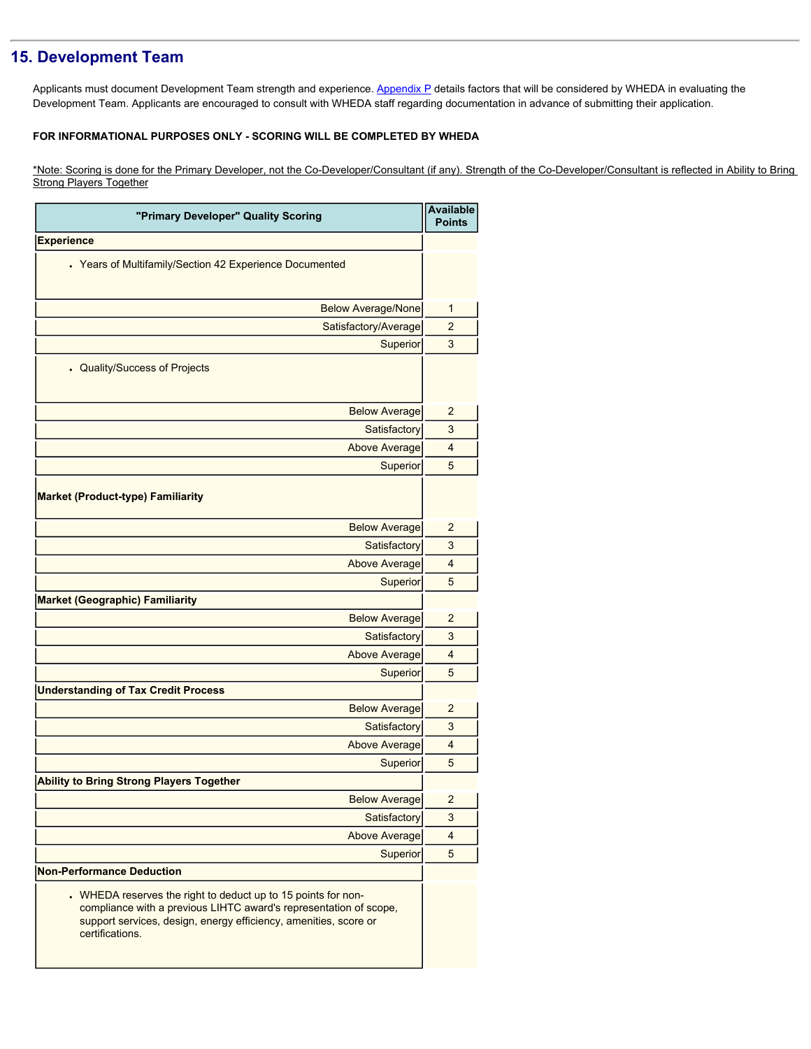## 15. Development Team

Applicants must document Development Team strength and experience. Appendix P details factors that will be considered by WHEDA in evaluating the Development Team. Applicants are encouraged to consult with WHEDA staff regarding documentation in advance of submitting their application.

**FOR INFORMATIONAL PURPOSES ONLY - SCORING WILL BE COMPLETED BY WHEDA**

*Note: Scoring is done for the Primary Developer, not the Co-Developer/Consultant (if any). Strength of the Co-Developer/Consultant is reflected in Ability to Bring Strong Players Together

| "Primary Developer" Quality Scoring | Available Points |
|---|---|
| **Experience** | |
| • Years of Multifamily/Section 42 Experience Documented | |
| Below Average/None | 1 |
| Satisfactory/Average | 2 |
| Superior | 3 |
| • Quality/Success of Projects | |
| Below Average | 2 |
| Satisfactory | 3 |
| Above Average | 4 |
| Superior | 5 |
| **Market (Product-type) Familiarity** | |
| Below Average | 2 |
| Satisfactory | 3 |
| Above Average | 4 |
| Superior | 5 |
| **Market (Geographic) Familiarity** | |
| Below Average | 2 |
| Satisfactory | 3 |
| Above Average | 4 |
| Superior | 5 |
| **Understanding of Tax Credit Process** | |
| Below Average | 2 |
| Satisfactory | 3 |
| Above Average | 4 |
| Superior | 5 |
| **Ability to Bring Strong Players Together** | |
| Below Average | 2 |
| Satisfactory | 3 |
| Above Average | 4 |
| Superior | 5 |
| **Non-Performance Deduction** | |
| • WHEDA reserves the right to deduct up to 15 points for non-compliance with a previous LIHTC award's representation of scope, support services, design, energy efficiency, amenities, score or certifications. | |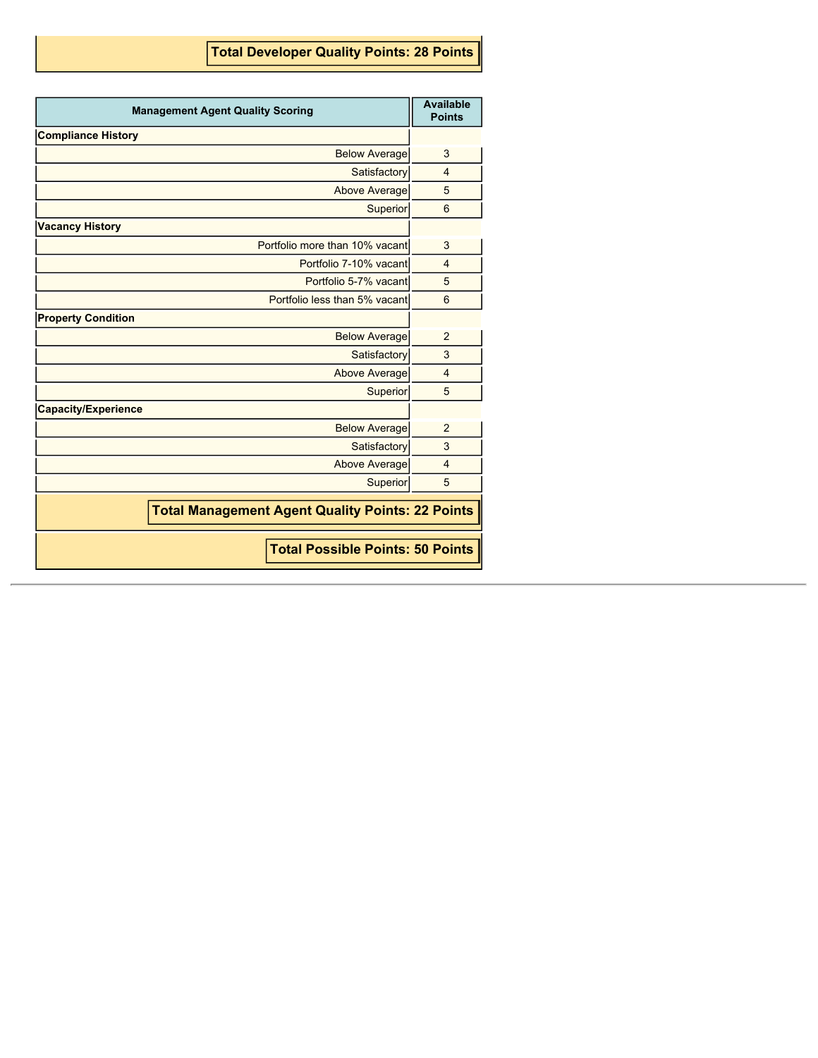**Total Developer Quality Points: 28 Points**

| Management Agent Quality Scoring | Available Points |
|---|---|
| **Compliance History** | |
| Below Average | 3 |
| Satisfactory | 4 |
| Above Average | 5 |
| Superior | 6 |
| **Vacancy History** | |
| Portfolio more than 10% vacant | 3 |
| Portfolio 7-10% vacant | 4 |
| Portfolio 5-7% vacant | 5 |
| Portfolio less than 5% vacant | 6 |
| **Property Condition** | |
| Below Average | 2 |
| Satisfactory | 3 |
| Above Average | 4 |
| Superior | 5 |
| **Capacity/Experience** | |
| Below Average | 2 |
| Satisfactory | 3 |
| Above Average | 4 |
| Superior | 5 |

**Total Management Agent Quality Points: 22 Points**

**Total Possible Points: 50 Points**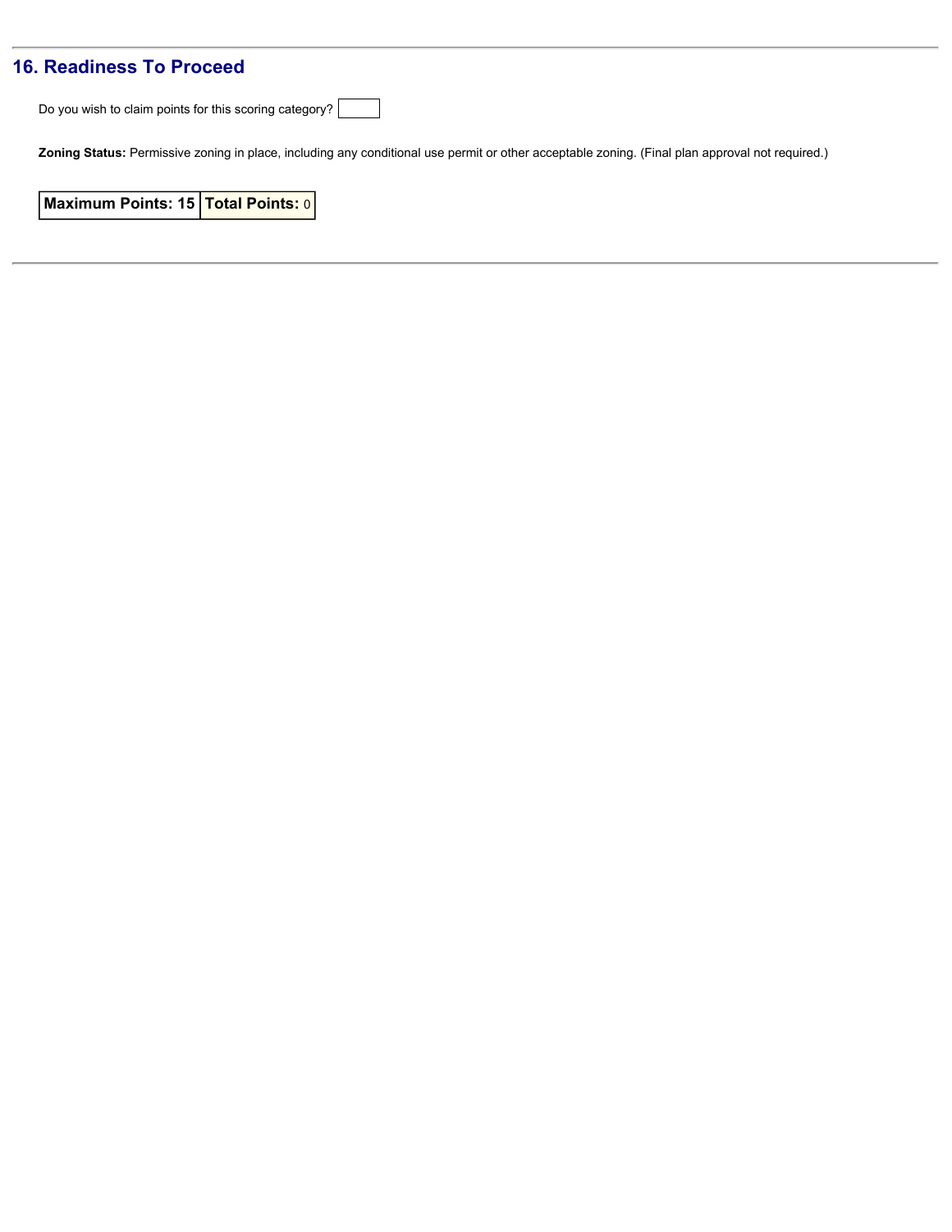## 16. Readiness To Proceed

Do you wish to claim points for this scoring category?

**Zoning Status:** Permissive zoning in place, including any conditional use permit or other acceptable zoning. (Final plan approval not required.)

| Maximum Points: 15 | Total Points: 0 |
|---|---|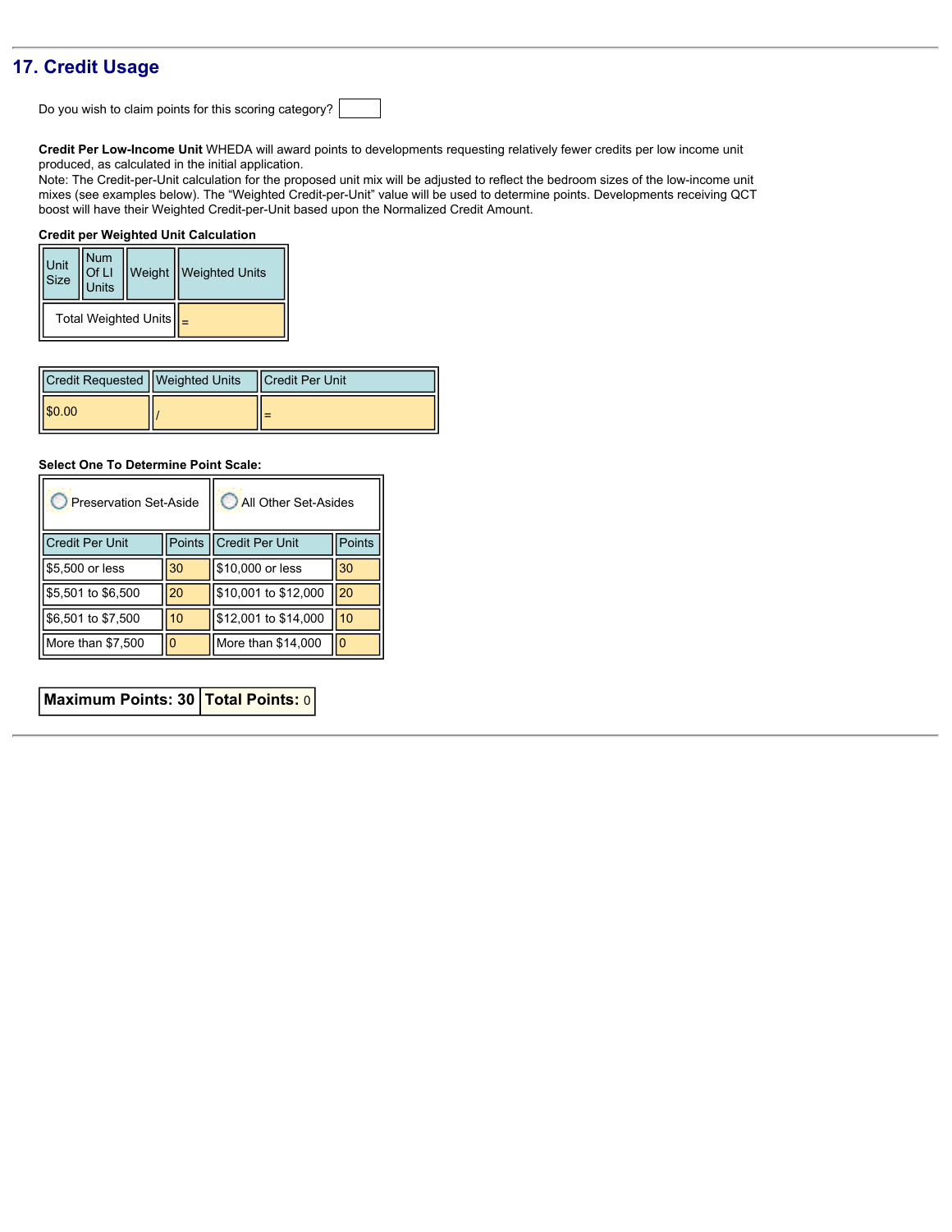## 17. Credit Usage

Do you wish to claim points for this scoring category?

**Credit Per Low-Income Unit** WHEDA will award points to developments requesting relatively fewer credits per low income unit produced, as calculated in the initial application.
Note: The Credit-per-Unit calculation for the proposed unit mix will be adjusted to reflect the bedroom sizes of the low-income unit mixes (see examples below). The "Weighted Credit-per-Unit" value will be used to determine points. Developments receiving QCT boost will have their Weighted Credit-per-Unit based upon the Normalized Credit Amount.

**Credit per Weighted Unit Calculation**

| Unit Size | Num Of LI Units | Weight | Weighted Units |
|---|---|---|---|
| Total Weighted Units | | | = |

| Credit Requested | Weighted Units | Credit Per Unit |
|---|---|---|
| $0.00 | / | = |

**Select One To Determine Point Scale:**

| Preservation Set-Aside | | All Other Set-Asides | |
|---|---|---|---|
| Credit Per Unit | Points | Credit Per Unit | Points |
| $5,500 or less | 30 | $10,000 or less | 30 |
| $5,501 to $6,500 | 20 | $10,001 to $12,000 | 20 |
| $6,501 to $7,500 | 10 | $12,001 to $14,000 | 10 |
| More than $7,500 | 0 | More than $14,000 | 0 |

| **Maximum Points: 30** | **Total Points:** 0 |
|---|---|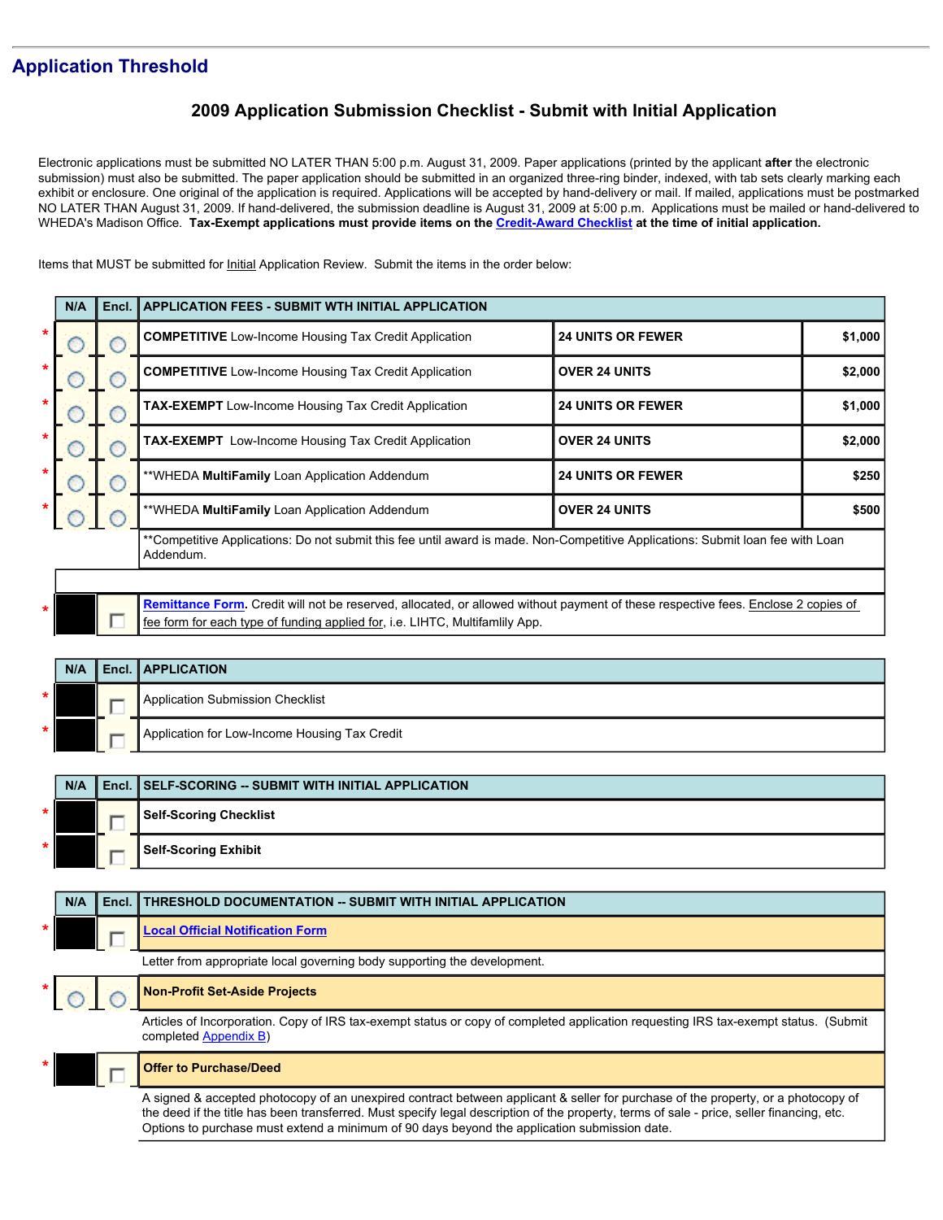## Application Threshold

### 2009 Application Submission Checklist - Submit with Initial Application

Electronic applications must be submitted NO LATER THAN 5:00 p.m. August 31, 2009. Paper applications (printed by the applicant **after** the electronic submission) must also be submitted. The paper application should be submitted in an organized three-ring binder, indexed, with tab sets clearly marking each exhibit or enclosure. One original of the application is required. Applications will be accepted by hand-delivery or mail. If mailed, applications must be postmarked NO LATER THAN August 31, 2009. If hand-delivered, the submission deadline is August 31, 2009 at 5:00 p.m. Applications must be mailed or hand-delivered to WHEDA's Madison Office. **Tax-Exempt applications must provide items on the Credit-Award Checklist at the time of initial application.**

Items that MUST be submitted for Initial Application Review. Submit the items in the order below:

| | N/A | Encl. | APPLICATION FEES - SUBMIT WTH INITIAL APPLICATION | | |
|---|---|---|---|---|---|
| * | ○ | ○ | **COMPETITIVE** Low-Income Housing Tax Credit Application | **24 UNITS OR FEWER** | **$1,000** |
| * | ○ | ○ | **COMPETITIVE** Low-Income Housing Tax Credit Application | **OVER 24 UNITS** | **$2,000** |
| * | ○ | ○ | **TAX-EXEMPT** Low-Income Housing Tax Credit Application | **24 UNITS OR FEWER** | **$1,000** |
| * | ○ | ○ | **TAX-EXEMPT** Low-Income Housing Tax Credit Application | **OVER 24 UNITS** | **$2,000** |
| * | ○ | ○ | **WHEDA **MultiFamily** Loan Application Addendum | **24 UNITS OR FEWER** | **$250** |
| * | ○ | ○ | **WHEDA **MultiFamily** Loan Application Addendum | **OVER 24 UNITS** | **$500** |
| | | | **Competitive Applications: Do not submit this fee until award is made. Non-Competitive Applications: Submit loan fee with Loan Addendum. | | |
| * | ■ | ☐ | **Remittance Form.** Credit will not be reserved, allocated, or allowed without payment of these respective fees. Enclose 2 copies of fee form for each type of funding applied for, i.e. LIHTC, Multifamlily App. | | |

| | N/A | Encl. | APPLICATION |
|---|---|---|---|
| * | ■ | ☐ | Application Submission Checklist |
| * | ■ | ☐ | Application for Low-Income Housing Tax Credit |

| | N/A | Encl. | SELF-SCORING -- SUBMIT WITH INITIAL APPLICATION |
|---|---|---|---|
| * | ■ | ☐ | **Self-Scoring Checklist** |
| * | ■ | ☐ | **Self-Scoring Exhibit** |

| | N/A | Encl. | THRESHOLD DOCUMENTATION -- SUBMIT WITH INITIAL APPLICATION |
|---|---|---|---|
| * | ■ | ☐ | **Local Official Notification Form** |
| | | | Letter from appropriate local governing body supporting the development. |
| * | ○ | ○ | **Non-Profit Set-Aside Projects** |
| | | | Articles of Incorporation. Copy of IRS tax-exempt status or copy of completed application requesting IRS tax-exempt status. (Submit completed Appendix B) |
| * | ■ | ☐ | **Offer to Purchase/Deed** |
| | | | A signed & accepted photocopy of an unexpired contract between applicant & seller for purchase of the property, or a photocopy of the deed if the title has been transferred. Must specify legal description of the property, terms of sale - price, seller financing, etc. Options to purchase must extend a minimum of 90 days beyond the application submission date. |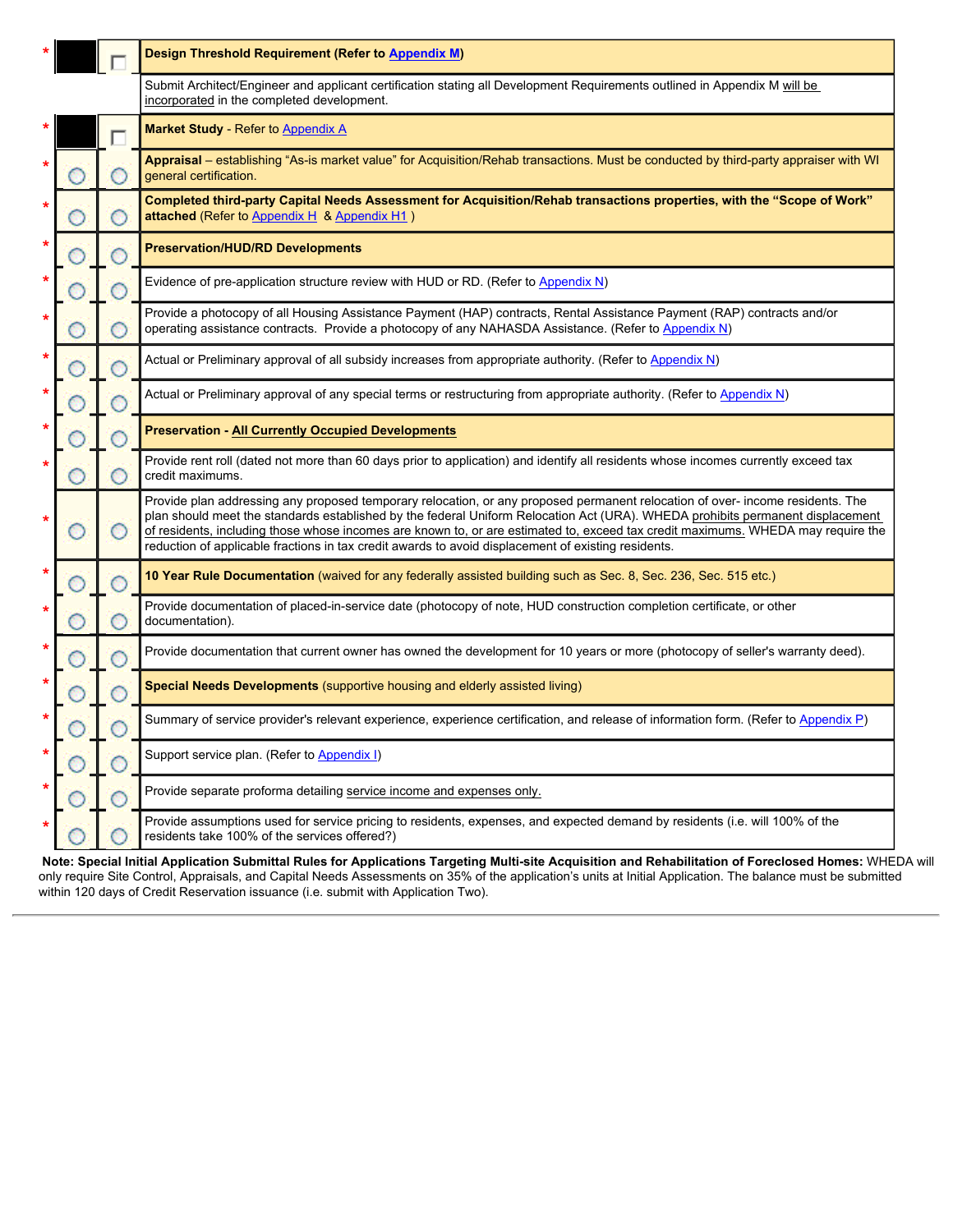| | | | |
|---|---|---|---|
| * | | ☐ | **Design Threshold Requirement (Refer to Appendix M)** |
| | | | Submit Architect/Engineer and applicant certification stating all Development Requirements outlined in Appendix M will be incorporated in the completed development. |
| * | | ☐ | **Market Study** - Refer to Appendix A |
| * | ○ | ○ | **Appraisal** – establishing "As-is market value" for Acquisition/Rehab transactions. Must be conducted by third-party appraiser with WI general certification. |
| * | ○ | ○ | **Completed third-party Capital Needs Assessment for Acquisition/Rehab transactions properties, with the "Scope of Work" attached** (Refer to Appendix H & Appendix H1 ) |
| * | ○ | ○ | **Preservation/HUD/RD Developments** |
| * | ○ | ○ | Evidence of pre-application structure review with HUD or RD. (Refer to Appendix N) |
| * | ○ | ○ | Provide a photocopy of all Housing Assistance Payment (HAP) contracts, Rental Assistance Payment (RAP) contracts and/or operating assistance contracts. Provide a photocopy of any NAHASDA Assistance. (Refer to Appendix N) |
| * | ○ | ○ | Actual or Preliminary approval of all subsidy increases from appropriate authority. (Refer to Appendix N) |
| * | ○ | ○ | Actual or Preliminary approval of any special terms or restructuring from appropriate authority. (Refer to Appendix N) |
| * | ○ | ○ | **Preservation - All Currently Occupied Developments** |
| * | ○ | ○ | Provide rent roll (dated not more than 60 days prior to application) and identify all residents whose incomes currently exceed tax credit maximums. |
| * | ○ | ○ | Provide plan addressing any proposed temporary relocation, or any proposed permanent relocation of over- income residents. The plan should meet the standards established by the federal Uniform Relocation Act (URA). WHEDA prohibits permanent displacement of residents, including those whose incomes are known to, or are estimated to, exceed tax credit maximums. WHEDA may require the reduction of applicable fractions in tax credit awards to avoid displacement of existing residents. |
| * | ○ | ○ | **10 Year Rule Documentation** (waived for any federally assisted building such as Sec. 8, Sec. 236, Sec. 515 etc.) |
| * | ○ | ○ | Provide documentation of placed-in-service date (photocopy of note, HUD construction completion certificate, or other documentation). |
| * | ○ | ○ | Provide documentation that current owner has owned the development for 10 years or more (photocopy of seller's warranty deed). |
| * | ○ | ○ | **Special Needs Developments** (supportive housing and elderly assisted living) |
| * | ○ | ○ | Summary of service provider's relevant experience, experience certification, and release of information form. (Refer to Appendix P) |
| * | ○ | ○ | Support service plan. (Refer to Appendix I) |
| * | ○ | ○ | Provide separate proforma detailing service income and expenses only. |
| * | ○ | ○ | Provide assumptions used for service pricing to residents, expenses, and expected demand by residents (i.e. will 100% of the residents take 100% of the services offered?) |

**Note: Special Initial Application Submittal Rules for Applications Targeting Multi-site Acquisition and Rehabilitation of Foreclosed Homes:** WHEDA will only require Site Control, Appraisals, and Capital Needs Assessments on 35% of the application's units at Initial Application. The balance must be submitted within 120 days of Credit Reservation issuance (i.e. submit with Application Two).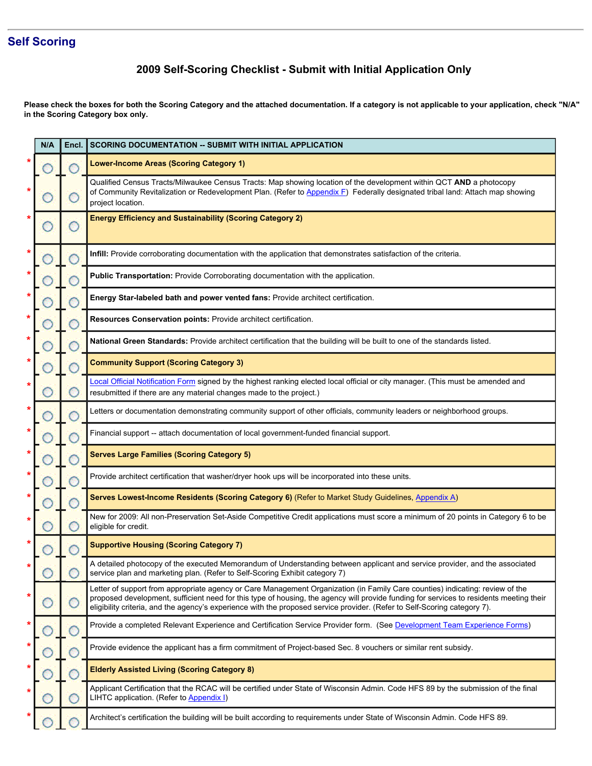## Self Scoring

### 2009 Self-Scoring Checklist - Submit with Initial Application Only

**Please check the boxes for both the Scoring Category and the attached documentation. If a category is not applicable to your application, check "N/A" in the Scoring Category box only.**

| | N/A | Encl. | SCORING DOCUMENTATION -- SUBMIT WITH INITIAL APPLICATION |
|---|---|---|---|
| * | ○ | ○ | **Lower-Income Areas (Scoring Category 1)** |
| * | ○ | ○ | Qualified Census Tracts/Milwaukee Census Tracts: Map showing location of the development within QCT **AND** a photocopy of Community Revitalization or Redevelopment Plan. (Refer to Appendix F) Federally designated tribal land: Attach map showing project location. |
| * | ○ | ○ | **Energy Efficiency and Sustainability (Scoring Category 2)** |
| * | ○ | ○ | **Infill:** Provide corroborating documentation with the application that demonstrates satisfaction of the criteria. |
| * | ○ | ○ | **Public Transportation:** Provide Corroborating documentation with the application. |
| * | ○ | ○ | **Energy Star-labeled bath and power vented fans:** Provide architect certification. |
| * | ○ | ○ | **Resources Conservation points:** Provide architect certification. |
| * | ○ | ○ | **National Green Standards:** Provide architect certification that the building will be built to one of the standards listed. |
| * | ○ | ○ | **Community Support (Scoring Category 3)** |
| * | ○ | ○ | Local Official Notification Form signed by the highest ranking elected local official or city manager. (This must be amended and resubmitted if there are any material changes made to the project.) |
| * | ○ | ○ | Letters or documentation demonstrating community support of other officials, community leaders or neighborhood groups. |
| * | ○ | ○ | Financial support -- attach documentation of local government-funded financial support. |
| * | ○ | ○ | **Serves Large Families (Scoring Category 5)** |
| * | ○ | ○ | Provide architect certification that washer/dryer hook ups will be incorporated into these units. |
| * | ○ | ○ | **Serves Lowest-Income Residents (Scoring Category 6)** (Refer to Market Study Guidelines, Appendix A) |
| * | ○ | ○ | New for 2009: All non-Preservation Set-Aside Competitive Credit applications must score a minimum of 20 points in Category 6 to be eligible for credit. |
| * | ○ | ○ | **Supportive Housing (Scoring Category 7)** |
| * | ○ | ○ | A detailed photocopy of the executed Memorandum of Understanding between applicant and service provider, and the associated service plan and marketing plan. (Refer to Self-Scoring Exhibit category 7) |
| * | ○ | ○ | Letter of support from appropriate agency or Care Management Organization (in Family Care counties) indicating: review of the proposed development, sufficient need for this type of housing, the agency will provide funding for services to residents meeting their eligibility criteria, and the agency's experience with the proposed service provider. (Refer to Self-Scoring category 7). |
| * | ○ | ○ | Provide a completed Relevant Experience and Certification Service Provider form. (See Development Team Experience Forms) |
| * | ○ | ○ | Provide evidence the applicant has a firm commitment of Project-based Sec. 8 vouchers or similar rent subsidy. |
| * | ○ | ○ | **Elderly Assisted Living (Scoring Category 8)** |
| * | ○ | ○ | Applicant Certification that the RCAC will be certified under State of Wisconsin Admin. Code HFS 89 by the submission of the final LIHTC application. (Refer to Appendix I) |
| * | ○ | ○ | Architect's certification the building will be built according to requirements under State of Wisconsin Admin. Code HFS 89. |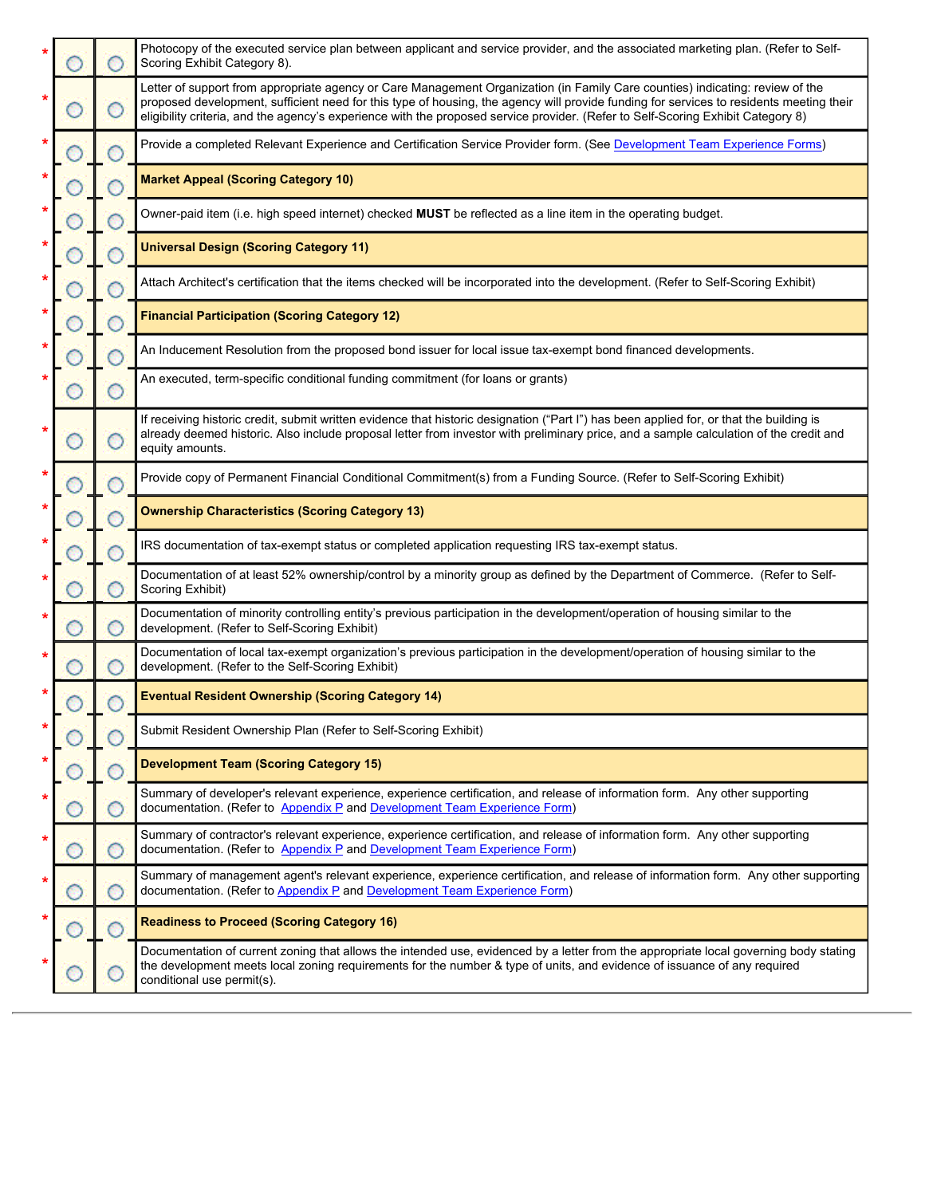| | | | |
|---|---|---|---|
| * | ◯ | ◯ | Photocopy of the executed service plan between applicant and service provider, and the associated marketing plan. (Refer to Self-Scoring Exhibit Category 8). |
| * | ◯ | ◯ | Letter of support from appropriate agency or Care Management Organization (in Family Care counties) indicating: review of the proposed development, sufficient need for this type of housing, the agency will provide funding for services to residents meeting their eligibility criteria, and the agency's experience with the proposed service provider. (Refer to Self-Scoring Exhibit Category 8) |
| * | ◯ | ◯ | Provide a completed Relevant Experience and Certification Service Provider form. (See Development Team Experience Forms) |
| * | ◯ | ◯ | **Market Appeal (Scoring Category 10)** |
| * | ◯ | ◯ | Owner-paid item (i.e. high speed internet) checked **MUST** be reflected as a line item in the operating budget. |
| * | ◯ | ◯ | **Universal Design (Scoring Category 11)** |
| * | ◯ | ◯ | Attach Architect's certification that the items checked will be incorporated into the development. (Refer to Self-Scoring Exhibit) |
| * | ◯ | ◯ | **Financial Participation (Scoring Category 12)** |
| * | ◯ | ◯ | An Inducement Resolution from the proposed bond issuer for local issue tax-exempt bond financed developments. |
| * | ◯ | ◯ | An executed, term-specific conditional funding commitment (for loans or grants) |
| * | ◯ | ◯ | If receiving historic credit, submit written evidence that historic designation ("Part I") has been applied for, or that the building is already deemed historic. Also include proposal letter from investor with preliminary price, and a sample calculation of the credit and equity amounts. |
| * | ◯ | ◯ | Provide copy of Permanent Financial Conditional Commitment(s) from a Funding Source. (Refer to Self-Scoring Exhibit) |
| * | ◯ | ◯ | **Ownership Characteristics (Scoring Category 13)** |
| * | ◯ | ◯ | IRS documentation of tax-exempt status or completed application requesting IRS tax-exempt status. |
| * | ◯ | ◯ | Documentation of at least 52% ownership/control by a minority group as defined by the Department of Commerce. (Refer to Self-Scoring Exhibit) |
| * | ◯ | ◯ | Documentation of minority controlling entity's previous participation in the development/operation of housing similar to the development. (Refer to Self-Scoring Exhibit) |
| * | ◯ | ◯ | Documentation of local tax-exempt organization's previous participation in the development/operation of housing similar to the development. (Refer to the Self-Scoring Exhibit) |
| * | ◯ | ◯ | **Eventual Resident Ownership (Scoring Category 14)** |
| * | ◯ | ◯ | Submit Resident Ownership Plan (Refer to Self-Scoring Exhibit) |
| * | ◯ | ◯ | **Development Team (Scoring Category 15)** |
| * | ◯ | ◯ | Summary of developer's relevant experience, experience certification, and release of information form. Any other supporting documentation. (Refer to Appendix P and Development Team Experience Form) |
| * | ◯ | ◯ | Summary of contractor's relevant experience, experience certification, and release of information form. Any other supporting documentation. (Refer to Appendix P and Development Team Experience Form) |
| * | ◯ | ◯ | Summary of management agent's relevant experience, experience certification, and release of information form. Any other supporting documentation. (Refer to Appendix P and Development Team Experience Form) |
| * | ◯ | ◯ | **Readiness to Proceed (Scoring Category 16)** |
| * | ◯ | ◯ | Documentation of current zoning that allows the intended use, evidenced by a letter from the appropriate local governing body stating the development meets local zoning requirements for the number & type of units, and evidence of issuance of any required conditional use permit(s). |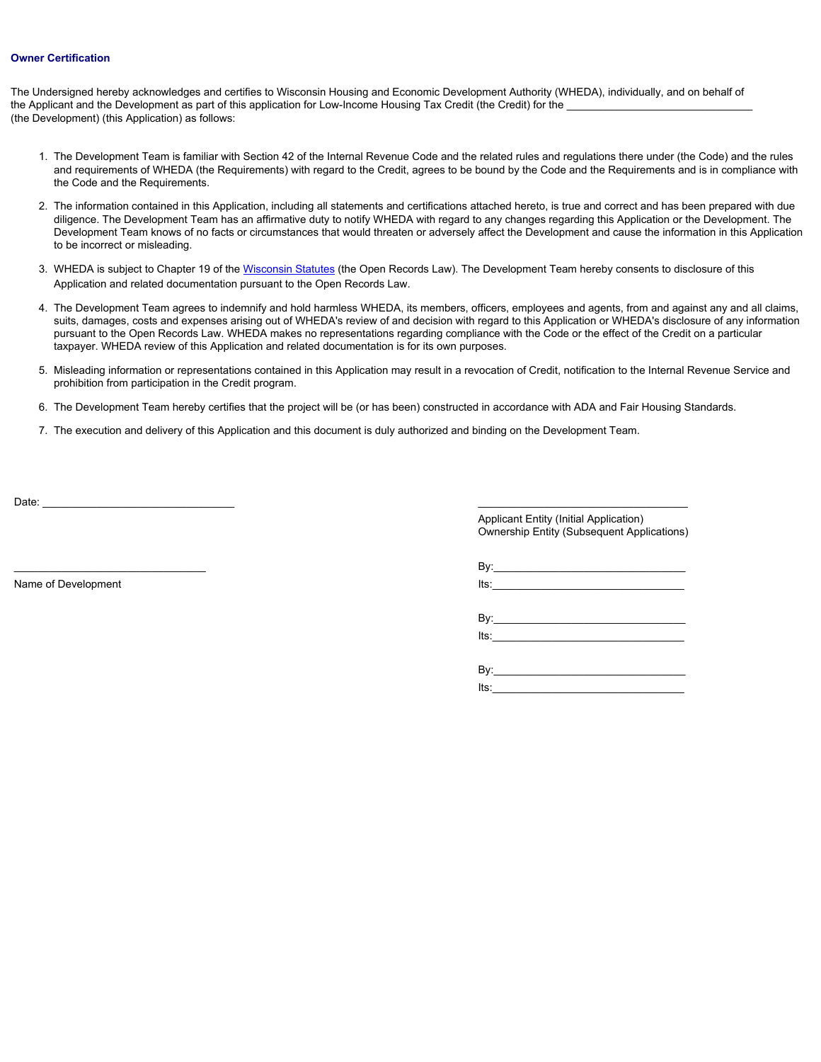**Owner Certification**

The Undersigned hereby acknowledges and certifies to Wisconsin Housing and Economic Development Authority (WHEDA), individually, and on behalf of the Applicant and the Development as part of this application for Low-Income Housing Tax Credit (the Credit) for the ______________________________ (the Development) (this Application) as follows:

1. The Development Team is familiar with Section 42 of the Internal Revenue Code and the related rules and regulations there under (the Code) and the rules and requirements of WHEDA (the Requirements) with regard to the Credit, agrees to be bound by the Code and the Requirements and is in compliance with the Code and the Requirements.
2. The information contained in this Application, including all statements and certifications attached hereto, is true and correct and has been prepared with due diligence. The Development Team has an affirmative duty to notify WHEDA with regard to any changes regarding this Application or the Development. The Development Team knows of no facts or circumstances that would threaten or adversely affect the Development and cause the information in this Application to be incorrect or misleading.
3. WHEDA is subject to Chapter 19 of the Wisconsin Statutes (the Open Records Law). The Development Team hereby consents to disclosure of this Application and related documentation pursuant to the Open Records Law.
4. The Development Team agrees to indemnify and hold harmless WHEDA, its members, officers, employees and agents, from and against any and all claims, suits, damages, costs and expenses arising out of WHEDA's review of and decision with regard to this Application or WHEDA's disclosure of any information pursuant to the Open Records Law. WHEDA makes no representations regarding compliance with the Code or the effect of the Credit on a particular taxpayer. WHEDA review of this Application and related documentation is for its own purposes.
5. Misleading information or representations contained in this Application may result in a revocation of Credit, notification to the Internal Revenue Service and prohibition from participation in the Credit program.
6. The Development Team hereby certifies that the project will be (or has been) constructed in accordance with ADA and Fair Housing Standards.
7. The execution and delivery of this Application and this document is duly authorized and binding on the Development Team.

Date: ______________________________

______________________________
Name of Development

______________________________
Applicant Entity (Initial Application)
Ownership Entity (Subsequent Applications)

By:______________________________
Its:______________________________

By:______________________________
Its:______________________________

By:______________________________
Its:______________________________